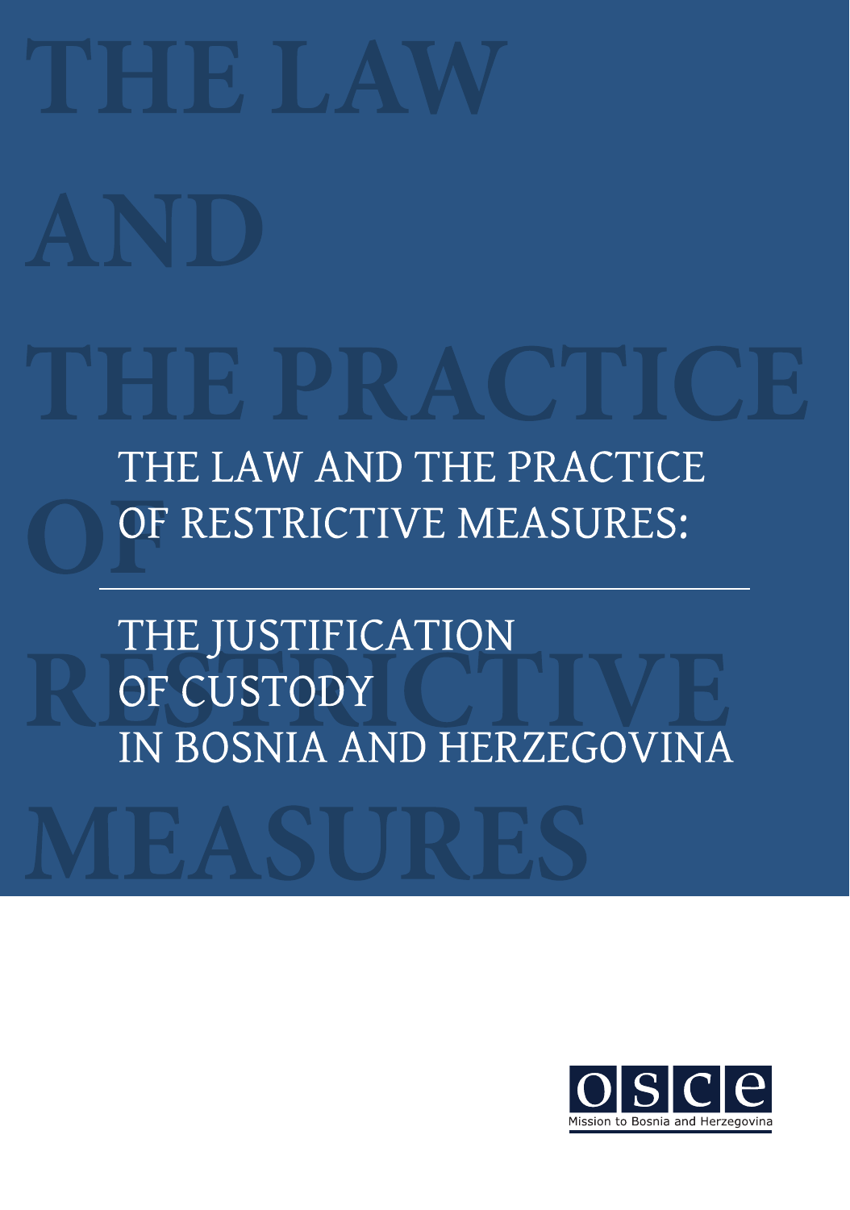# THE LAW AND THE PRACTICE OF RESTRICTIVE MEASURES:

## THE JUSTIFICATION OF CUSTODY IN BOSNIA AND HERZEGOVINA

OSCE

Mission to Bosnia and Herzegovina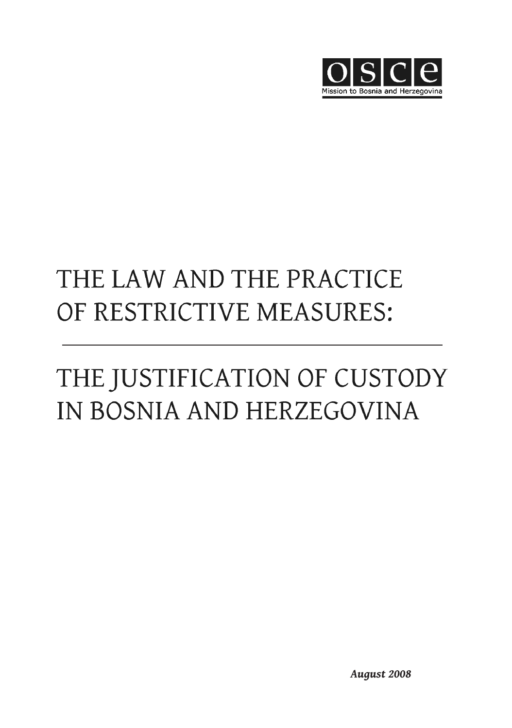OSCE

Mission to Bosnia and Herzegovina

# THE LAW AND THE PRACTICE OF RESTRICTIVE MEASURES:

# THE JUSTIFICATION OF CUSTODY IN BOSNIA AND HERZEGOVINA

***August 2008***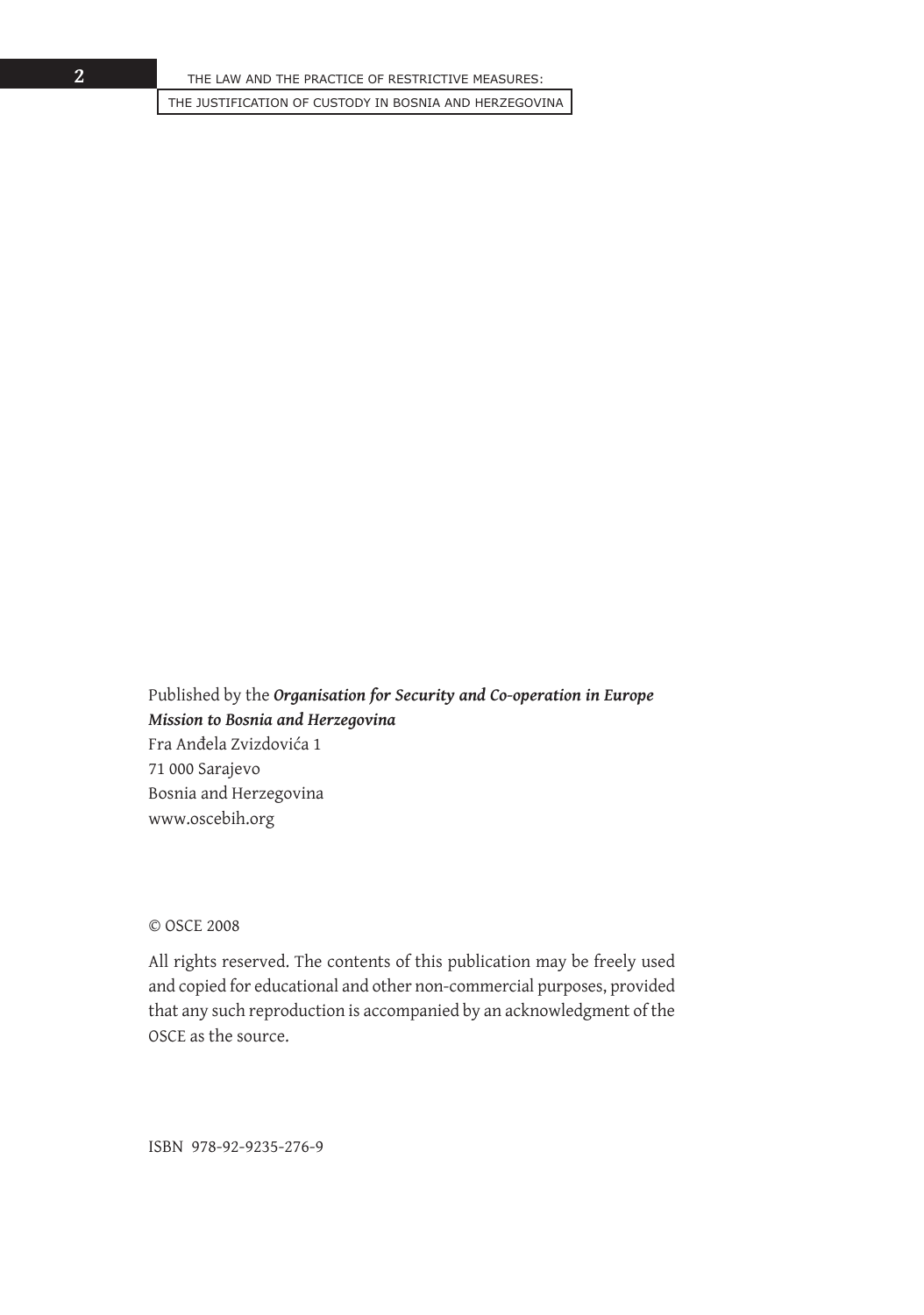Published by the ***Organisation for Security and Co-operation in Europe Mission to Bosnia and Herzegovina***
Fra Anđela Zvizdovića 1
71 000 Sarajevo
Bosnia and Herzegovina
www.oscebih.org

© OSCE 2008

All rights reserved. The contents of this publication may be freely used and copied for educational and other non-commercial purposes, provided that any such reproduction is accompanied by an acknowledgment of the OSCE as the source.

ISBN 978-92-9235-276-9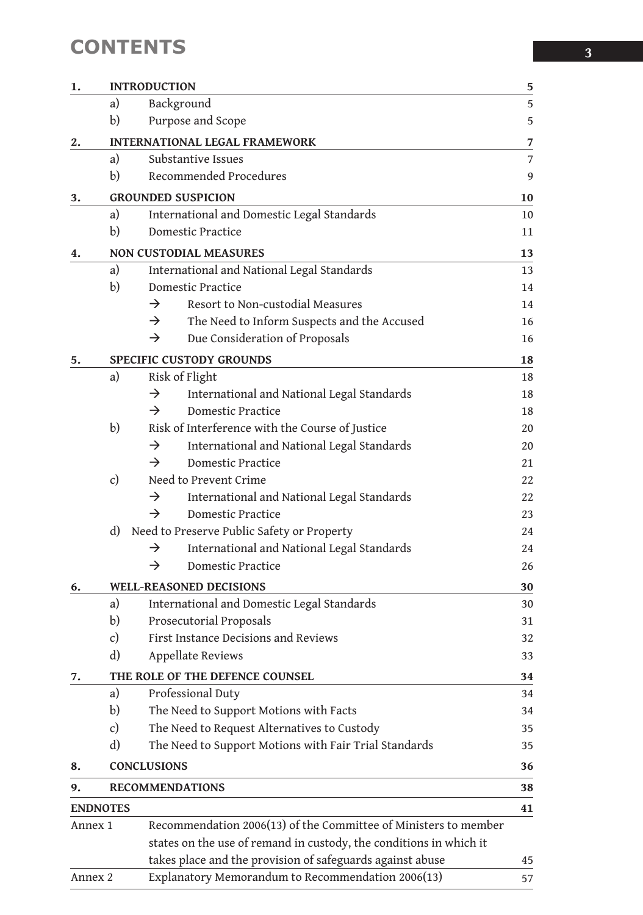# CONTENTS

| | | | Page |
|---|---|---|---|
| **1.** | **INTRODUCTION** | | **5** |
| | a) | Background | 5 |
| | b) | Purpose and Scope | 5 |
| **2.** | **INTERNATIONAL LEGAL FRAMEWORK** | | **7** |
| | a) | Substantive Issues | 7 |
| | b) | Recommended Procedures | 9 |
| **3.** | **GROUNDED SUSPICION** | | **10** |
| | a) | International and Domestic Legal Standards | 10 |
| | b) | Domestic Practice | 11 |
| **4.** | **NON CUSTODIAL MEASURES** | | **13** |
| | a) | International and National Legal Standards | 13 |
| | b) | Domestic Practice | 14 |
| | | → Resort to Non-custodial Measures | 14 |
| | | → The Need to Inform Suspects and the Accused | 16 |
| | | → Due Consideration of Proposals | 16 |
| **5.** | **SPECIFIC CUSTODY GROUNDS** | | **18** |
| | a) | Risk of Flight | 18 |
| | | → International and National Legal Standards | 18 |
| | | → Domestic Practice | 18 |
| | b) | Risk of Interference with the Course of Justice | 20 |
| | | → International and National Legal Standards | 20 |
| | | → Domestic Practice | 21 |
| | c) | Need to Prevent Crime | 22 |
| | | → International and National Legal Standards | 22 |
| | | → Domestic Practice | 23 |
| | d) | Need to Preserve Public Safety or Property | 24 |
| | | → International and National Legal Standards | 24 |
| | | → Domestic Practice | 26 |
| **6.** | **WELL-REASONED DECISIONS** | | **30** |
| | a) | International and Domestic Legal Standards | 30 |
| | b) | Prosecutorial Proposals | 31 |
| | c) | First Instance Decisions and Reviews | 32 |
| | d) | Appellate Reviews | 33 |
| **7.** | **THE ROLE OF THE DEFENCE COUNSEL** | | **34** |
| | a) | Professional Duty | 34 |
| | b) | The Need to Support Motions with Facts | 34 |
| | c) | The Need to Request Alternatives to Custody | 35 |
| | d) | The Need to Support Motions with Fair Trial Standards | 35 |
| **8.** | **CONCLUSIONS** | | **36** |
| **9.** | **RECOMMENDATIONS** | | **38** |
| **ENDNOTES** | | | **41** |
| Annex 1 | | Recommendation 2006(13) of the Committee of Ministers to member states on the use of remand in custody, the conditions in which it takes place and the provision of safeguards against abuse | 45 |
| Annex 2 | | Explanatory Memorandum to Recommendation 2006(13) | 57 |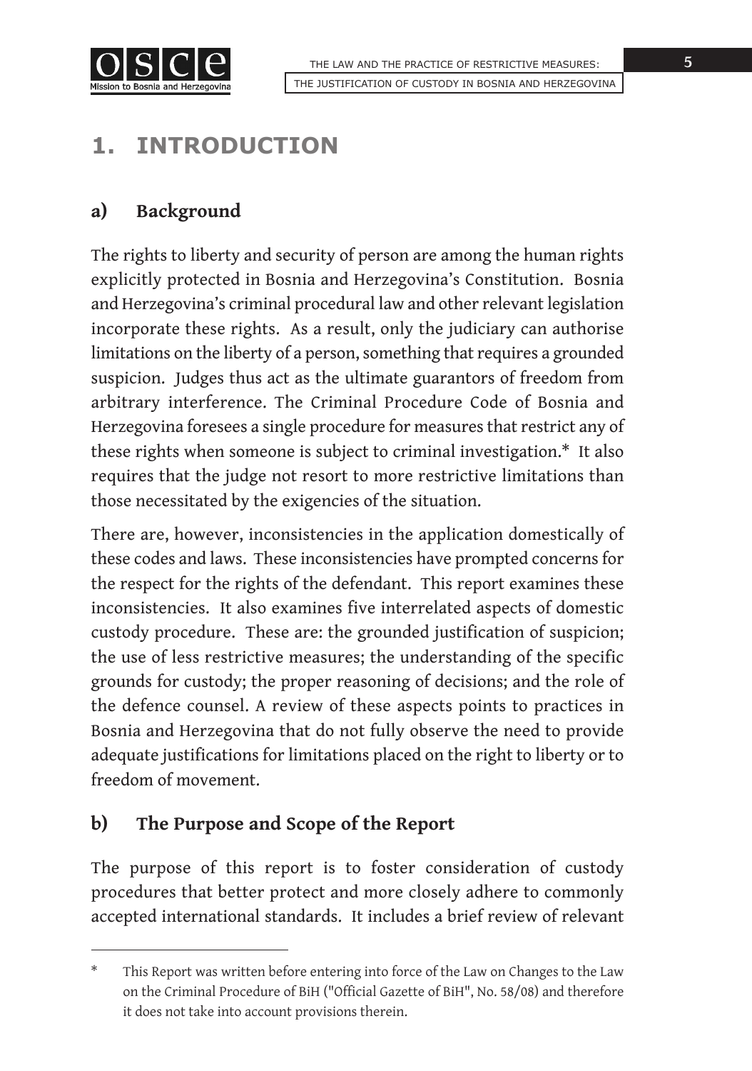# 1. INTRODUCTION

## a) Background

The rights to liberty and security of person are among the human rights explicitly protected in Bosnia and Herzegovina's Constitution. Bosnia and Herzegovina's criminal procedural law and other relevant legislation incorporate these rights. As a result, only the judiciary can authorise limitations on the liberty of a person, something that requires a grounded suspicion. Judges thus act as the ultimate guarantors of freedom from arbitrary interference. The Criminal Procedure Code of Bosnia and Herzegovina foresees a single procedure for measures that restrict any of these rights when someone is subject to criminal investigation.* It also requires that the judge not resort to more restrictive limitations than those necessitated by the exigencies of the situation.

There are, however, inconsistencies in the application domestically of these codes and laws. These inconsistencies have prompted concerns for the respect for the rights of the defendant. This report examines these inconsistencies. It also examines five interrelated aspects of domestic custody procedure. These are: the grounded justification of suspicion; the use of less restrictive measures; the understanding of the specific grounds for custody; the proper reasoning of decisions; and the role of the defence counsel. A review of these aspects points to practices in Bosnia and Herzegovina that do not fully observe the need to provide adequate justifications for limitations placed on the right to liberty or to freedom of movement.

## b) The Purpose and Scope of the Report

The purpose of this report is to foster consideration of custody procedures that better protect and more closely adhere to commonly accepted international standards. It includes a brief review of relevant

---

* This Report was written before entering into force of the Law on Changes to the Law on the Criminal Procedure of BiH ("Official Gazette of BiH", No. 58/08) and therefore it does not take into account provisions therein.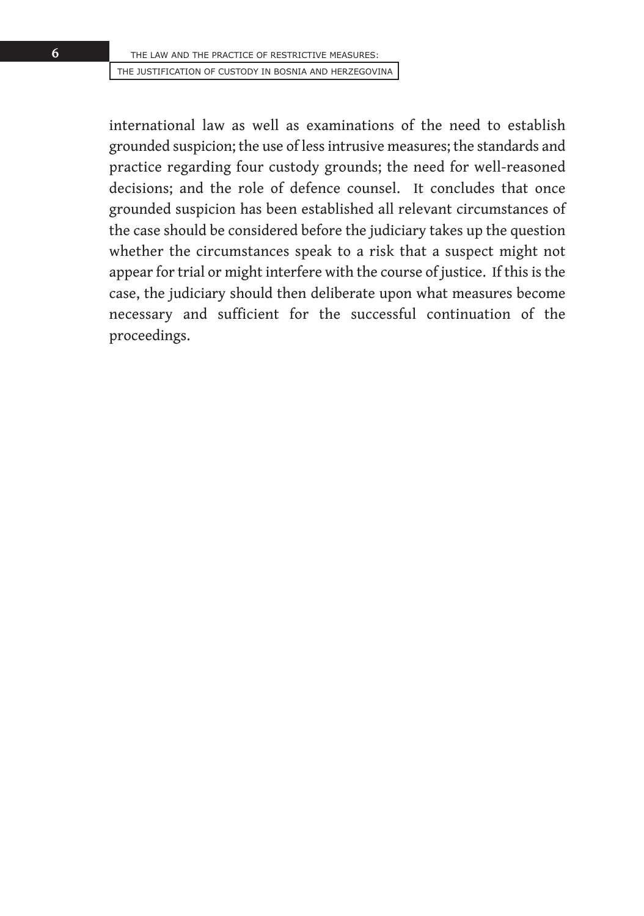international law as well as examinations of the need to establish grounded suspicion; the use of less intrusive measures; the standards and practice regarding four custody grounds; the need for well-reasoned decisions; and the role of defence counsel. It concludes that once grounded suspicion has been established all relevant circumstances of the case should be considered before the judiciary takes up the question whether the circumstances speak to a risk that a suspect might not appear for trial or might interfere with the course of justice. If this is the case, the judiciary should then deliberate upon what measures become necessary and sufficient for the successful continuation of the proceedings.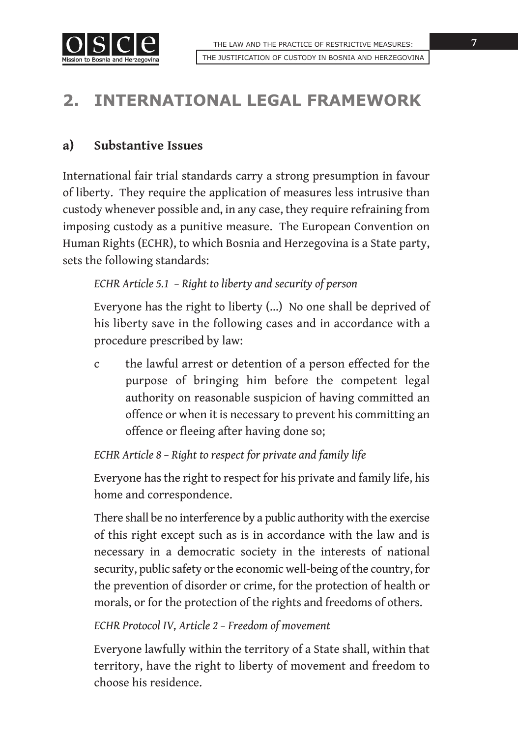# 2. INTERNATIONAL LEGAL FRAMEWORK

## a) Substantive Issues

International fair trial standards carry a strong presumption in favour of liberty. They require the application of measures less intrusive than custody whenever possible and, in any case, they require refraining from imposing custody as a punitive measure. The European Convention on Human Rights (ECHR), to which Bosnia and Herzegovina is a State party, sets the following standards:

*ECHR Article 5.1 – Right to liberty and security of person*

Everyone has the right to liberty (...) No one shall be deprived of his liberty save in the following cases and in accordance with a procedure prescribed by law:

c the lawful arrest or detention of a person effected for the purpose of bringing him before the competent legal authority on reasonable suspicion of having committed an offence or when it is necessary to prevent his committing an offence or fleeing after having done so;

*ECHR Article 8 – Right to respect for private and family life*

Everyone has the right to respect for his private and family life, his home and correspondence.

There shall be no interference by a public authority with the exercise of this right except such as is in accordance with the law and is necessary in a democratic society in the interests of national security, public safety or the economic well-being of the country, for the prevention of disorder or crime, for the protection of health or morals, or for the protection of the rights and freedoms of others.

*ECHR Protocol IV, Article 2 – Freedom of movement*

Everyone lawfully within the territory of a State shall, within that territory, have the right to liberty of movement and freedom to choose his residence.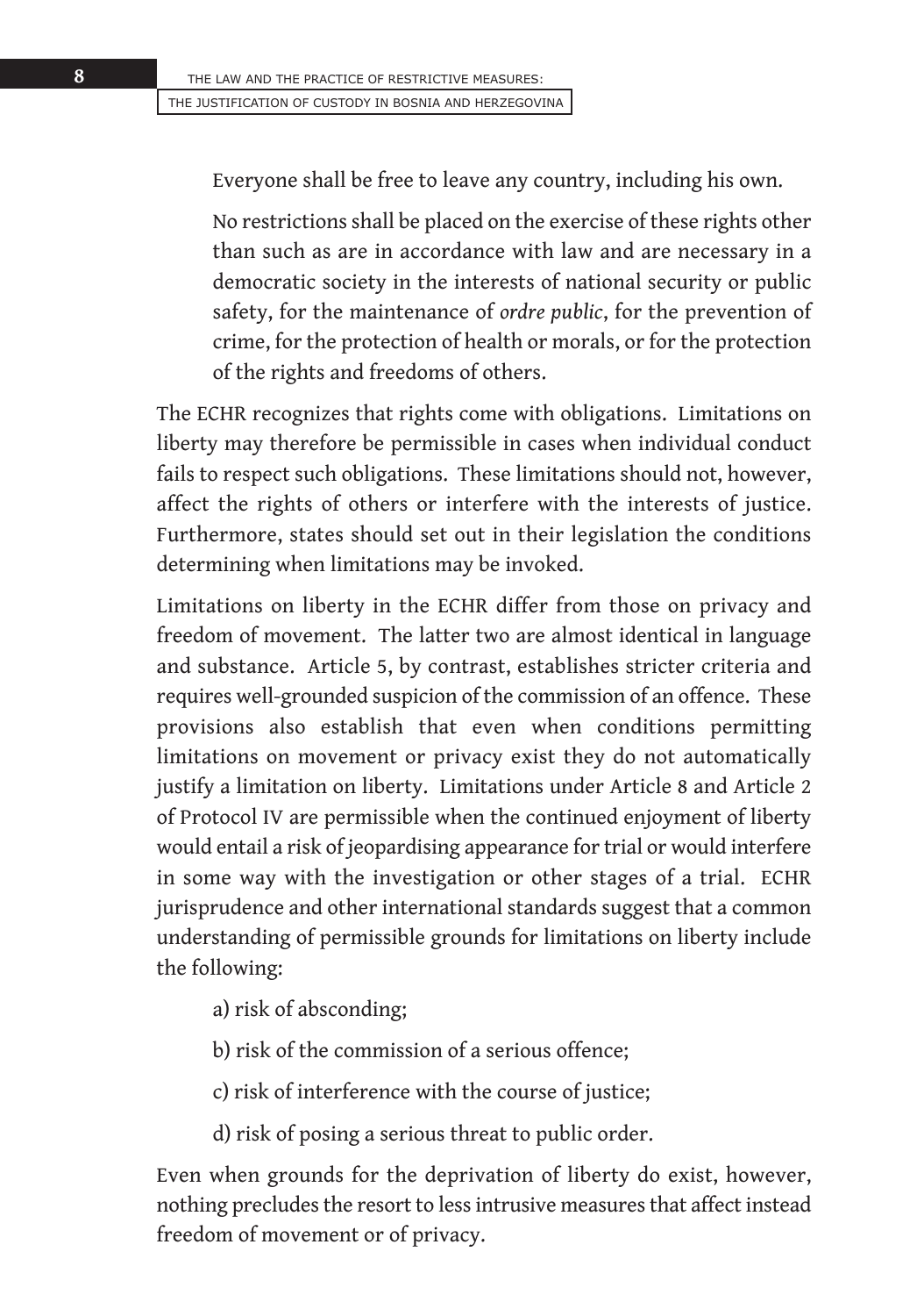> Everyone shall be free to leave any country, including his own.
>
> No restrictions shall be placed on the exercise of these rights other than such as are in accordance with law and are necessary in a democratic society in the interests of national security or public safety, for the maintenance of *ordre public*, for the prevention of crime, for the protection of health or morals, or for the protection of the rights and freedoms of others.

The ECHR recognizes that rights come with obligations. Limitations on liberty may therefore be permissible in cases when individual conduct fails to respect such obligations. These limitations should not, however, affect the rights of others or interfere with the interests of justice. Furthermore, states should set out in their legislation the conditions determining when limitations may be invoked.

Limitations on liberty in the ECHR differ from those on privacy and freedom of movement. The latter two are almost identical in language and substance. Article 5, by contrast, establishes stricter criteria and requires well-grounded suspicion of the commission of an offence. These provisions also establish that even when conditions permitting limitations on movement or privacy exist they do not automatically justify a limitation on liberty. Limitations under Article 8 and Article 2 of Protocol IV are permissible when the continued enjoyment of liberty would entail a risk of jeopardising appearance for trial or would interfere in some way with the investigation or other stages of a trial. ECHR jurisprudence and other international standards suggest that a common understanding of permissible grounds for limitations on liberty include the following:

a) risk of absconding;

b) risk of the commission of a serious offence;

c) risk of interference with the course of justice;

d) risk of posing a serious threat to public order.

Even when grounds for the deprivation of liberty do exist, however, nothing precludes the resort to less intrusive measures that affect instead freedom of movement or of privacy.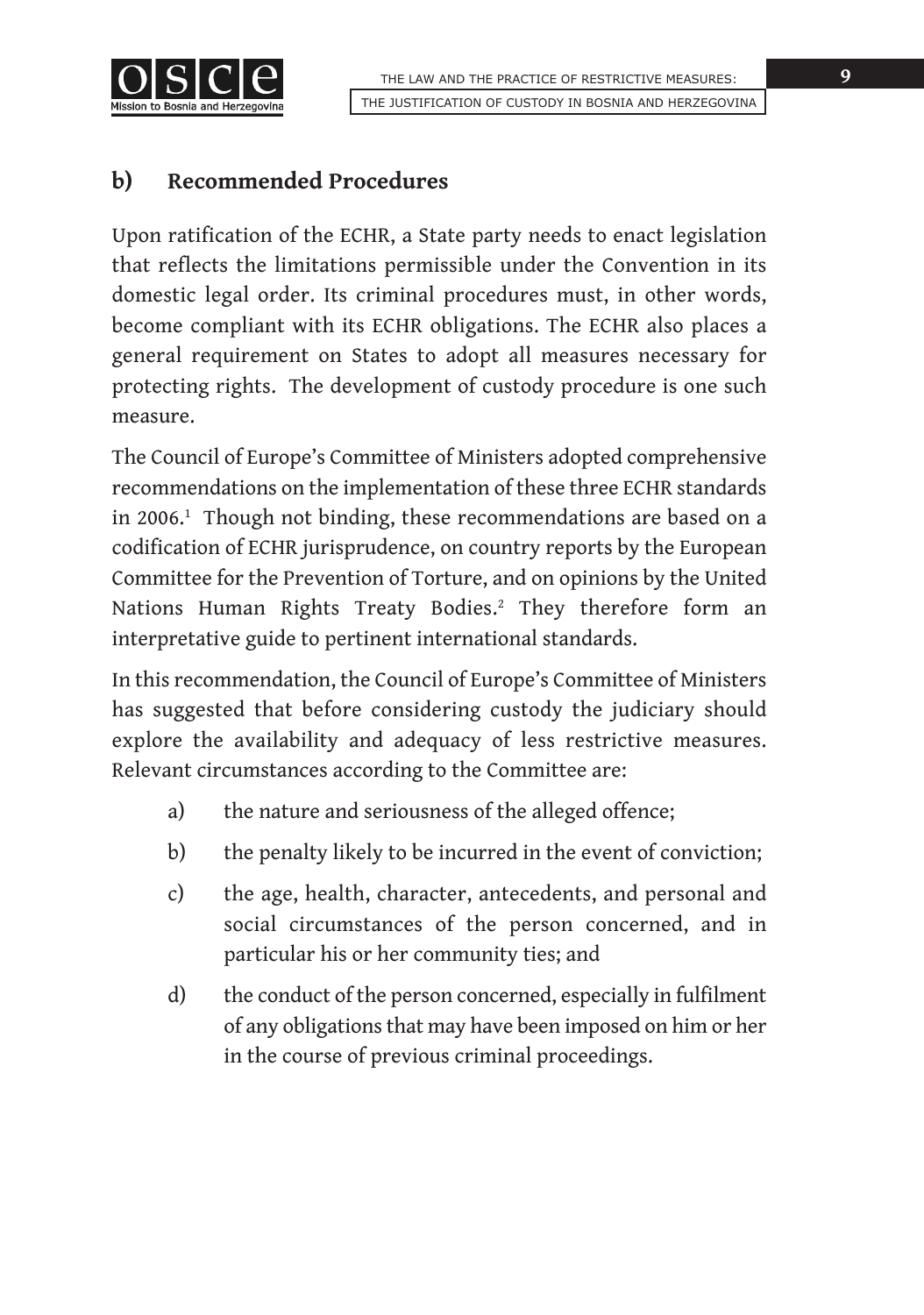## b) Recommended Procedures

Upon ratification of the ECHR, a State party needs to enact legislation that reflects the limitations permissible under the Convention in its domestic legal order. Its criminal procedures must, in other words, become compliant with its ECHR obligations. The ECHR also places a general requirement on States to adopt all measures necessary for protecting rights. The development of custody procedure is one such measure.

The Council of Europe's Committee of Ministers adopted comprehensive recommendations on the implementation of these three ECHR standards in 2006.[1] Though not binding, these recommendations are based on a codification of ECHR jurisprudence, on country reports by the European Committee for the Prevention of Torture, and on opinions by the United Nations Human Rights Treaty Bodies.[2] They therefore form an interpretative guide to pertinent international standards.

In this recommendation, the Council of Europe's Committee of Ministers has suggested that before considering custody the judiciary should explore the availability and adequacy of less restrictive measures. Relevant circumstances according to the Committee are:

a) the nature and seriousness of the alleged offence;

b) the penalty likely to be incurred in the event of conviction;

c) the age, health, character, antecedents, and personal and social circumstances of the person concerned, and in particular his or her community ties; and

d) the conduct of the person concerned, especially in fulfilment of any obligations that may have been imposed on him or her in the course of previous criminal proceedings.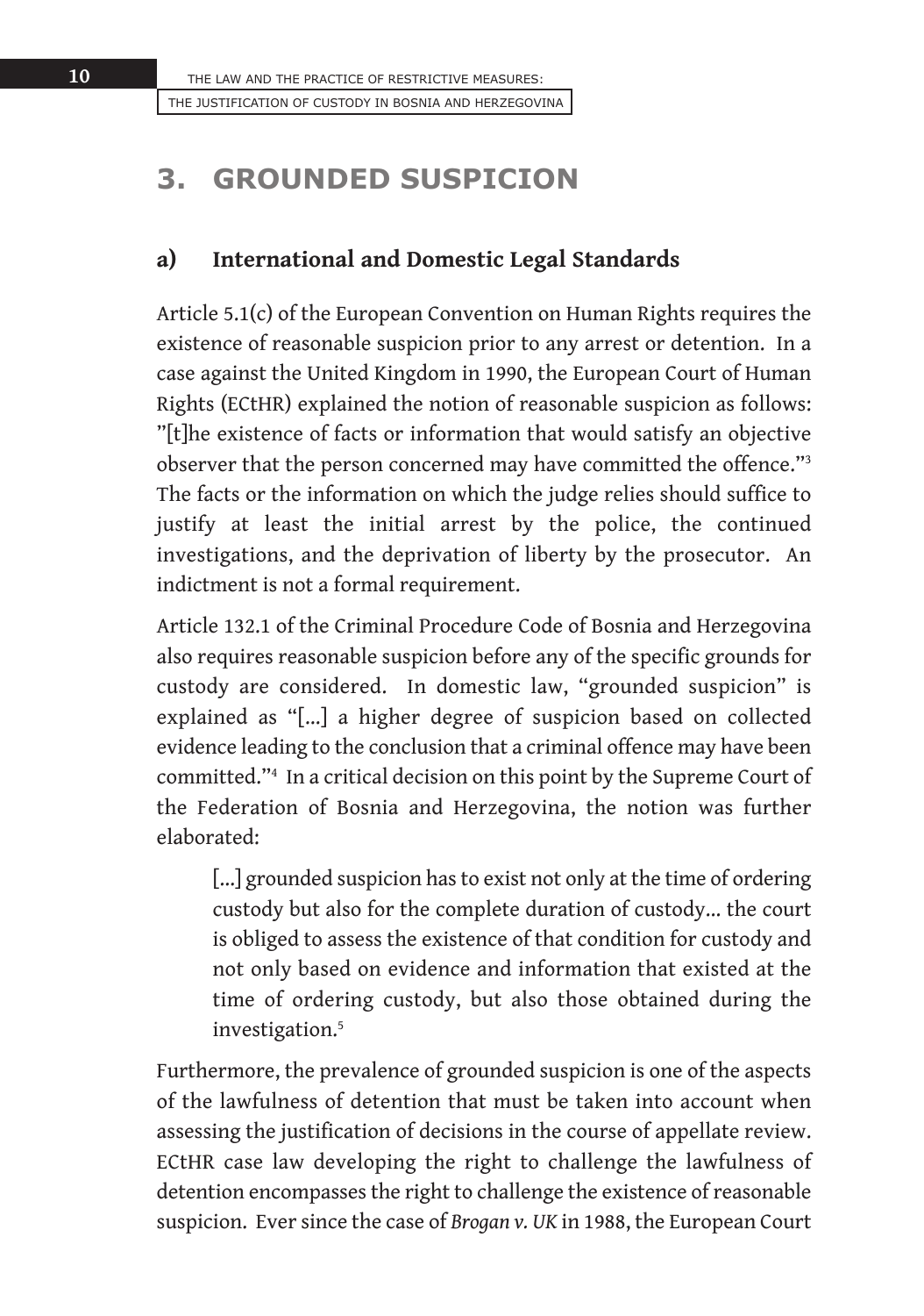## 3. GROUNDED SUSPICION

### a) International and Domestic Legal Standards

Article 5.1(c) of the European Convention on Human Rights requires the existence of reasonable suspicion prior to any arrest or detention. In a case against the United Kingdom in 1990, the European Court of Human Rights (ECtHR) explained the notion of reasonable suspicion as follows: "[t]he existence of facts or information that would satisfy an objective observer that the person concerned may have committed the offence."[3] The facts or the information on which the judge relies should suffice to justify at least the initial arrest by the police, the continued investigations, and the deprivation of liberty by the prosecutor. An indictment is not a formal requirement.

Article 132.1 of the Criminal Procedure Code of Bosnia and Herzegovina also requires reasonable suspicion before any of the specific grounds for custody are considered. In domestic law, "grounded suspicion" is explained as "[...] a higher degree of suspicion based on collected evidence leading to the conclusion that a criminal offence may have been committed."[4] In a critical decision on this point by the Supreme Court of the Federation of Bosnia and Herzegovina, the notion was further elaborated:

> [...] grounded suspicion has to exist not only at the time of ordering custody but also for the complete duration of custody... the court is obliged to assess the existence of that condition for custody and not only based on evidence and information that existed at the time of ordering custody, but also those obtained during the investigation.[5]

Furthermore, the prevalence of grounded suspicion is one of the aspects of the lawfulness of detention that must be taken into account when assessing the justification of decisions in the course of appellate review. ECtHR case law developing the right to challenge the lawfulness of detention encompasses the right to challenge the existence of reasonable suspicion. Ever since the case of *Brogan v. UK* in 1988, the European Court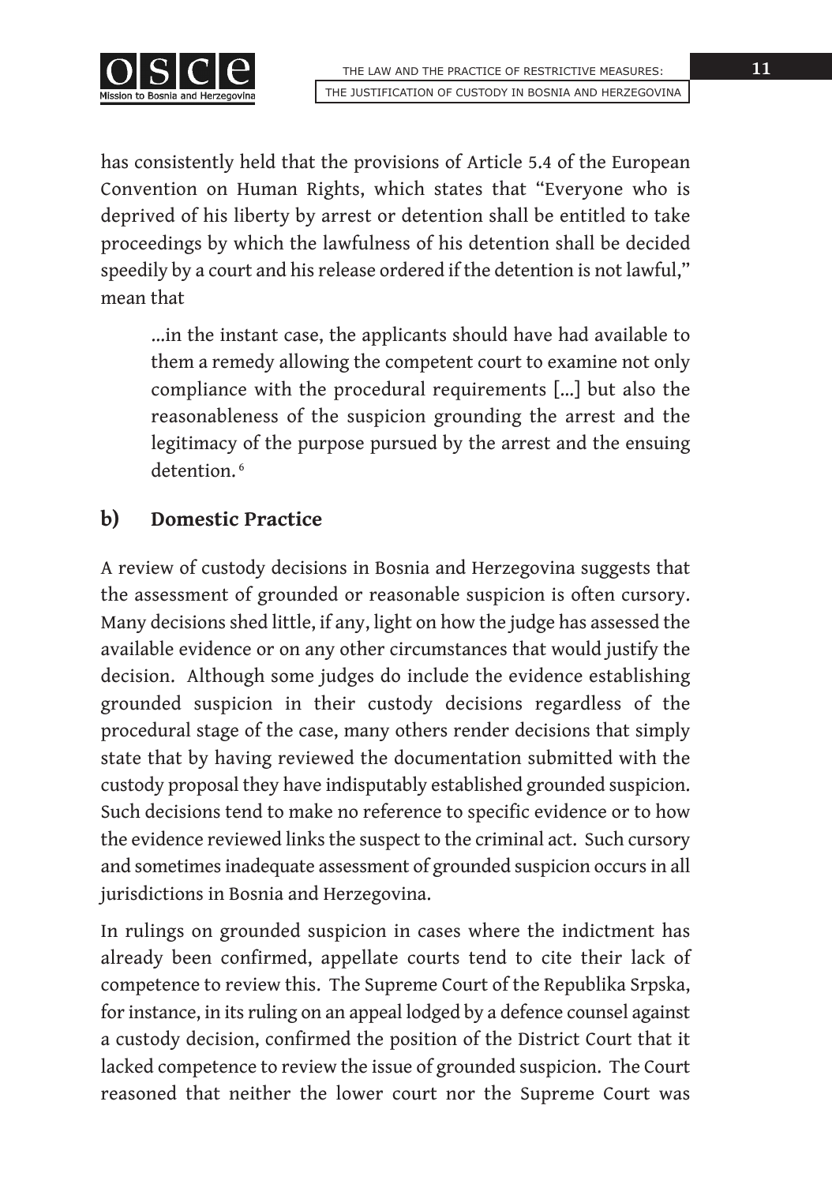has consistently held that the provisions of Article 5.4 of the European Convention on Human Rights, which states that "Everyone who is deprived of his liberty by arrest or detention shall be entitled to take proceedings by which the lawfulness of his detention shall be decided speedily by a court and his release ordered if the detention is not lawful," mean that

> ...in the instant case, the applicants should have had available to them a remedy allowing the competent court to examine not only compliance with the procedural requirements [...] but also the reasonableness of the suspicion grounding the arrest and the legitimacy of the purpose pursued by the arrest and the ensuing detention.[6]

## b) Domestic Practice

A review of custody decisions in Bosnia and Herzegovina suggests that the assessment of grounded or reasonable suspicion is often cursory. Many decisions shed little, if any, light on how the judge has assessed the available evidence or on any other circumstances that would justify the decision. Although some judges do include the evidence establishing grounded suspicion in their custody decisions regardless of the procedural stage of the case, many others render decisions that simply state that by having reviewed the documentation submitted with the custody proposal they have indisputably established grounded suspicion. Such decisions tend to make no reference to specific evidence or to how the evidence reviewed links the suspect to the criminal act. Such cursory and sometimes inadequate assessment of grounded suspicion occurs in all jurisdictions in Bosnia and Herzegovina.

In rulings on grounded suspicion in cases where the indictment has already been confirmed, appellate courts tend to cite their lack of competence to review this. The Supreme Court of the Republika Srpska, for instance, in its ruling on an appeal lodged by a defence counsel against a custody decision, confirmed the position of the District Court that it lacked competence to review the issue of grounded suspicion. The Court reasoned that neither the lower court nor the Supreme Court was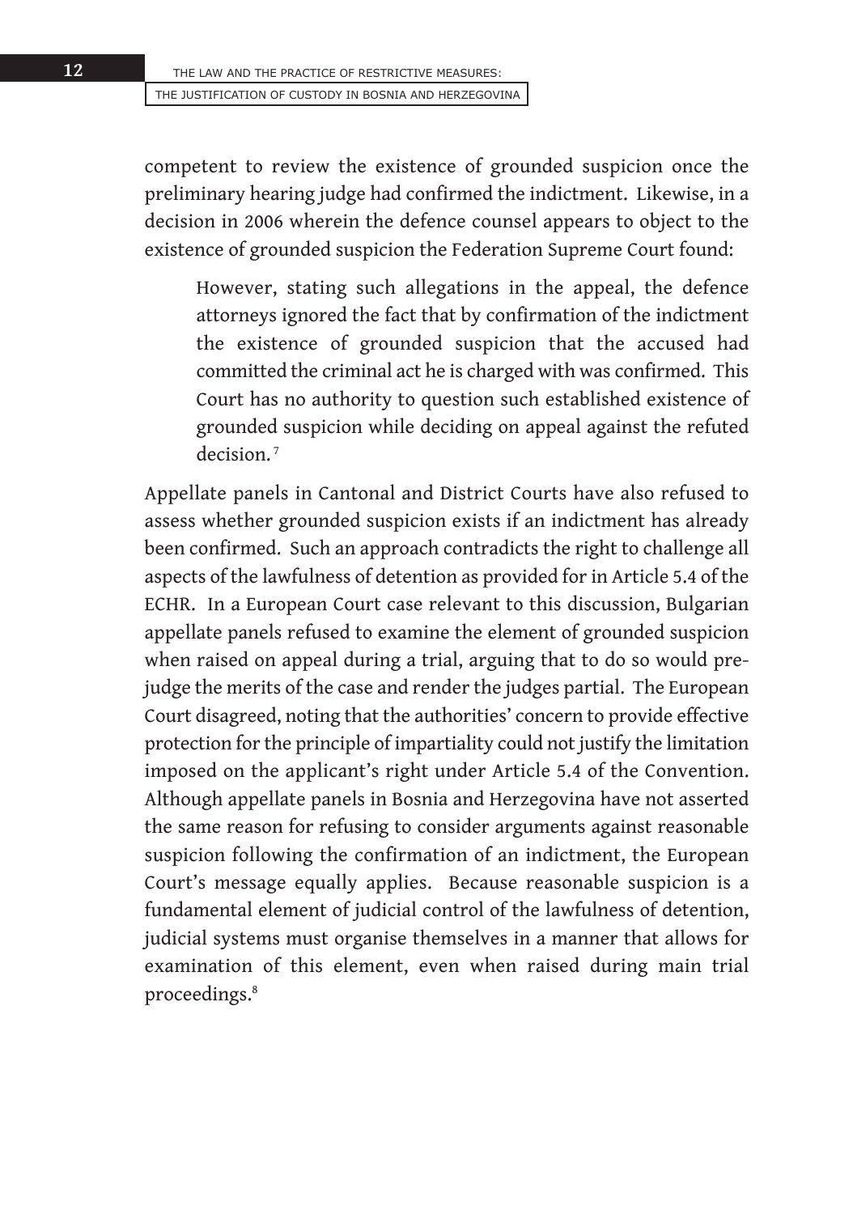competent to review the existence of grounded suspicion once the preliminary hearing judge had confirmed the indictment. Likewise, in a decision in 2006 wherein the defence counsel appears to object to the existence of grounded suspicion the Federation Supreme Court found:

> However, stating such allegations in the appeal, the defence attorneys ignored the fact that by confirmation of the indictment the existence of grounded suspicion that the accused had committed the criminal act he is charged with was confirmed. This Court has no authority to question such established existence of grounded suspicion while deciding on appeal against the refuted decision.[7]

Appellate panels in Cantonal and District Courts have also refused to assess whether grounded suspicion exists if an indictment has already been confirmed. Such an approach contradicts the right to challenge all aspects of the lawfulness of detention as provided for in Article 5.4 of the ECHR. In a European Court case relevant to this discussion, Bulgarian appellate panels refused to examine the element of grounded suspicion when raised on appeal during a trial, arguing that to do so would pre-judge the merits of the case and render the judges partial. The European Court disagreed, noting that the authorities' concern to provide effective protection for the principle of impartiality could not justify the limitation imposed on the applicant's right under Article 5.4 of the Convention. Although appellate panels in Bosnia and Herzegovina have not asserted the same reason for refusing to consider arguments against reasonable suspicion following the confirmation of an indictment, the European Court's message equally applies. Because reasonable suspicion is a fundamental element of judicial control of the lawfulness of detention, judicial systems must organise themselves in a manner that allows for examination of this element, even when raised during main trial proceedings.[8]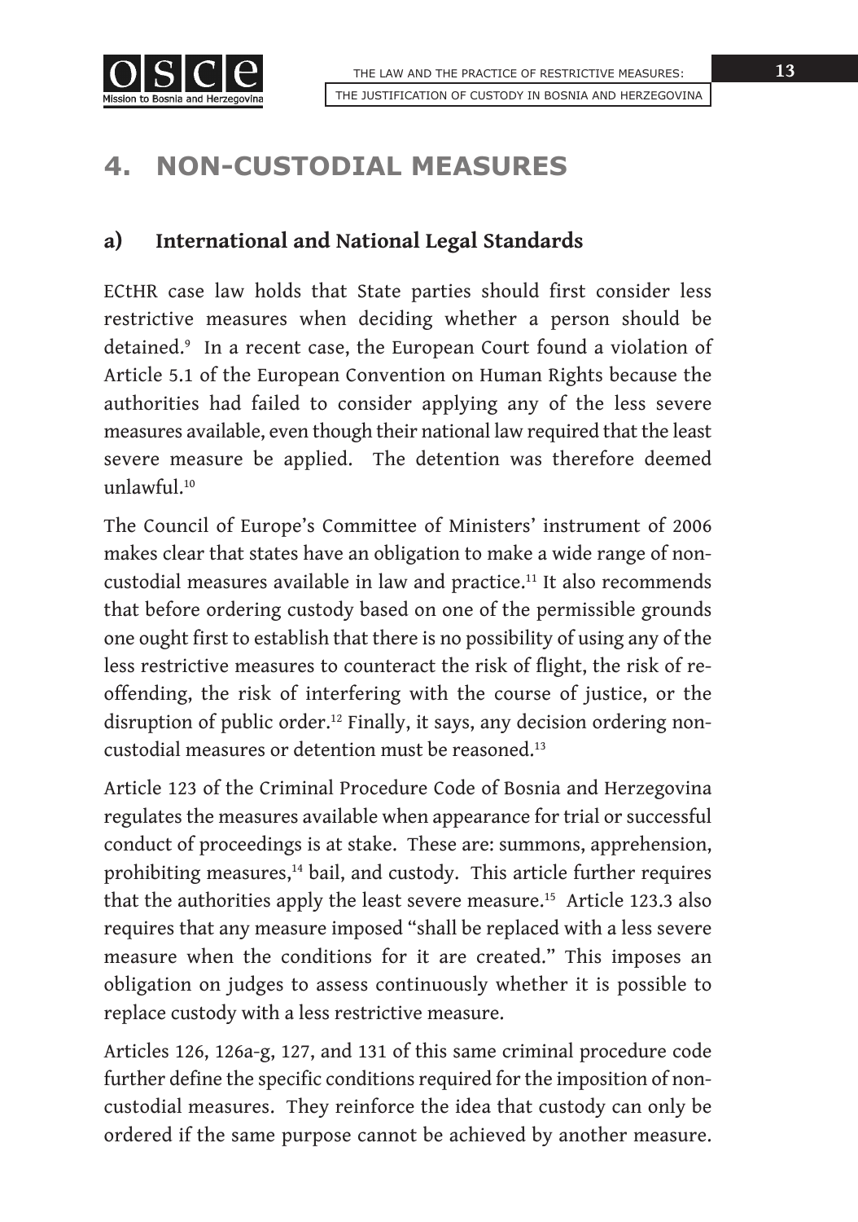# 4. NON-CUSTODIAL MEASURES

## a) International and National Legal Standards

ECtHR case law holds that State parties should first consider less restrictive measures when deciding whether a person should be detained.[9] In a recent case, the European Court found a violation of Article 5.1 of the European Convention on Human Rights because the authorities had failed to consider applying any of the less severe measures available, even though their national law required that the least severe measure be applied. The detention was therefore deemed unlawful.[10]

The Council of Europe's Committee of Ministers' instrument of 2006 makes clear that states have an obligation to make a wide range of non-custodial measures available in law and practice.[11] It also recommends that before ordering custody based on one of the permissible grounds one ought first to establish that there is no possibility of using any of the less restrictive measures to counteract the risk of flight, the risk of re-offending, the risk of interfering with the course of justice, or the disruption of public order.[12] Finally, it says, any decision ordering non-custodial measures or detention must be reasoned.[13]

Article 123 of the Criminal Procedure Code of Bosnia and Herzegovina regulates the measures available when appearance for trial or successful conduct of proceedings is at stake. These are: summons, apprehension, prohibiting measures,[14] bail, and custody. This article further requires that the authorities apply the least severe measure.[15] Article 123.3 also requires that any measure imposed "shall be replaced with a less severe measure when the conditions for it are created." This imposes an obligation on judges to assess continuously whether it is possible to replace custody with a less restrictive measure.

Articles 126, 126a-g, 127, and 131 of this same criminal procedure code further define the specific conditions required for the imposition of non-custodial measures. They reinforce the idea that custody can only be ordered if the same purpose cannot be achieved by another measure.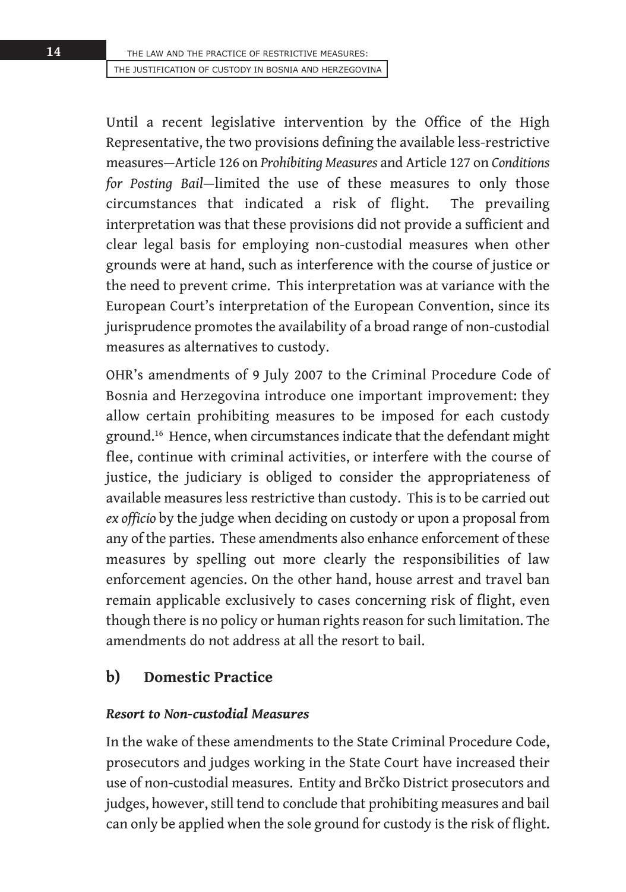Until a recent legislative intervention by the Office of the High Representative, the two provisions defining the available less-restrictive measures—Article 126 on *Prohibiting Measures* and Article 127 on *Conditions for Posting Bail*—limited the use of these measures to only those circumstances that indicated a risk of flight. The prevailing interpretation was that these provisions did not provide a sufficient and clear legal basis for employing non-custodial measures when other grounds were at hand, such as interference with the course of justice or the need to prevent crime. This interpretation was at variance with the European Court's interpretation of the European Convention, since its jurisprudence promotes the availability of a broad range of non-custodial measures as alternatives to custody.

OHR's amendments of 9 July 2007 to the Criminal Procedure Code of Bosnia and Herzegovina introduce one important improvement: they allow certain prohibiting measures to be imposed for each custody ground.[16] Hence, when circumstances indicate that the defendant might flee, continue with criminal activities, or interfere with the course of justice, the judiciary is obliged to consider the appropriateness of available measures less restrictive than custody. This is to be carried out *ex officio* by the judge when deciding on custody or upon a proposal from any of the parties. These amendments also enhance enforcement of these measures by spelling out more clearly the responsibilities of law enforcement agencies. On the other hand, house arrest and travel ban remain applicable exclusively to cases concerning risk of flight, even though there is no policy or human rights reason for such limitation. The amendments do not address at all the resort to bail.

## b) Domestic Practice

### *Resort to Non-custodial Measures*

In the wake of these amendments to the State Criminal Procedure Code, prosecutors and judges working in the State Court have increased their use of non-custodial measures. Entity and Brčko District prosecutors and judges, however, still tend to conclude that prohibiting measures and bail can only be applied when the sole ground for custody is the risk of flight.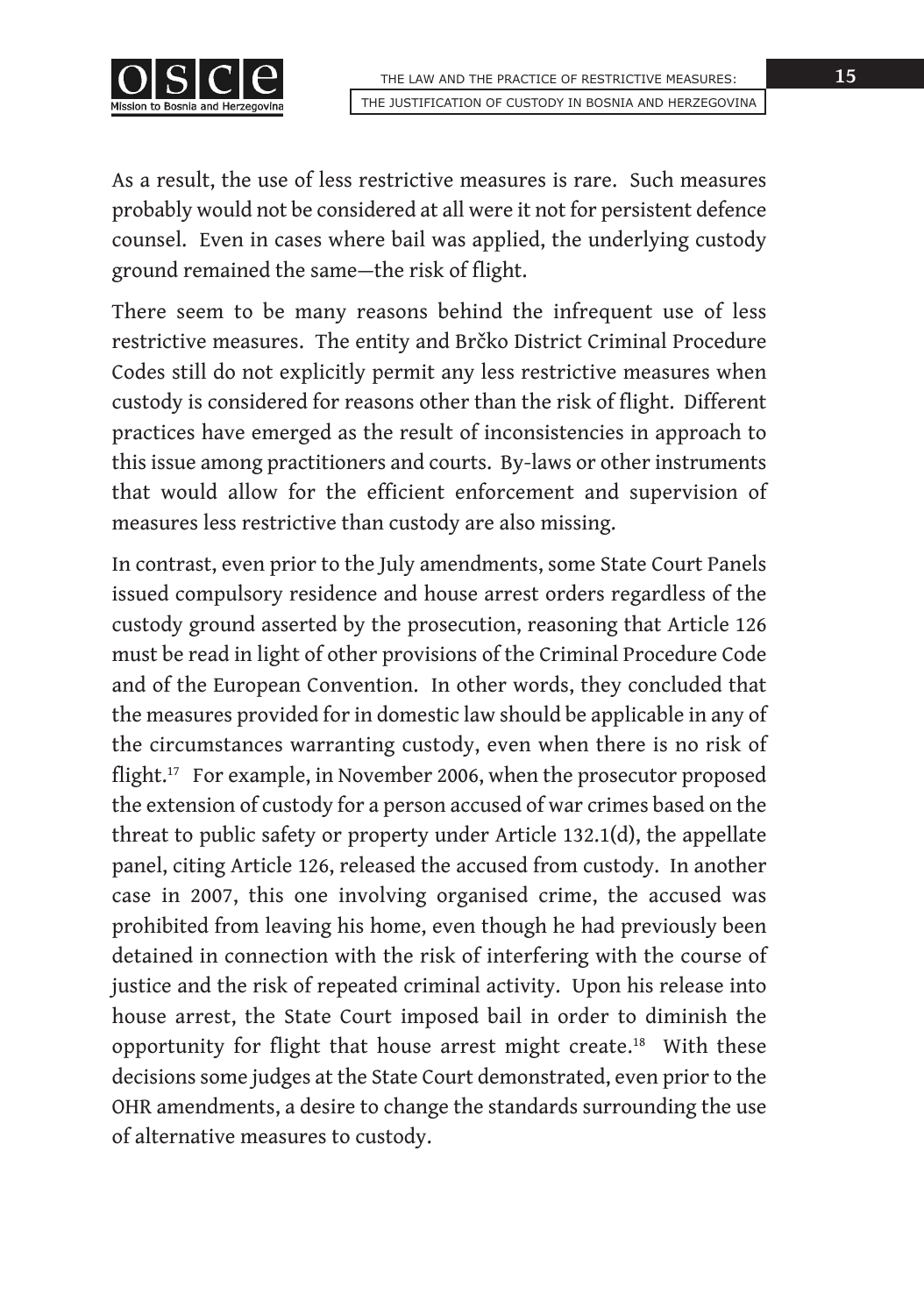As a result, the use of less restrictive measures is rare. Such measures probably would not be considered at all were it not for persistent defence counsel. Even in cases where bail was applied, the underlying custody ground remained the same—the risk of flight.

There seem to be many reasons behind the infrequent use of less restrictive measures. The entity and Brčko District Criminal Procedure Codes still do not explicitly permit any less restrictive measures when custody is considered for reasons other than the risk of flight. Different practices have emerged as the result of inconsistencies in approach to this issue among practitioners and courts. By-laws or other instruments that would allow for the efficient enforcement and supervision of measures less restrictive than custody are also missing.

In contrast, even prior to the July amendments, some State Court Panels issued compulsory residence and house arrest orders regardless of the custody ground asserted by the prosecution, reasoning that Article 126 must be read in light of other provisions of the Criminal Procedure Code and of the European Convention. In other words, they concluded that the measures provided for in domestic law should be applicable in any of the circumstances warranting custody, even when there is no risk of flight.[17] For example, in November 2006, when the prosecutor proposed the extension of custody for a person accused of war crimes based on the threat to public safety or property under Article 132.1(d), the appellate panel, citing Article 126, released the accused from custody. In another case in 2007, this one involving organised crime, the accused was prohibited from leaving his home, even though he had previously been detained in connection with the risk of interfering with the course of justice and the risk of repeated criminal activity. Upon his release into house arrest, the State Court imposed bail in order to diminish the opportunity for flight that house arrest might create.[18] With these decisions some judges at the State Court demonstrated, even prior to the OHR amendments, a desire to change the standards surrounding the use of alternative measures to custody.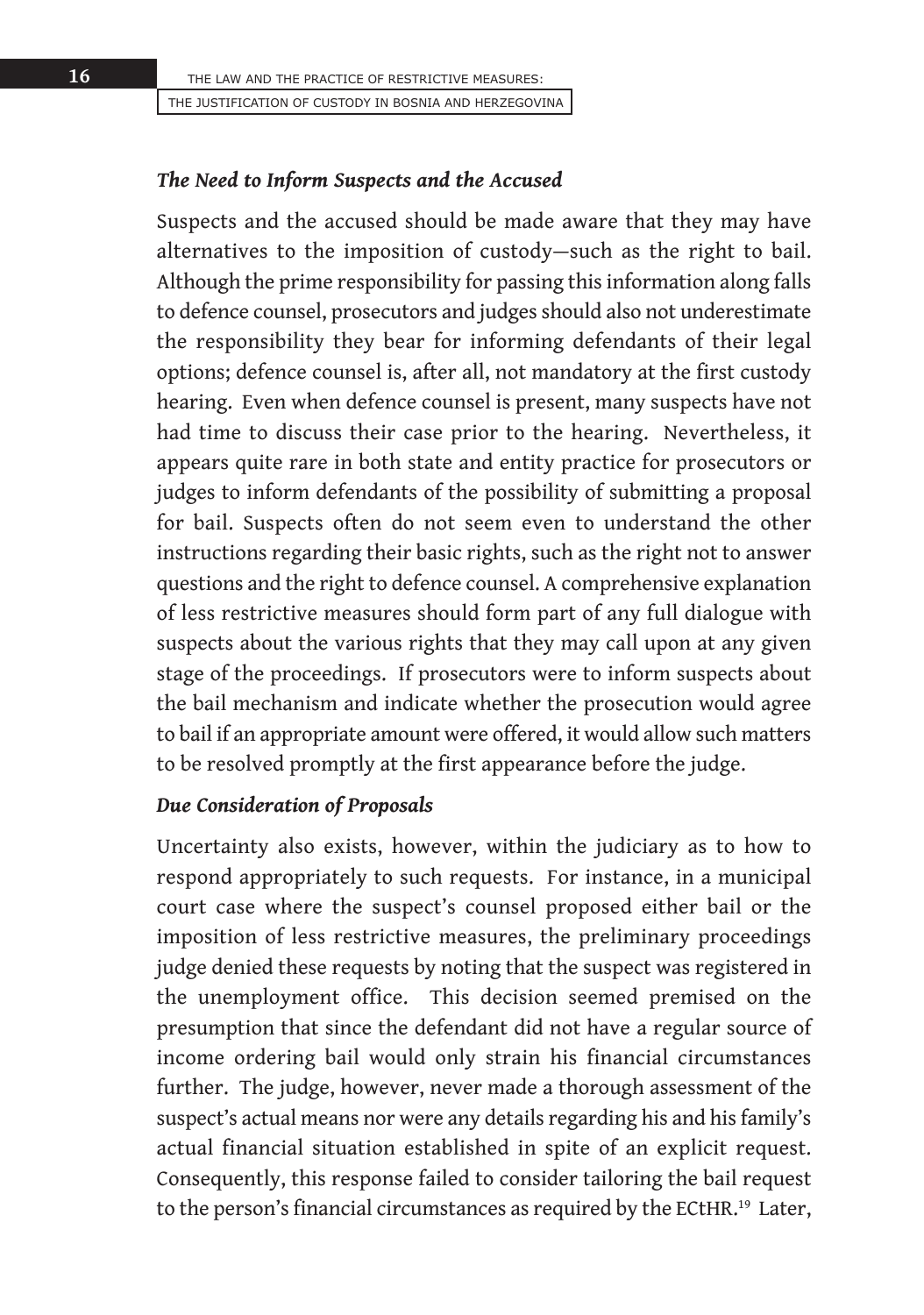### *The Need to Inform Suspects and the Accused*

Suspects and the accused should be made aware that they may have alternatives to the imposition of custody—such as the right to bail. Although the prime responsibility for passing this information along falls to defence counsel, prosecutors and judges should also not underestimate the responsibility they bear for informing defendants of their legal options; defence counsel is, after all, not mandatory at the first custody hearing. Even when defence counsel is present, many suspects have not had time to discuss their case prior to the hearing. Nevertheless, it appears quite rare in both state and entity practice for prosecutors or judges to inform defendants of the possibility of submitting a proposal for bail. Suspects often do not seem even to understand the other instructions regarding their basic rights, such as the right not to answer questions and the right to defence counsel. A comprehensive explanation of less restrictive measures should form part of any full dialogue with suspects about the various rights that they may call upon at any given stage of the proceedings. If prosecutors were to inform suspects about the bail mechanism and indicate whether the prosecution would agree to bail if an appropriate amount were offered, it would allow such matters to be resolved promptly at the first appearance before the judge.

### *Due Consideration of Proposals*

Uncertainty also exists, however, within the judiciary as to how to respond appropriately to such requests. For instance, in a municipal court case where the suspect's counsel proposed either bail or the imposition of less restrictive measures, the preliminary proceedings judge denied these requests by noting that the suspect was registered in the unemployment office. This decision seemed premised on the presumption that since the defendant did not have a regular source of income ordering bail would only strain his financial circumstances further. The judge, however, never made a thorough assessment of the suspect's actual means nor were any details regarding his and his family's actual financial situation established in spite of an explicit request. Consequently, this response failed to consider tailoring the bail request to the person's financial circumstances as required by the ECtHR.[19] Later,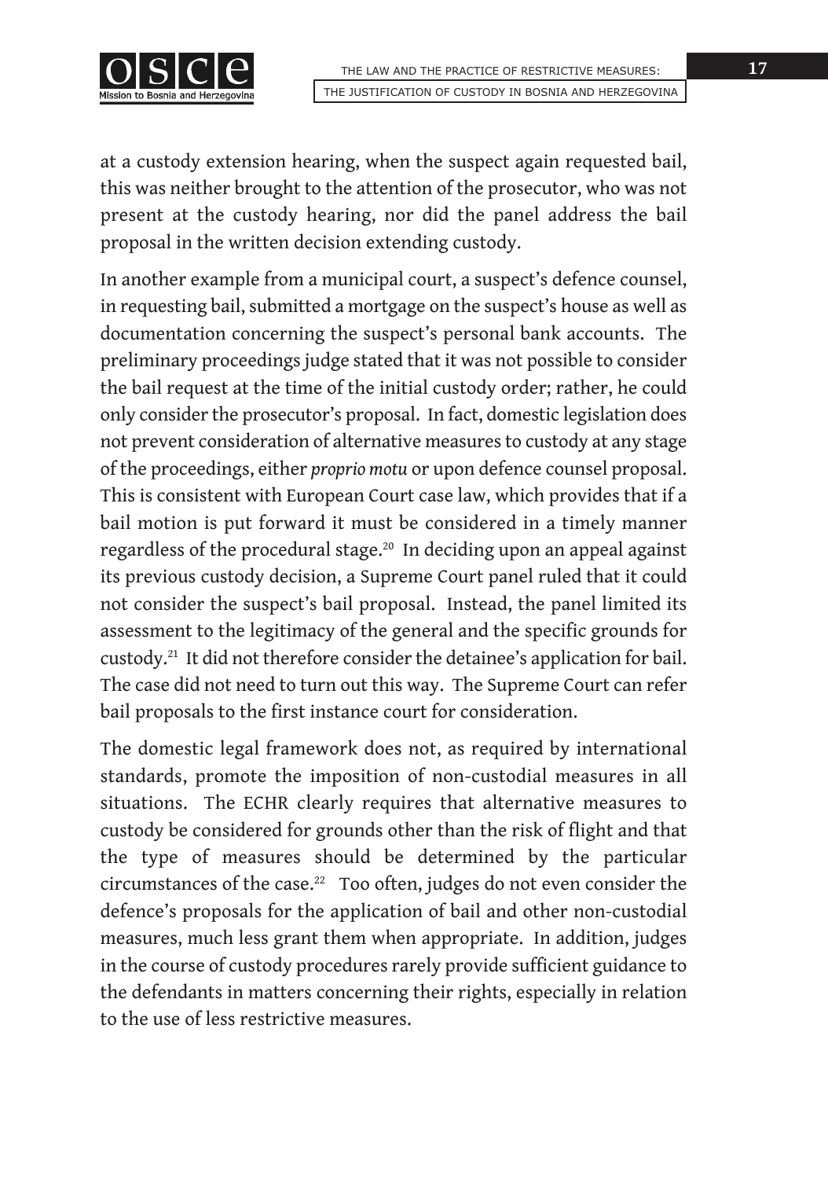at a custody extension hearing, when the suspect again requested bail, this was neither brought to the attention of the prosecutor, who was not present at the custody hearing, nor did the panel address the bail proposal in the written decision extending custody.

In another example from a municipal court, a suspect's defence counsel, in requesting bail, submitted a mortgage on the suspect's house as well as documentation concerning the suspect's personal bank accounts. The preliminary proceedings judge stated that it was not possible to consider the bail request at the time of the initial custody order; rather, he could only consider the prosecutor's proposal. In fact, domestic legislation does not prevent consideration of alternative measures to custody at any stage of the proceedings, either *proprio motu* or upon defence counsel proposal. This is consistent with European Court case law, which provides that if a bail motion is put forward it must be considered in a timely manner regardless of the procedural stage.[20] In deciding upon an appeal against its previous custody decision, a Supreme Court panel ruled that it could not consider the suspect's bail proposal. Instead, the panel limited its assessment to the legitimacy of the general and the specific grounds for custody.[21] It did not therefore consider the detainee's application for bail. The case did not need to turn out this way. The Supreme Court can refer bail proposals to the first instance court for consideration.

The domestic legal framework does not, as required by international standards, promote the imposition of non-custodial measures in all situations. The ECHR clearly requires that alternative measures to custody be considered for grounds other than the risk of flight and that the type of measures should be determined by the particular circumstances of the case.[22] Too often, judges do not even consider the defence's proposals for the application of bail and other non-custodial measures, much less grant them when appropriate. In addition, judges in the course of custody procedures rarely provide sufficient guidance to the defendants in matters concerning their rights, especially in relation to the use of less restrictive measures.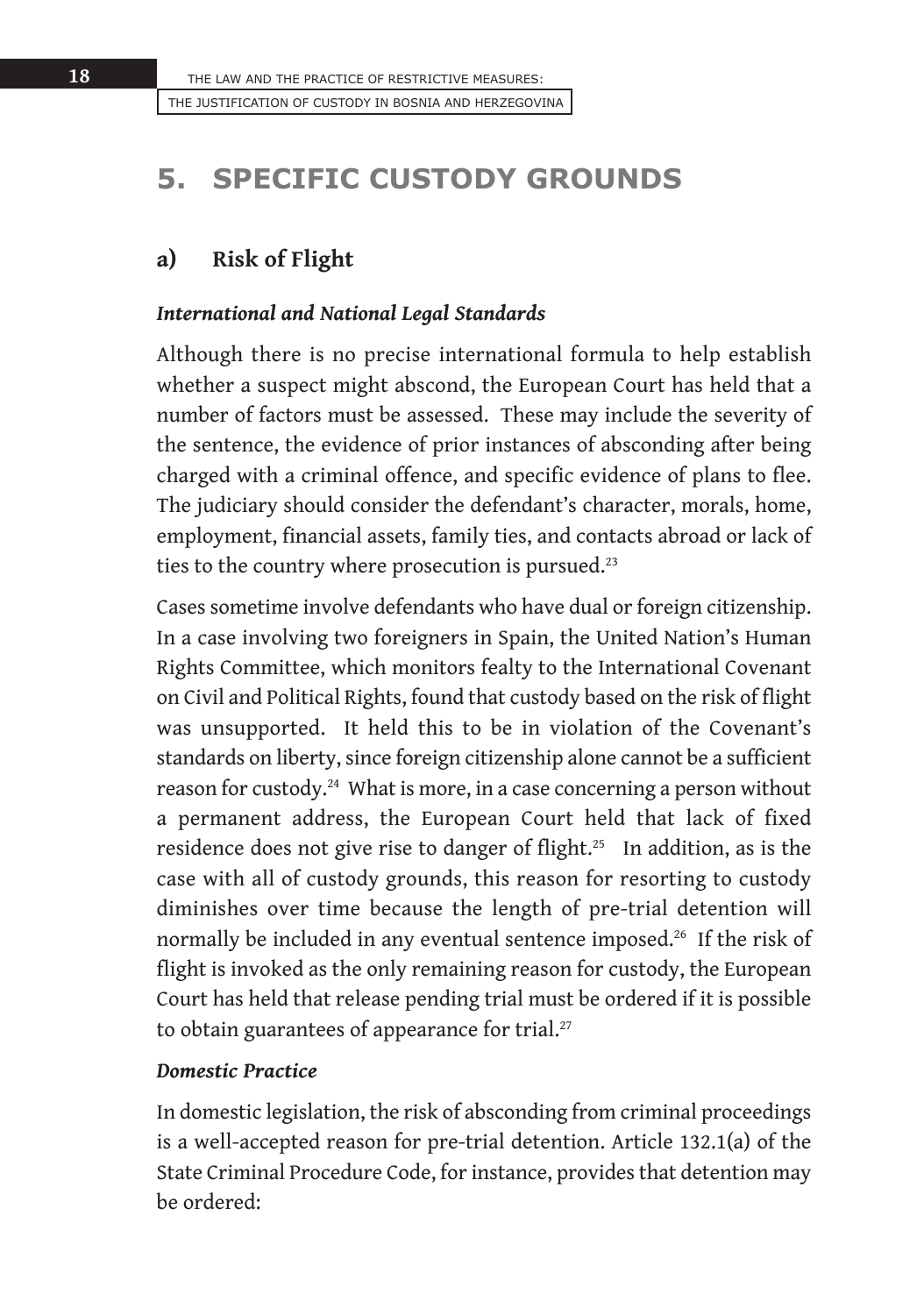## 5. SPECIFIC CUSTODY GROUNDS

### a) Risk of Flight

***International and National Legal Standards***

Although there is no precise international formula to help establish whether a suspect might abscond, the European Court has held that a number of factors must be assessed. These may include the severity of the sentence, the evidence of prior instances of absconding after being charged with a criminal offence, and specific evidence of plans to flee. The judiciary should consider the defendant's character, morals, home, employment, financial assets, family ties, and contacts abroad or lack of ties to the country where prosecution is pursued.[23]

Cases sometime involve defendants who have dual or foreign citizenship. In a case involving two foreigners in Spain, the United Nation's Human Rights Committee, which monitors fealty to the International Covenant on Civil and Political Rights, found that custody based on the risk of flight was unsupported. It held this to be in violation of the Covenant's standards on liberty, since foreign citizenship alone cannot be a sufficient reason for custody.[24] What is more, in a case concerning a person without a permanent address, the European Court held that lack of fixed residence does not give rise to danger of flight.[25] In addition, as is the case with all of custody grounds, this reason for resorting to custody diminishes over time because the length of pre-trial detention will normally be included in any eventual sentence imposed.[26] If the risk of flight is invoked as the only remaining reason for custody, the European Court has held that release pending trial must be ordered if it is possible to obtain guarantees of appearance for trial.[27]

***Domestic Practice***

In domestic legislation, the risk of absconding from criminal proceedings is a well-accepted reason for pre-trial detention. Article 132.1(a) of the State Criminal Procedure Code, for instance, provides that detention may be ordered: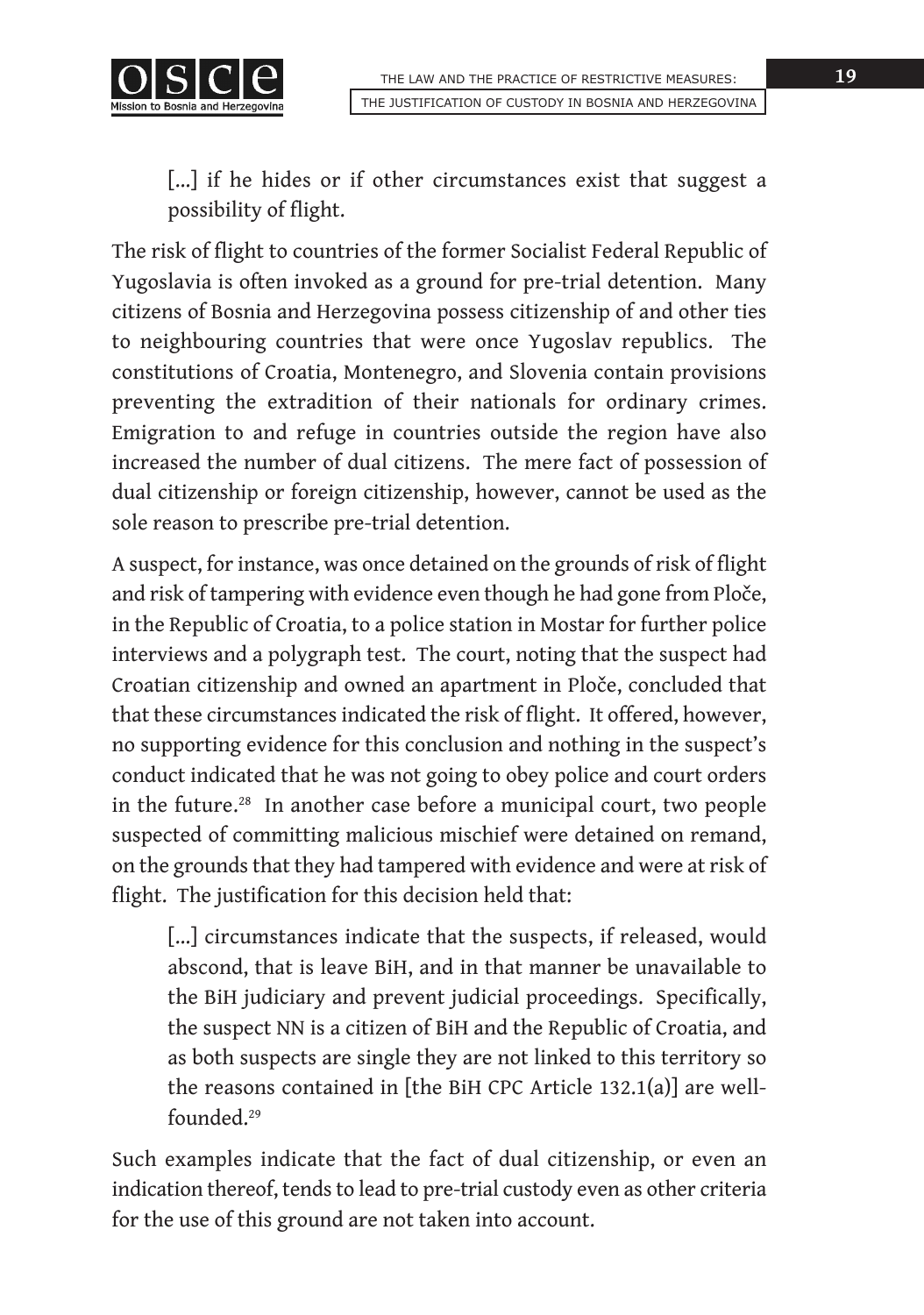> [...] if he hides or if other circumstances exist that suggest a possibility of flight.

The risk of flight to countries of the former Socialist Federal Republic of Yugoslavia is often invoked as a ground for pre-trial detention. Many citizens of Bosnia and Herzegovina possess citizenship of and other ties to neighbouring countries that were once Yugoslav republics. The constitutions of Croatia, Montenegro, and Slovenia contain provisions preventing the extradition of their nationals for ordinary crimes. Emigration to and refuge in countries outside the region have also increased the number of dual citizens. The mere fact of possession of dual citizenship or foreign citizenship, however, cannot be used as the sole reason to prescribe pre-trial detention.

A suspect, for instance, was once detained on the grounds of risk of flight and risk of tampering with evidence even though he had gone from Ploče, in the Republic of Croatia, to a police station in Mostar for further police interviews and a polygraph test. The court, noting that the suspect had Croatian citizenship and owned an apartment in Ploče, concluded that that these circumstances indicated the risk of flight. It offered, however, no supporting evidence for this conclusion and nothing in the suspect's conduct indicated that he was not going to obey police and court orders in the future.[28] In another case before a municipal court, two people suspected of committing malicious mischief were detained on remand, on the grounds that they had tampered with evidence and were at risk of flight. The justification for this decision held that:

> [...] circumstances indicate that the suspects, if released, would abscond, that is leave BiH, and in that manner be unavailable to the BiH judiciary and prevent judicial proceedings. Specifically, the suspect NN is a citizen of BiH and the Republic of Croatia, and as both suspects are single they are not linked to this territory so the reasons contained in [the BiH CPC Article 132.1(a)] are well-founded.[29]

Such examples indicate that the fact of dual citizenship, or even an indication thereof, tends to lead to pre-trial custody even as other criteria for the use of this ground are not taken into account.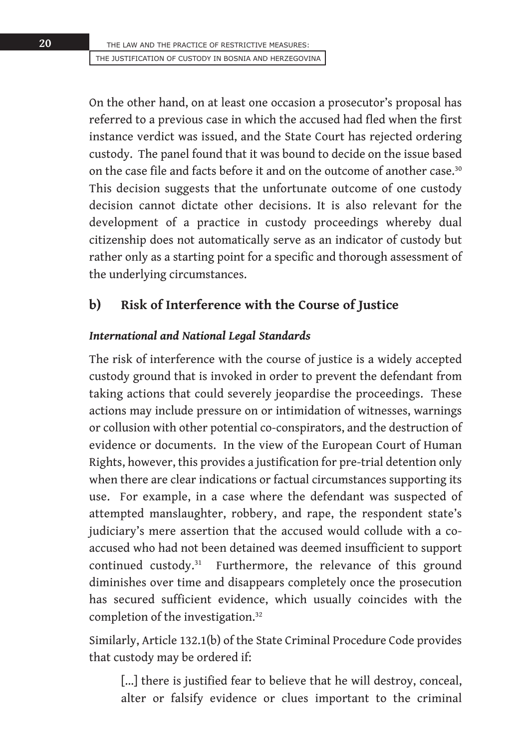On the other hand, on at least one occasion a prosecutor's proposal has referred to a previous case in which the accused had fled when the first instance verdict was issued, and the State Court has rejected ordering custody. The panel found that it was bound to decide on the issue based on the case file and facts before it and on the outcome of another case.[30] This decision suggests that the unfortunate outcome of one custody decision cannot dictate other decisions. It is also relevant for the development of a practice in custody proceedings whereby dual citizenship does not automatically serve as an indicator of custody but rather only as a starting point for a specific and thorough assessment of the underlying circumstances.

## b) Risk of Interference with the Course of Justice

### *International and National Legal Standards*

The risk of interference with the course of justice is a widely accepted custody ground that is invoked in order to prevent the defendant from taking actions that could severely jeopardise the proceedings. These actions may include pressure on or intimidation of witnesses, warnings or collusion with other potential co-conspirators, and the destruction of evidence or documents. In the view of the European Court of Human Rights, however, this provides a justification for pre-trial detention only when there are clear indications or factual circumstances supporting its use. For example, in a case where the defendant was suspected of attempted manslaughter, robbery, and rape, the respondent state's judiciary's mere assertion that the accused would collude with a co-accused who had not been detained was deemed insufficient to support continued custody.[31] Furthermore, the relevance of this ground diminishes over time and disappears completely once the prosecution has secured sufficient evidence, which usually coincides with the completion of the investigation.[32]

Similarly, Article 132.1(b) of the State Criminal Procedure Code provides that custody may be ordered if:

> [...] there is justified fear to believe that he will destroy, conceal, alter or falsify evidence or clues important to the criminal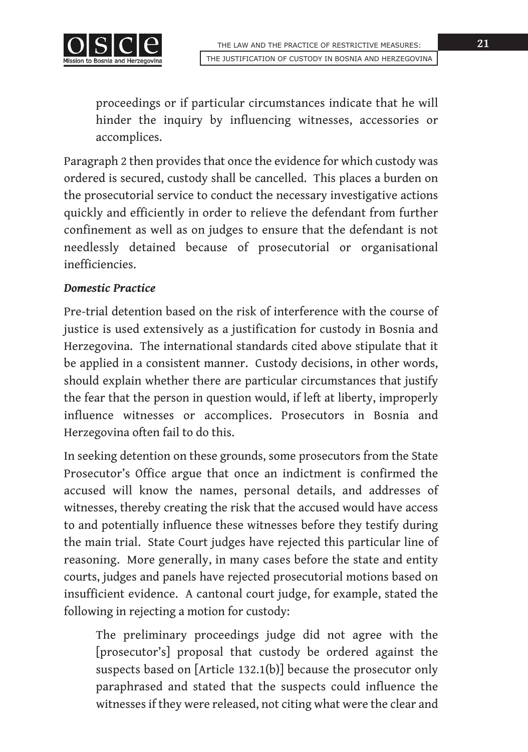> proceedings or if particular circumstances indicate that he will hinder the inquiry by influencing witnesses, accessories or accomplices.

Paragraph 2 then provides that once the evidence for which custody was ordered is secured, custody shall be cancelled. This places a burden on the prosecutorial service to conduct the necessary investigative actions quickly and efficiently in order to relieve the defendant from further confinement as well as on judges to ensure that the defendant is not needlessly detained because of prosecutorial or organisational inefficiencies.

***Domestic Practice***

Pre-trial detention based on the risk of interference with the course of justice is used extensively as a justification for custody in Bosnia and Herzegovina. The international standards cited above stipulate that it be applied in a consistent manner. Custody decisions, in other words, should explain whether there are particular circumstances that justify the fear that the person in question would, if left at liberty, improperly influence witnesses or accomplices. Prosecutors in Bosnia and Herzegovina often fail to do this.

In seeking detention on these grounds, some prosecutors from the State Prosecutor's Office argue that once an indictment is confirmed the accused will know the names, personal details, and addresses of witnesses, thereby creating the risk that the accused would have access to and potentially influence these witnesses before they testify during the main trial. State Court judges have rejected this particular line of reasoning. More generally, in many cases before the state and entity courts, judges and panels have rejected prosecutorial motions based on insufficient evidence. A cantonal court judge, for example, stated the following in rejecting a motion for custody:

> The preliminary proceedings judge did not agree with the [prosecutor's] proposal that custody be ordered against the suspects based on [Article 132.1(b)] because the prosecutor only paraphrased and stated that the suspects could influence the witnesses if they were released, not citing what were the clear and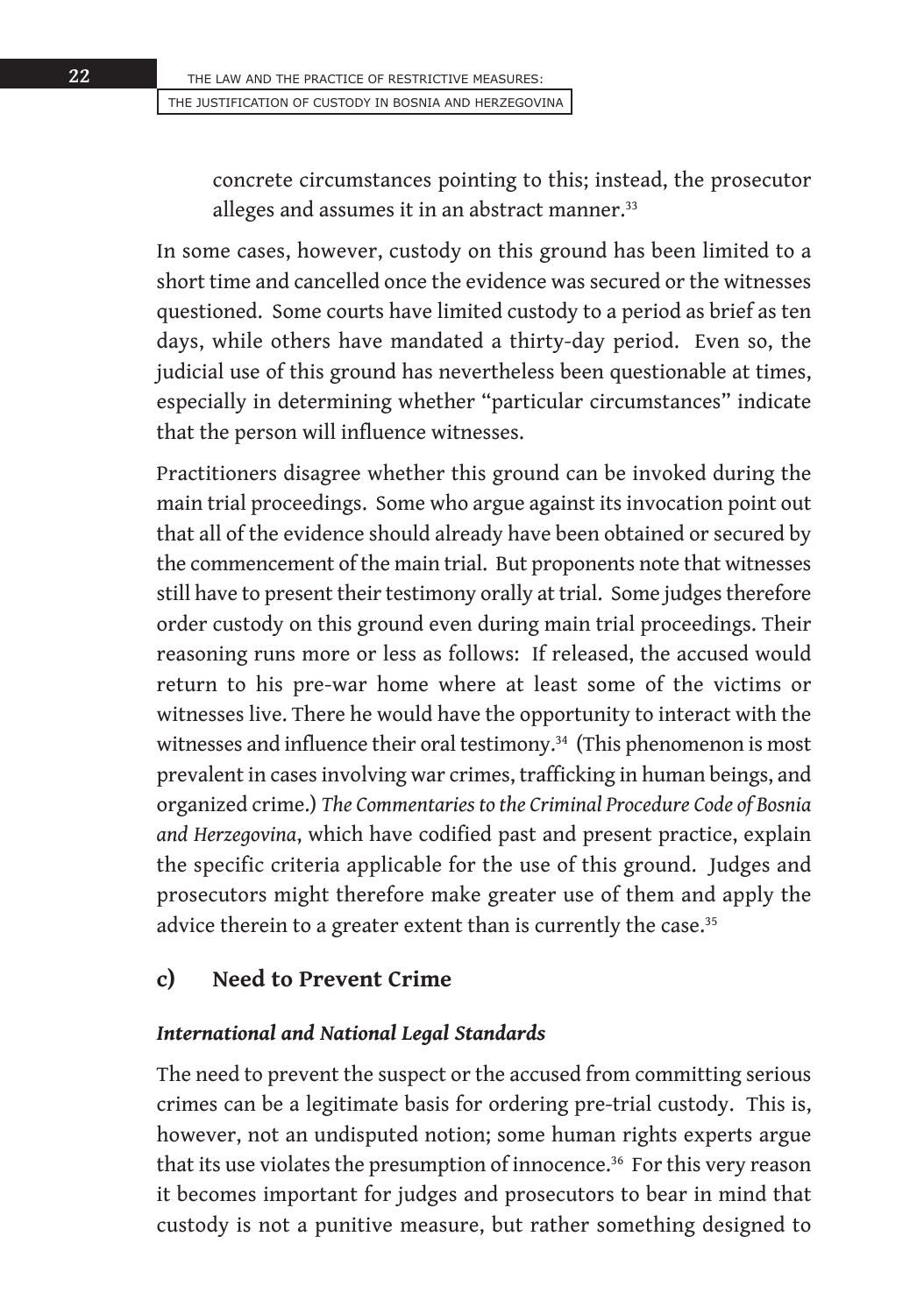concrete circumstances pointing to this; instead, the prosecutor alleges and assumes it in an abstract manner.[33]

In some cases, however, custody on this ground has been limited to a short time and cancelled once the evidence was secured or the witnesses questioned. Some courts have limited custody to a period as brief as ten days, while others have mandated a thirty-day period. Even so, the judicial use of this ground has nevertheless been questionable at times, especially in determining whether "particular circumstances" indicate that the person will influence witnesses.

Practitioners disagree whether this ground can be invoked during the main trial proceedings. Some who argue against its invocation point out that all of the evidence should already have been obtained or secured by the commencement of the main trial. But proponents note that witnesses still have to present their testimony orally at trial. Some judges therefore order custody on this ground even during main trial proceedings. Their reasoning runs more or less as follows: If released, the accused would return to his pre-war home where at least some of the victims or witnesses live. There he would have the opportunity to interact with the witnesses and influence their oral testimony.[34] (This phenomenon is most prevalent in cases involving war crimes, trafficking in human beings, and organized crime.) *The Commentaries to the Criminal Procedure Code of Bosnia and Herzegovina*, which have codified past and present practice, explain the specific criteria applicable for the use of this ground. Judges and prosecutors might therefore make greater use of them and apply the advice therein to a greater extent than is currently the case.[35]

### c) Need to Prevent Crime

#### *International and National Legal Standards*

The need to prevent the suspect or the accused from committing serious crimes can be a legitimate basis for ordering pre-trial custody. This is, however, not an undisputed notion; some human rights experts argue that its use violates the presumption of innocence.[36] For this very reason it becomes important for judges and prosecutors to bear in mind that custody is not a punitive measure, but rather something designed to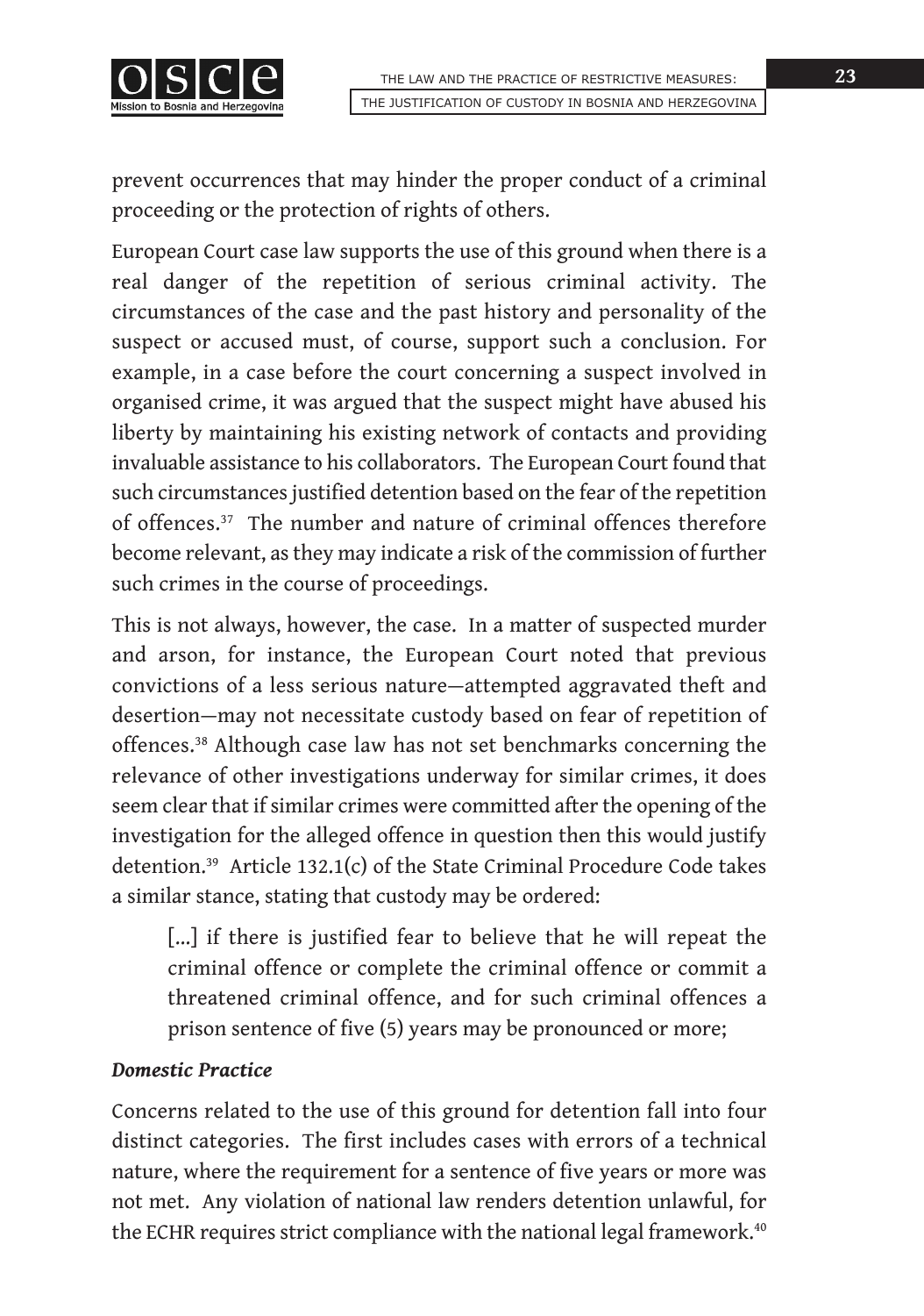prevent occurrences that may hinder the proper conduct of a criminal proceeding or the protection of rights of others.

European Court case law supports the use of this ground when there is a real danger of the repetition of serious criminal activity. The circumstances of the case and the past history and personality of the suspect or accused must, of course, support such a conclusion. For example, in a case before the court concerning a suspect involved in organised crime, it was argued that the suspect might have abused his liberty by maintaining his existing network of contacts and providing invaluable assistance to his collaborators. The European Court found that such circumstances justified detention based on the fear of the repetition of offences.[37] The number and nature of criminal offences therefore become relevant, as they may indicate a risk of the commission of further such crimes in the course of proceedings.

This is not always, however, the case. In a matter of suspected murder and arson, for instance, the European Court noted that previous convictions of a less serious nature—attempted aggravated theft and desertion—may not necessitate custody based on fear of repetition of offences.[38] Although case law has not set benchmarks concerning the relevance of other investigations underway for similar crimes, it does seem clear that if similar crimes were committed after the opening of the investigation for the alleged offence in question then this would justify detention.[39] Article 132.1(c) of the State Criminal Procedure Code takes a similar stance, stating that custody may be ordered:

> [...] if there is justified fear to believe that he will repeat the criminal offence or complete the criminal offence or commit a threatened criminal offence, and for such criminal offences a prison sentence of five (5) years may be pronounced or more;

***Domestic Practice***

Concerns related to the use of this ground for detention fall into four distinct categories. The first includes cases with errors of a technical nature, where the requirement for a sentence of five years or more was not met. Any violation of national law renders detention unlawful, for the ECHR requires strict compliance with the national legal framework.[40]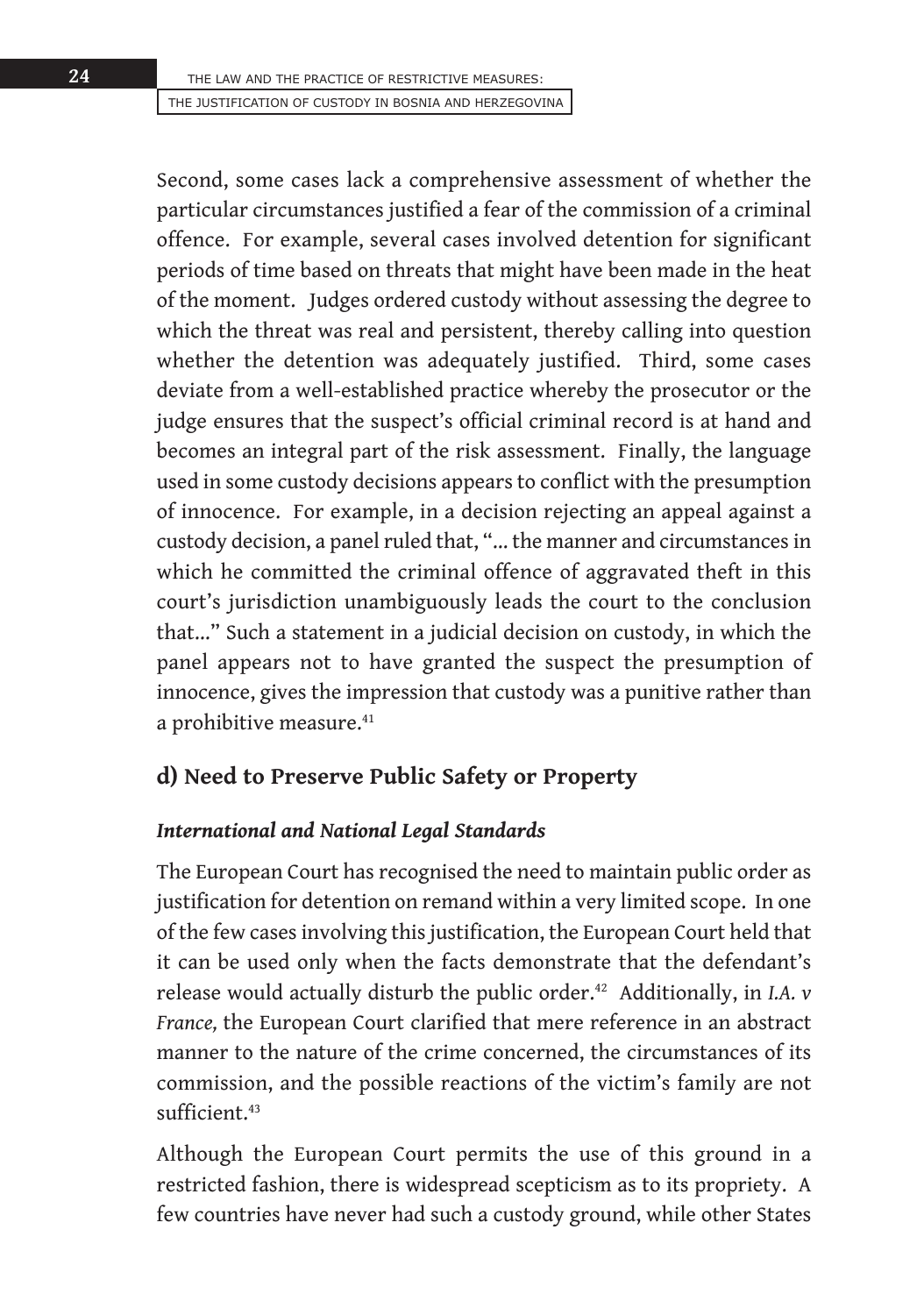Second, some cases lack a comprehensive assessment of whether the particular circumstances justified a fear of the commission of a criminal offence. For example, several cases involved detention for significant periods of time based on threats that might have been made in the heat of the moment. Judges ordered custody without assessing the degree to which the threat was real and persistent, thereby calling into question whether the detention was adequately justified. Third, some cases deviate from a well-established practice whereby the prosecutor or the judge ensures that the suspect's official criminal record is at hand and becomes an integral part of the risk assessment. Finally, the language used in some custody decisions appears to conflict with the presumption of innocence. For example, in a decision rejecting an appeal against a custody decision, a panel ruled that, "... the manner and circumstances in which he committed the criminal offence of aggravated theft in this court's jurisdiction unambiguously leads the court to the conclusion that..." Such a statement in a judicial decision on custody, in which the panel appears not to have granted the suspect the presumption of innocence, gives the impression that custody was a punitive rather than a prohibitive measure.[41]

## d) Need to Preserve Public Safety or Property

### *International and National Legal Standards*

The European Court has recognised the need to maintain public order as justification for detention on remand within a very limited scope. In one of the few cases involving this justification, the European Court held that it can be used only when the facts demonstrate that the defendant's release would actually disturb the public order.[42] Additionally, in *I.A. v France,* the European Court clarified that mere reference in an abstract manner to the nature of the crime concerned, the circumstances of its commission, and the possible reactions of the victim's family are not sufficient.[43]

Although the European Court permits the use of this ground in a restricted fashion, there is widespread scepticism as to its propriety. A few countries have never had such a custody ground, while other States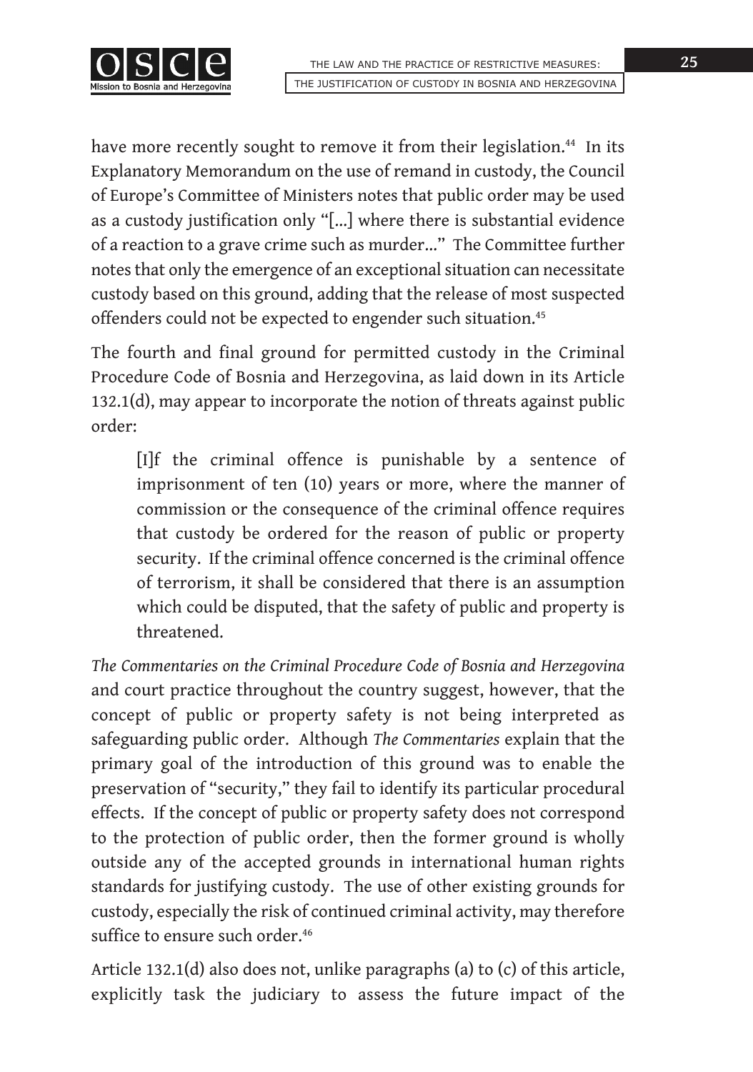have more recently sought to remove it from their legislation.[44] In its Explanatory Memorandum on the use of remand in custody, the Council of Europe's Committee of Ministers notes that public order may be used as a custody justification only "[...] where there is substantial evidence of a reaction to a grave crime such as murder..." The Committee further notes that only the emergence of an exceptional situation can necessitate custody based on this ground, adding that the release of most suspected offenders could not be expected to engender such situation.[45]

The fourth and final ground for permitted custody in the Criminal Procedure Code of Bosnia and Herzegovina, as laid down in its Article 132.1(d), may appear to incorporate the notion of threats against public order:

> [I]f the criminal offence is punishable by a sentence of imprisonment of ten (10) years or more, where the manner of commission or the consequence of the criminal offence requires that custody be ordered for the reason of public or property security. If the criminal offence concerned is the criminal offence of terrorism, it shall be considered that there is an assumption which could be disputed, that the safety of public and property is threatened.

*The Commentaries on the Criminal Procedure Code of Bosnia and Herzegovina* and court practice throughout the country suggest, however, that the concept of public or property safety is not being interpreted as safeguarding public order. Although *The Commentaries* explain that the primary goal of the introduction of this ground was to enable the preservation of "security," they fail to identify its particular procedural effects. If the concept of public or property safety does not correspond to the protection of public order, then the former ground is wholly outside any of the accepted grounds in international human rights standards for justifying custody. The use of other existing grounds for custody, especially the risk of continued criminal activity, may therefore suffice to ensure such order.[46]

Article 132.1(d) also does not, unlike paragraphs (a) to (c) of this article, explicitly task the judiciary to assess the future impact of the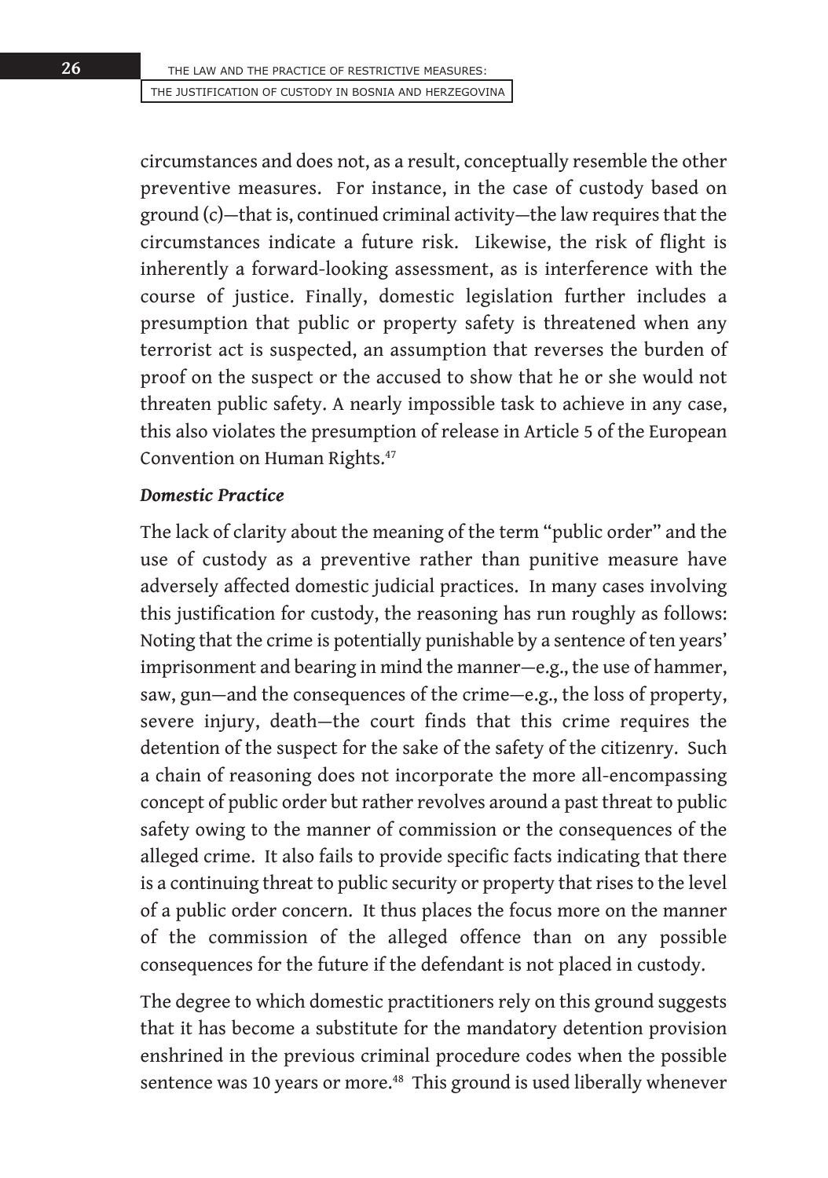circumstances and does not, as a result, conceptually resemble the other preventive measures. For instance, in the case of custody based on ground (c)—that is, continued criminal activity—the law requires that the circumstances indicate a future risk. Likewise, the risk of flight is inherently a forward-looking assessment, as is interference with the course of justice. Finally, domestic legislation further includes a presumption that public or property safety is threatened when any terrorist act is suspected, an assumption that reverses the burden of proof on the suspect or the accused to show that he or she would not threaten public safety. A nearly impossible task to achieve in any case, this also violates the presumption of release in Article 5 of the European Convention on Human Rights.[47]

***Domestic Practice***

The lack of clarity about the meaning of the term "public order" and the use of custody as a preventive rather than punitive measure have adversely affected domestic judicial practices. In many cases involving this justification for custody, the reasoning has run roughly as follows: Noting that the crime is potentially punishable by a sentence of ten years' imprisonment and bearing in mind the manner—e.g., the use of hammer, saw, gun—and the consequences of the crime—e.g., the loss of property, severe injury, death—the court finds that this crime requires the detention of the suspect for the sake of the safety of the citizenry. Such a chain of reasoning does not incorporate the more all-encompassing concept of public order but rather revolves around a past threat to public safety owing to the manner of commission or the consequences of the alleged crime. It also fails to provide specific facts indicating that there is a continuing threat to public security or property that rises to the level of a public order concern. It thus places the focus more on the manner of the commission of the alleged offence than on any possible consequences for the future if the defendant is not placed in custody.

The degree to which domestic practitioners rely on this ground suggests that it has become a substitute for the mandatory detention provision enshrined in the previous criminal procedure codes when the possible sentence was 10 years or more.[48] This ground is used liberally whenever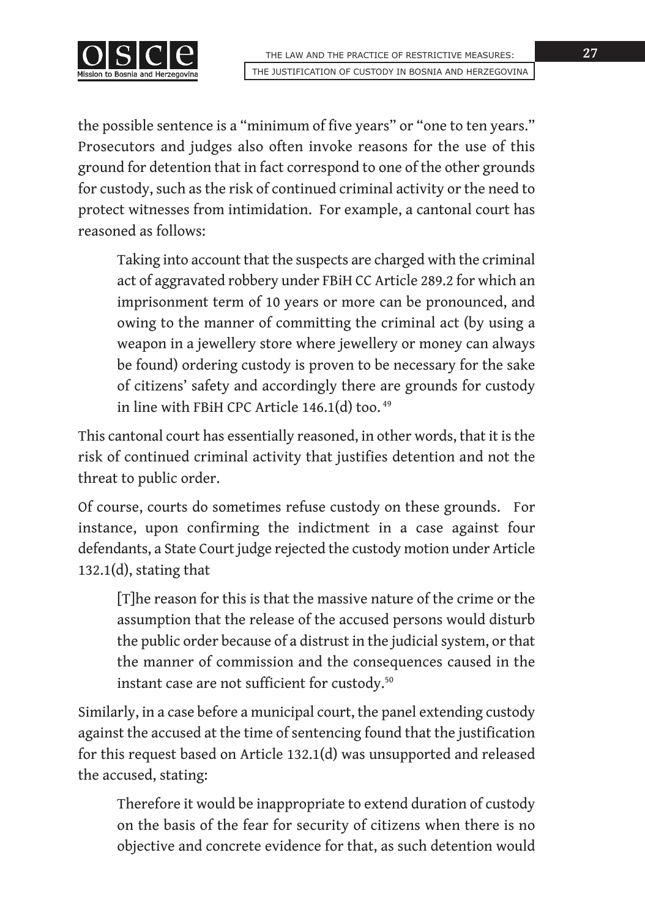the possible sentence is a "minimum of five years" or "one to ten years." Prosecutors and judges also often invoke reasons for the use of this ground for detention that in fact correspond to one of the other grounds for custody, such as the risk of continued criminal activity or the need to protect witnesses from intimidation. For example, a cantonal court has reasoned as follows:

> Taking into account that the suspects are charged with the criminal act of aggravated robbery under FBiH CC Article 289.2 for which an imprisonment term of 10 years or more can be pronounced, and owing to the manner of committing the criminal act (by using a weapon in a jewellery store where jewellery or money can always be found) ordering custody is proven to be necessary for the sake of citizens' safety and accordingly there are grounds for custody in line with FBiH CPC Article 146.1(d) too.[49]

This cantonal court has essentially reasoned, in other words, that it is the risk of continued criminal activity that justifies detention and not the threat to public order.

Of course, courts do sometimes refuse custody on these grounds. For instance, upon confirming the indictment in a case against four defendants, a State Court judge rejected the custody motion under Article 132.1(d), stating that

> [T]he reason for this is that the massive nature of the crime or the assumption that the release of the accused persons would disturb the public order because of a distrust in the judicial system, or that the manner of commission and the consequences caused in the instant case are not sufficient for custody.[50]

Similarly, in a case before a municipal court, the panel extending custody against the accused at the time of sentencing found that the justification for this request based on Article 132.1(d) was unsupported and released the accused, stating:

> Therefore it would be inappropriate to extend duration of custody on the basis of the fear for security of citizens when there is no objective and concrete evidence for that, as such detention would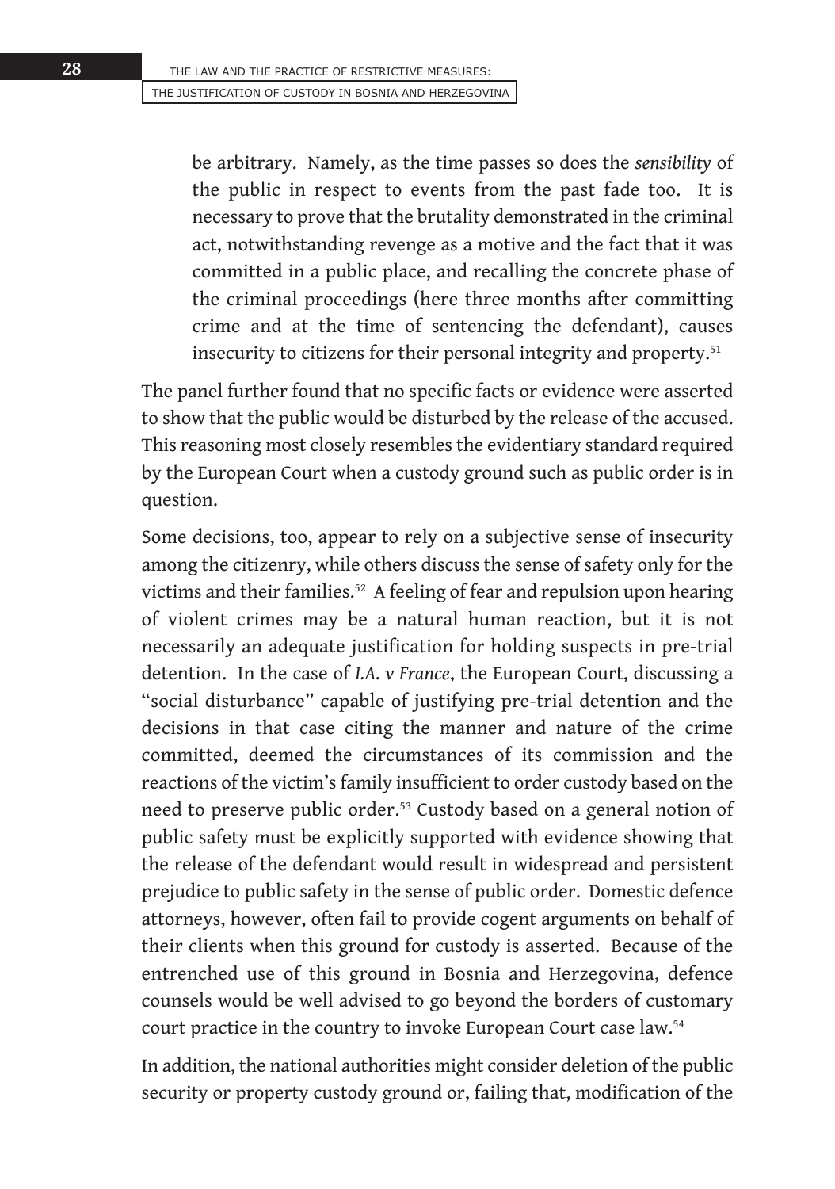be arbitrary. Namely, as the time passes so does the *sensibility* of the public in respect to events from the past fade too. It is necessary to prove that the brutality demonstrated in the criminal act, notwithstanding revenge as a motive and the fact that it was committed in a public place, and recalling the concrete phase of the criminal proceedings (here three months after committing crime and at the time of sentencing the defendant), causes insecurity to citizens for their personal integrity and property.[51]

The panel further found that no specific facts or evidence were asserted to show that the public would be disturbed by the release of the accused. This reasoning most closely resembles the evidentiary standard required by the European Court when a custody ground such as public order is in question.

Some decisions, too, appear to rely on a subjective sense of insecurity among the citizenry, while others discuss the sense of safety only for the victims and their families.[52] A feeling of fear and repulsion upon hearing of violent crimes may be a natural human reaction, but it is not necessarily an adequate justification for holding suspects in pre-trial detention. In the case of *I.A. v France*, the European Court, discussing a "social disturbance" capable of justifying pre-trial detention and the decisions in that case citing the manner and nature of the crime committed, deemed the circumstances of its commission and the reactions of the victim's family insufficient to order custody based on the need to preserve public order.[53] Custody based on a general notion of public safety must be explicitly supported with evidence showing that the release of the defendant would result in widespread and persistent prejudice to public safety in the sense of public order. Domestic defence attorneys, however, often fail to provide cogent arguments on behalf of their clients when this ground for custody is asserted. Because of the entrenched use of this ground in Bosnia and Herzegovina, defence counsels would be well advised to go beyond the borders of customary court practice in the country to invoke European Court case law.[54]

In addition, the national authorities might consider deletion of the public security or property custody ground or, failing that, modification of the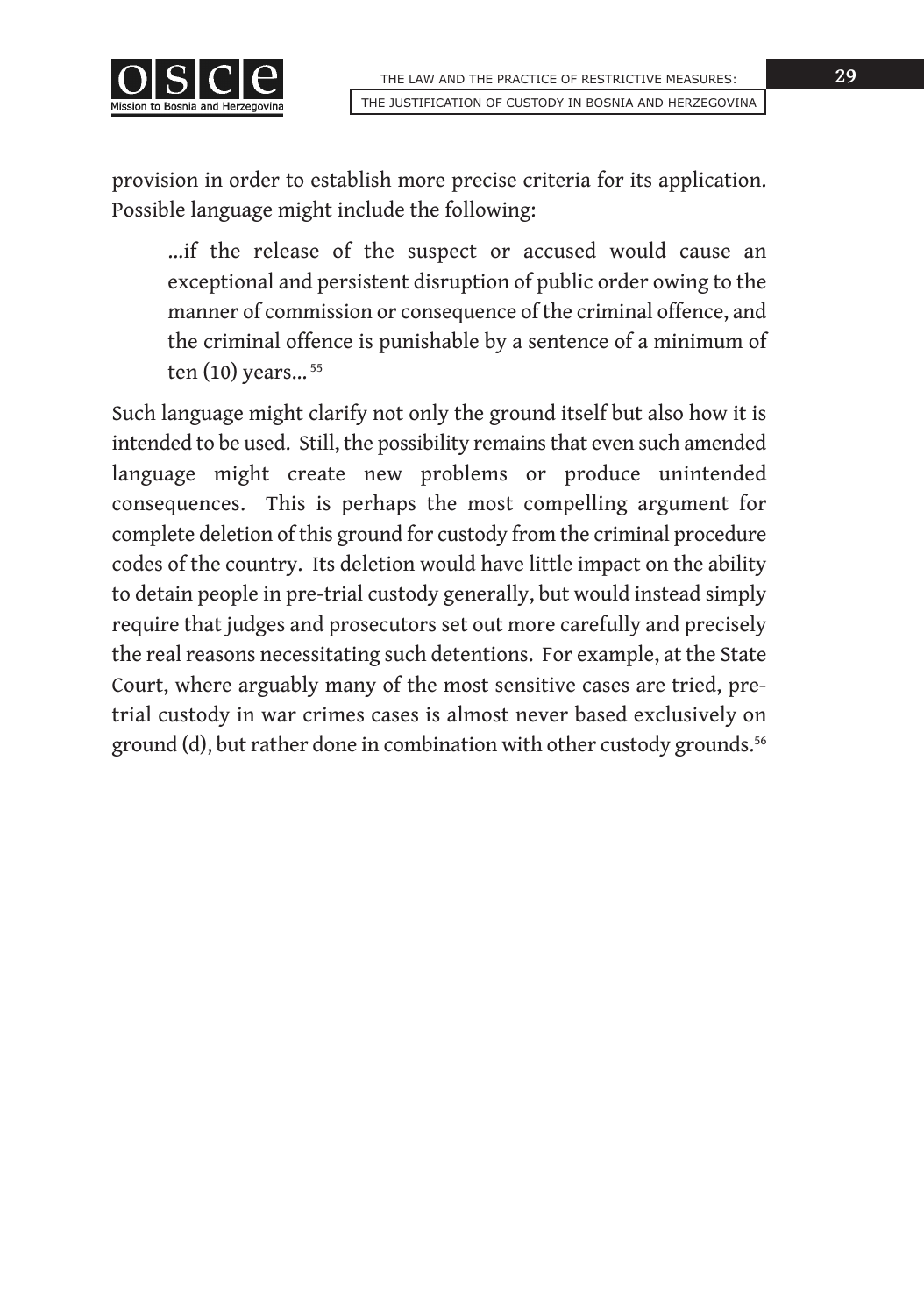provision in order to establish more precise criteria for its application. Possible language might include the following:

> ...if the release of the suspect or accused would cause an exceptional and persistent disruption of public order owing to the manner of commission or consequence of the criminal offence, and the criminal offence is punishable by a sentence of a minimum of ten (10) years... [55]

Such language might clarify not only the ground itself but also how it is intended to be used. Still, the possibility remains that even such amended language might create new problems or produce unintended consequences. This is perhaps the most compelling argument for complete deletion of this ground for custody from the criminal procedure codes of the country. Its deletion would have little impact on the ability to detain people in pre-trial custody generally, but would instead simply require that judges and prosecutors set out more carefully and precisely the real reasons necessitating such detentions. For example, at the State Court, where arguably many of the most sensitive cases are tried, pre-trial custody in war crimes cases is almost never based exclusively on ground (d), but rather done in combination with other custody grounds.[56]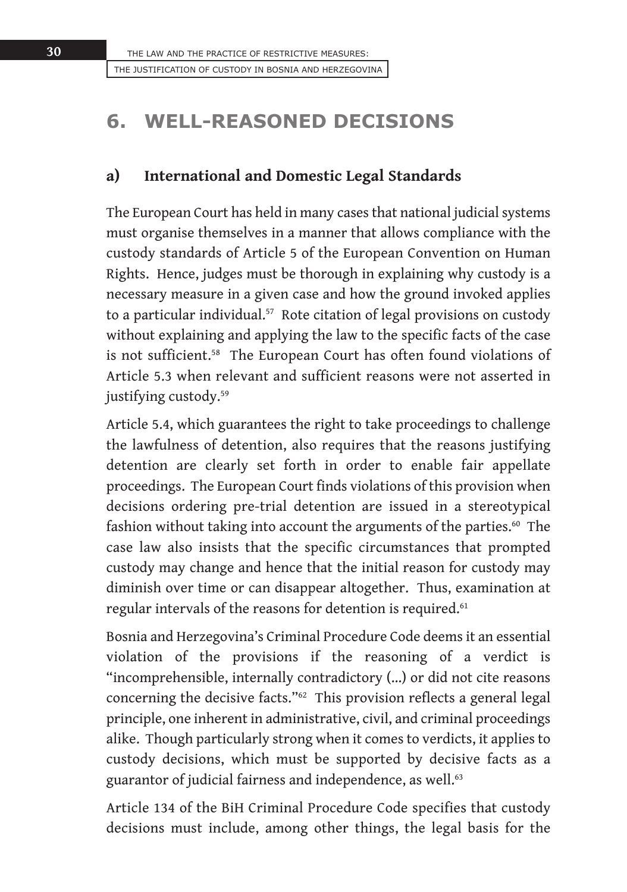# 6. WELL-REASONED DECISIONS

## a) International and Domestic Legal Standards

The European Court has held in many cases that national judicial systems must organise themselves in a manner that allows compliance with the custody standards of Article 5 of the European Convention on Human Rights. Hence, judges must be thorough in explaining why custody is a necessary measure in a given case and how the ground invoked applies to a particular individual.[57] Rote citation of legal provisions on custody without explaining and applying the law to the specific facts of the case is not sufficient.[58] The European Court has often found violations of Article 5.3 when relevant and sufficient reasons were not asserted in justifying custody.[59]

Article 5.4, which guarantees the right to take proceedings to challenge the lawfulness of detention, also requires that the reasons justifying detention are clearly set forth in order to enable fair appellate proceedings. The European Court finds violations of this provision when decisions ordering pre-trial detention are issued in a stereotypical fashion without taking into account the arguments of the parties.[60] The case law also insists that the specific circumstances that prompted custody may change and hence that the initial reason for custody may diminish over time or can disappear altogether. Thus, examination at regular intervals of the reasons for detention is required.[61]

Bosnia and Herzegovina's Criminal Procedure Code deems it an essential violation of the provisions if the reasoning of a verdict is "incomprehensible, internally contradictory (...) or did not cite reasons concerning the decisive facts."[62] This provision reflects a general legal principle, one inherent in administrative, civil, and criminal proceedings alike. Though particularly strong when it comes to verdicts, it applies to custody decisions, which must be supported by decisive facts as a guarantor of judicial fairness and independence, as well.[63]

Article 134 of the BiH Criminal Procedure Code specifies that custody decisions must include, among other things, the legal basis for the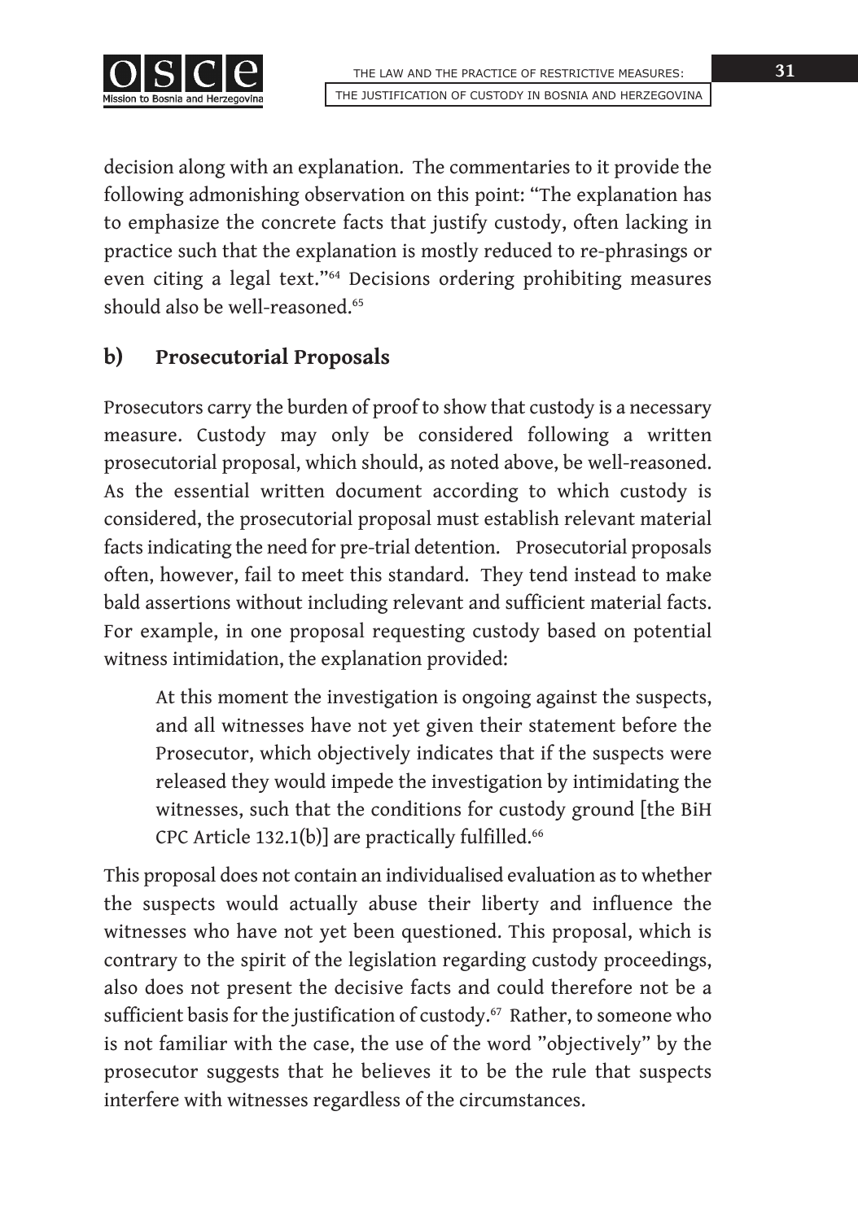decision along with an explanation. The commentaries to it provide the following admonishing observation on this point: "The explanation has to emphasize the concrete facts that justify custody, often lacking in practice such that the explanation is mostly reduced to re-phrasings or even citing a legal text."[64] Decisions ordering prohibiting measures should also be well-reasoned.[65]

## b) Prosecutorial Proposals

Prosecutors carry the burden of proof to show that custody is a necessary measure. Custody may only be considered following a written prosecutorial proposal, which should, as noted above, be well-reasoned. As the essential written document according to which custody is considered, the prosecutorial proposal must establish relevant material facts indicating the need for pre-trial detention. Prosecutorial proposals often, however, fail to meet this standard. They tend instead to make bald assertions without including relevant and sufficient material facts. For example, in one proposal requesting custody based on potential witness intimidation, the explanation provided:

> At this moment the investigation is ongoing against the suspects, and all witnesses have not yet given their statement before the Prosecutor, which objectively indicates that if the suspects were released they would impede the investigation by intimidating the witnesses, such that the conditions for custody ground [the BiH CPC Article 132.1(b)] are practically fulfilled.[66]

This proposal does not contain an individualised evaluation as to whether the suspects would actually abuse their liberty and influence the witnesses who have not yet been questioned. This proposal, which is contrary to the spirit of the legislation regarding custody proceedings, also does not present the decisive facts and could therefore not be a sufficient basis for the justification of custody.[67] Rather, to someone who is not familiar with the case, the use of the word "objectively" by the prosecutor suggests that he believes it to be the rule that suspects interfere with witnesses regardless of the circumstances.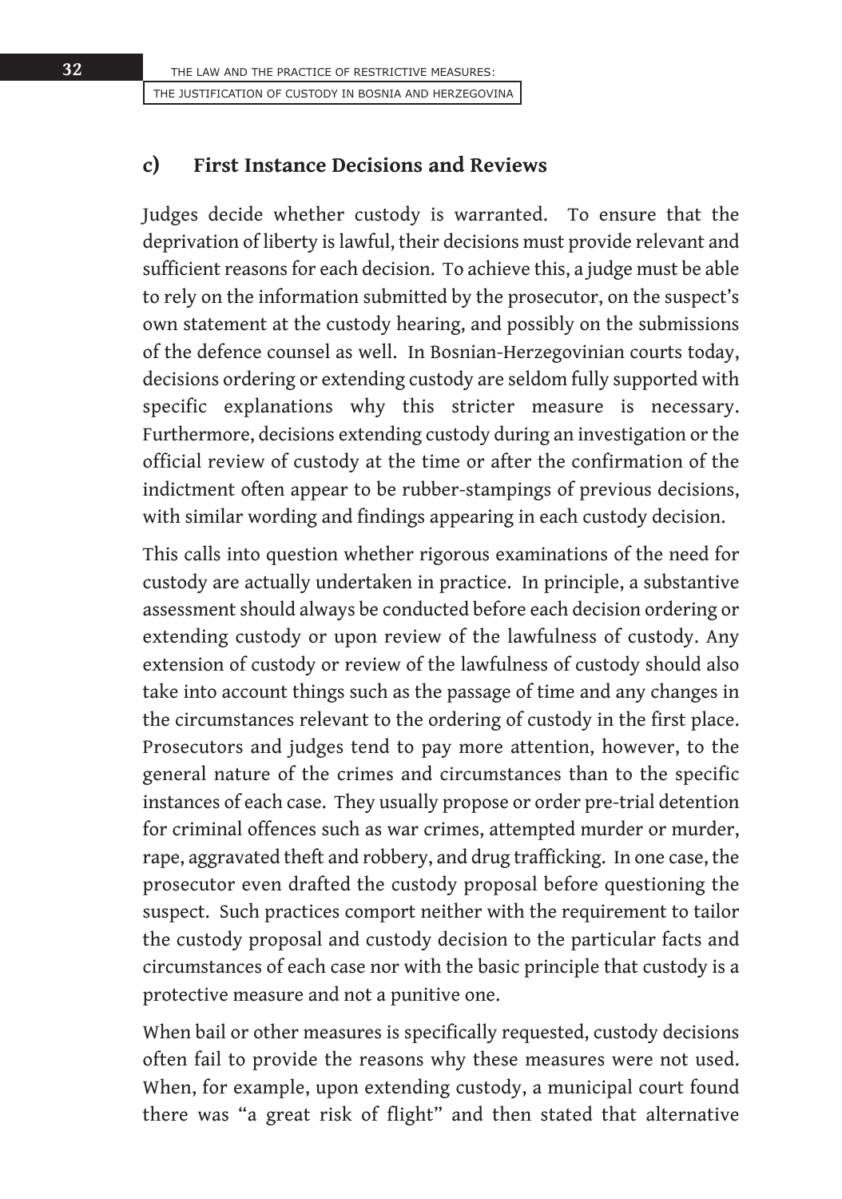### c) First Instance Decisions and Reviews

Judges decide whether custody is warranted. To ensure that the deprivation of liberty is lawful, their decisions must provide relevant and sufficient reasons for each decision. To achieve this, a judge must be able to rely on the information submitted by the prosecutor, on the suspect's own statement at the custody hearing, and possibly on the submissions of the defence counsel as well. In Bosnian-Herzegovinian courts today, decisions ordering or extending custody are seldom fully supported with specific explanations why this stricter measure is necessary. Furthermore, decisions extending custody during an investigation or the official review of custody at the time or after the confirmation of the indictment often appear to be rubber-stampings of previous decisions, with similar wording and findings appearing in each custody decision.

This calls into question whether rigorous examinations of the need for custody are actually undertaken in practice. In principle, a substantive assessment should always be conducted before each decision ordering or extending custody or upon review of the lawfulness of custody. Any extension of custody or review of the lawfulness of custody should also take into account things such as the passage of time and any changes in the circumstances relevant to the ordering of custody in the first place. Prosecutors and judges tend to pay more attention, however, to the general nature of the crimes and circumstances than to the specific instances of each case. They usually propose or order pre-trial detention for criminal offences such as war crimes, attempted murder or murder, rape, aggravated theft and robbery, and drug trafficking. In one case, the prosecutor even drafted the custody proposal before questioning the suspect. Such practices comport neither with the requirement to tailor the custody proposal and custody decision to the particular facts and circumstances of each case nor with the basic principle that custody is a protective measure and not a punitive one.

When bail or other measures is specifically requested, custody decisions often fail to provide the reasons why these measures were not used. When, for example, upon extending custody, a municipal court found there was "a great risk of flight" and then stated that alternative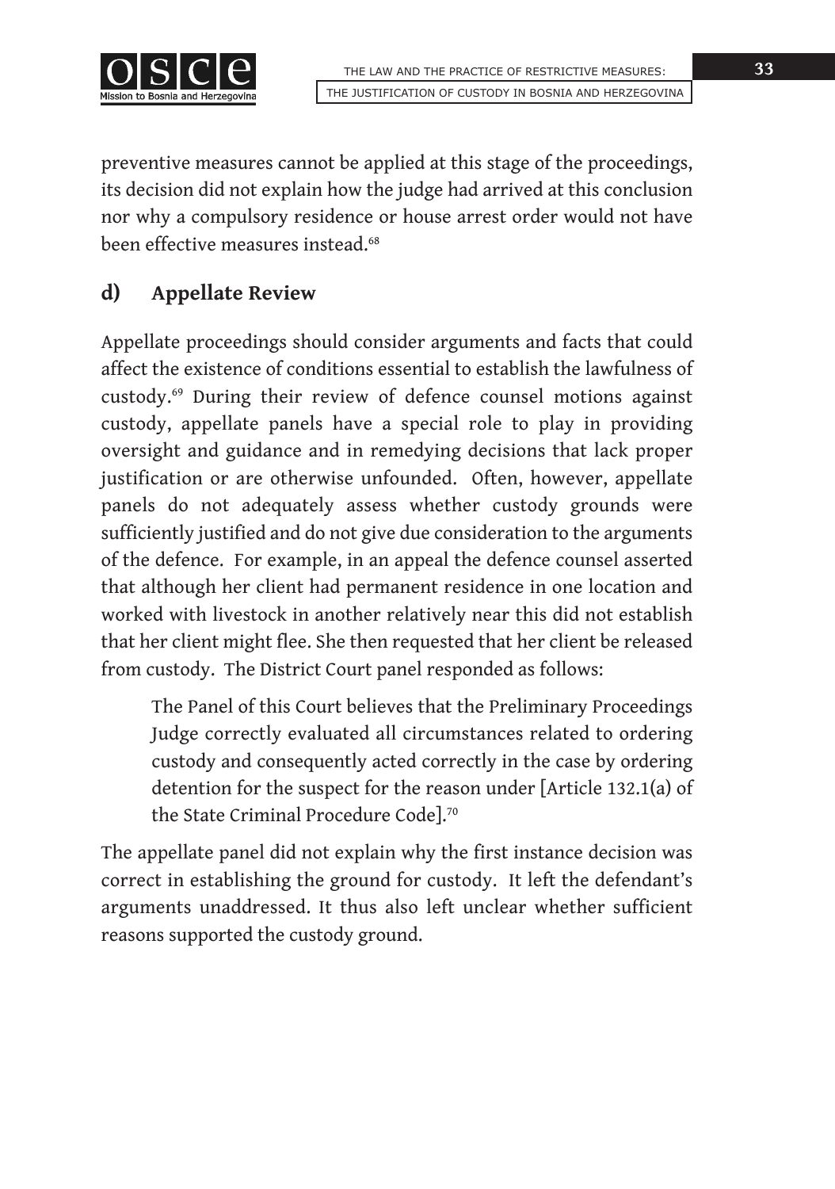preventive measures cannot be applied at this stage of the proceedings, its decision did not explain how the judge had arrived at this conclusion nor why a compulsory residence or house arrest order would not have been effective measures instead.[68]

## d) Appellate Review

Appellate proceedings should consider arguments and facts that could affect the existence of conditions essential to establish the lawfulness of custody.[69] During their review of defence counsel motions against custody, appellate panels have a special role to play in providing oversight and guidance and in remedying decisions that lack proper justification or are otherwise unfounded. Often, however, appellate panels do not adequately assess whether custody grounds were sufficiently justified and do not give due consideration to the arguments of the defence. For example, in an appeal the defence counsel asserted that although her client had permanent residence in one location and worked with livestock in another relatively near this did not establish that her client might flee. She then requested that her client be released from custody. The District Court panel responded as follows:

> The Panel of this Court believes that the Preliminary Proceedings Judge correctly evaluated all circumstances related to ordering custody and consequently acted correctly in the case by ordering detention for the suspect for the reason under [Article 132.1(a) of the State Criminal Procedure Code].[70]

The appellate panel did not explain why the first instance decision was correct in establishing the ground for custody. It left the defendant's arguments unaddressed. It thus also left unclear whether sufficient reasons supported the custody ground.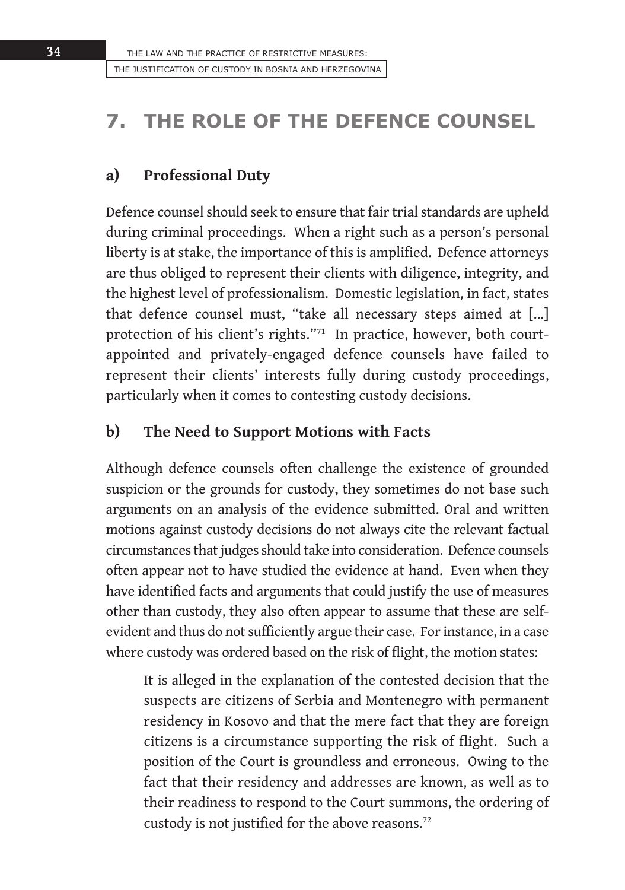# 7. THE ROLE OF THE DEFENCE COUNSEL

## a) Professional Duty

Defence counsel should seek to ensure that fair trial standards are upheld during criminal proceedings. When a right such as a person's personal liberty is at stake, the importance of this is amplified. Defence attorneys are thus obliged to represent their clients with diligence, integrity, and the highest level of professionalism. Domestic legislation, in fact, states that defence counsel must, "take all necessary steps aimed at [...] protection of his client's rights."[71] In practice, however, both court-appointed and privately-engaged defence counsels have failed to represent their clients' interests fully during custody proceedings, particularly when it comes to contesting custody decisions.

## b) The Need to Support Motions with Facts

Although defence counsels often challenge the existence of grounded suspicion or the grounds for custody, they sometimes do not base such arguments on an analysis of the evidence submitted. Oral and written motions against custody decisions do not always cite the relevant factual circumstances that judges should take into consideration. Defence counsels often appear not to have studied the evidence at hand. Even when they have identified facts and arguments that could justify the use of measures other than custody, they also often appear to assume that these are self-evident and thus do not sufficiently argue their case. For instance, in a case where custody was ordered based on the risk of flight, the motion states:

> It is alleged in the explanation of the contested decision that the suspects are citizens of Serbia and Montenegro with permanent residency in Kosovo and that the mere fact that they are foreign citizens is a circumstance supporting the risk of flight. Such a position of the Court is groundless and erroneous. Owing to the fact that their residency and addresses are known, as well as to their readiness to respond to the Court summons, the ordering of custody is not justified for the above reasons.[72]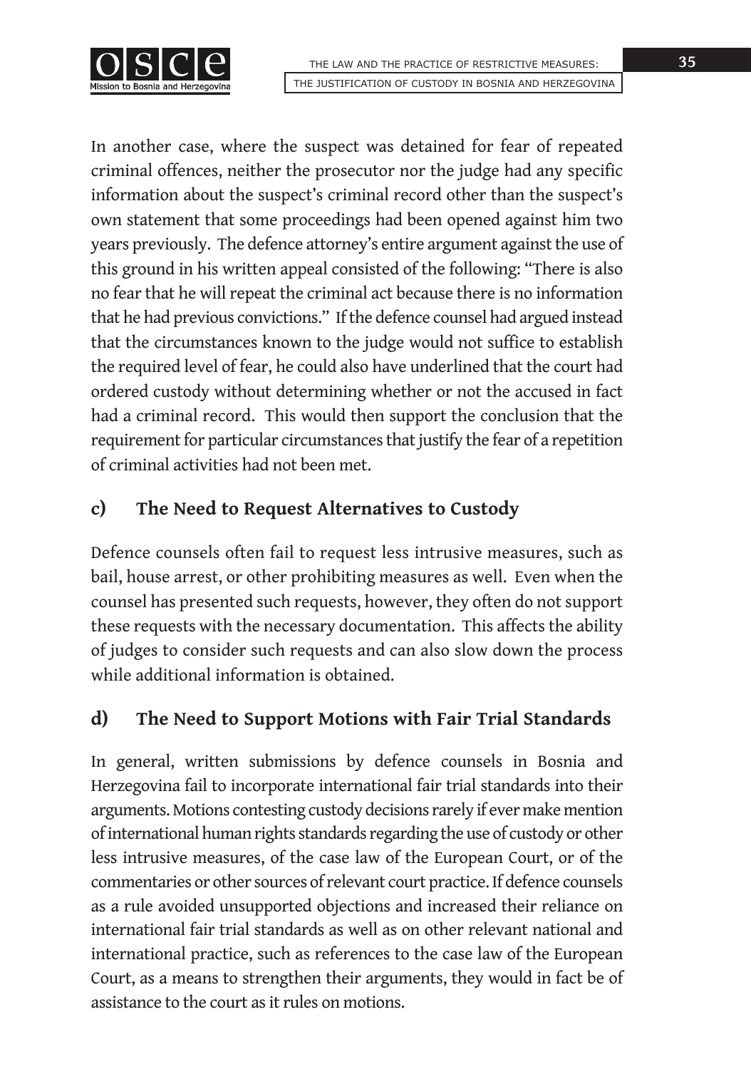In another case, where the suspect was detained for fear of repeated criminal offences, neither the prosecutor nor the judge had any specific information about the suspect's criminal record other than the suspect's own statement that some proceedings had been opened against him two years previously. The defence attorney's entire argument against the use of this ground in his written appeal consisted of the following: "There is also no fear that he will repeat the criminal act because there is no information that he had previous convictions." If the defence counsel had argued instead that the circumstances known to the judge would not suffice to establish the required level of fear, he could also have underlined that the court had ordered custody without determining whether or not the accused in fact had a criminal record. This would then support the conclusion that the requirement for particular circumstances that justify the fear of a repetition of criminal activities had not been met.

### c) The Need to Request Alternatives to Custody

Defence counsels often fail to request less intrusive measures, such as bail, house arrest, or other prohibiting measures as well. Even when the counsel has presented such requests, however, they often do not support these requests with the necessary documentation. This affects the ability of judges to consider such requests and can also slow down the process while additional information is obtained.

### d) The Need to Support Motions with Fair Trial Standards

In general, written submissions by defence counsels in Bosnia and Herzegovina fail to incorporate international fair trial standards into their arguments. Motions contesting custody decisions rarely if ever make mention of international human rights standards regarding the use of custody or other less intrusive measures, of the case law of the European Court, or of the commentaries or other sources of relevant court practice. If defence counsels as a rule avoided unsupported objections and increased their reliance on international fair trial standards as well as on other relevant national and international practice, such as references to the case law of the European Court, as a means to strengthen their arguments, they would in fact be of assistance to the court as it rules on motions.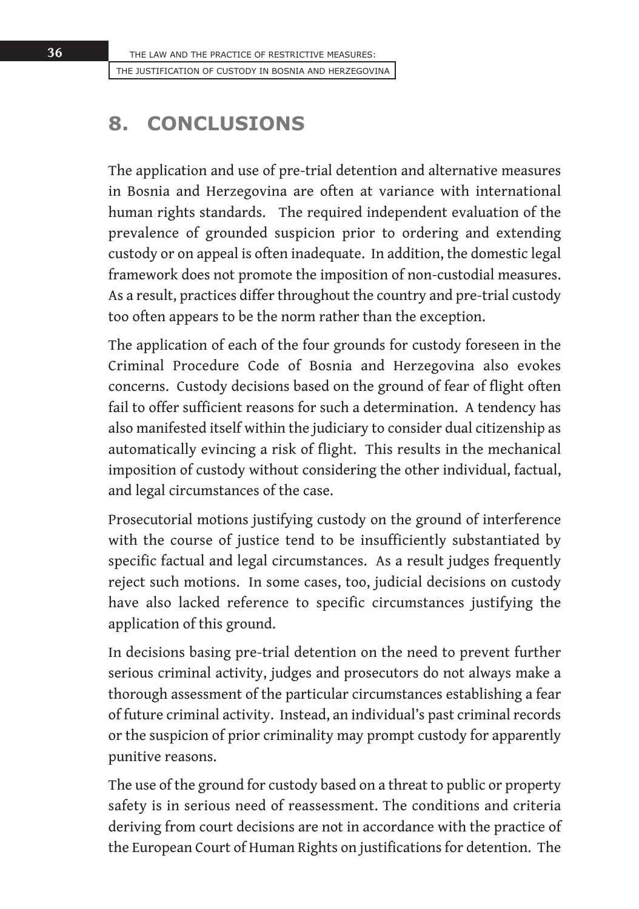## 8. CONCLUSIONS

The application and use of pre-trial detention and alternative measures in Bosnia and Herzegovina are often at variance with international human rights standards. The required independent evaluation of the prevalence of grounded suspicion prior to ordering and extending custody or on appeal is often inadequate. In addition, the domestic legal framework does not promote the imposition of non-custodial measures. As a result, practices differ throughout the country and pre-trial custody too often appears to be the norm rather than the exception.

The application of each of the four grounds for custody foreseen in the Criminal Procedure Code of Bosnia and Herzegovina also evokes concerns. Custody decisions based on the ground of fear of flight often fail to offer sufficient reasons for such a determination. A tendency has also manifested itself within the judiciary to consider dual citizenship as automatically evincing a risk of flight. This results in the mechanical imposition of custody without considering the other individual, factual, and legal circumstances of the case.

Prosecutorial motions justifying custody on the ground of interference with the course of justice tend to be insufficiently substantiated by specific factual and legal circumstances. As a result judges frequently reject such motions. In some cases, too, judicial decisions on custody have also lacked reference to specific circumstances justifying the application of this ground.

In decisions basing pre-trial detention on the need to prevent further serious criminal activity, judges and prosecutors do not always make a thorough assessment of the particular circumstances establishing a fear of future criminal activity. Instead, an individual's past criminal records or the suspicion of prior criminality may prompt custody for apparently punitive reasons.

The use of the ground for custody based on a threat to public or property safety is in serious need of reassessment. The conditions and criteria deriving from court decisions are not in accordance with the practice of the European Court of Human Rights on justifications for detention. The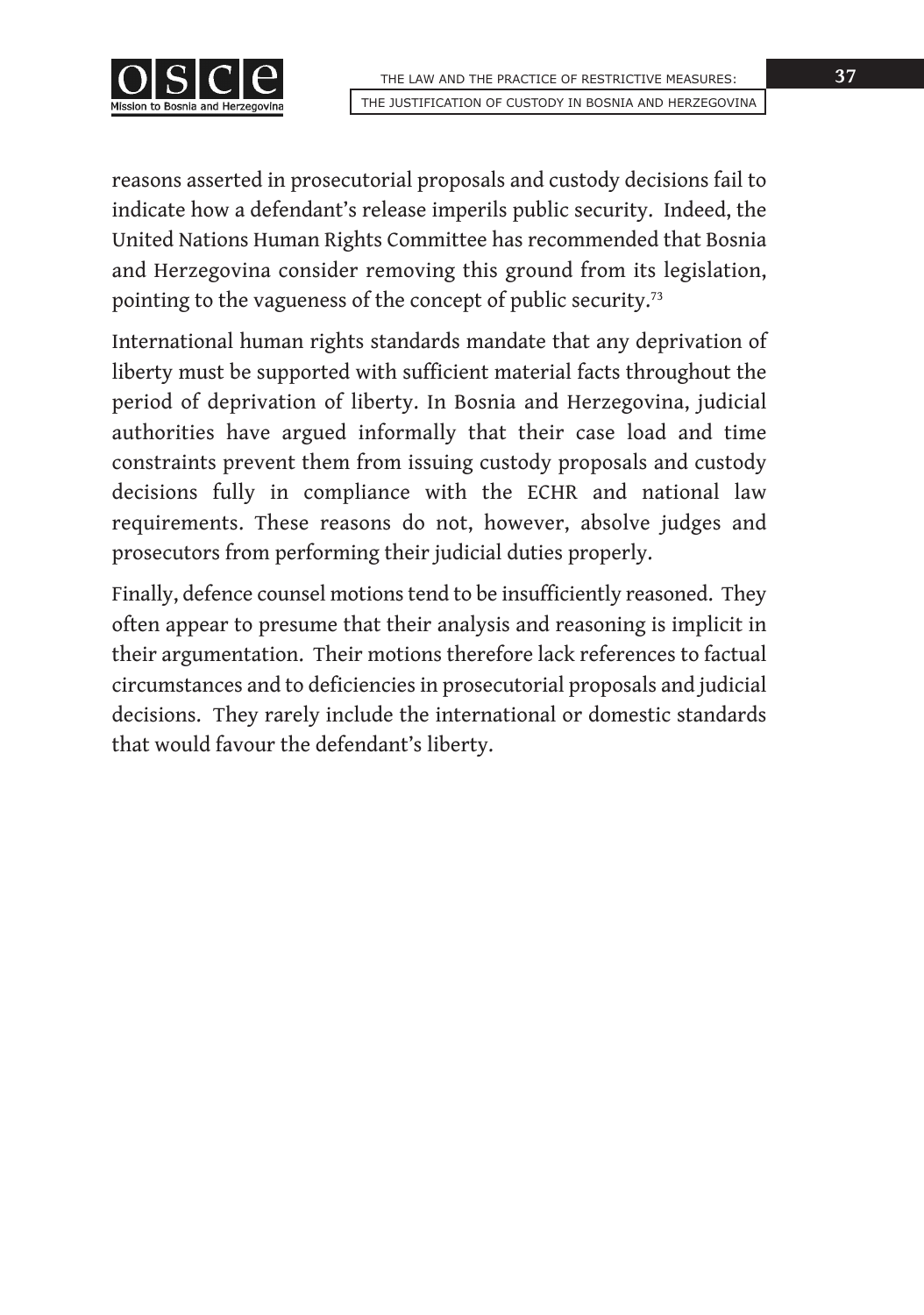reasons asserted in prosecutorial proposals and custody decisions fail to indicate how a defendant's release imperils public security. Indeed, the United Nations Human Rights Committee has recommended that Bosnia and Herzegovina consider removing this ground from its legislation, pointing to the vagueness of the concept of public security.[73]

International human rights standards mandate that any deprivation of liberty must be supported with sufficient material facts throughout the period of deprivation of liberty. In Bosnia and Herzegovina, judicial authorities have argued informally that their case load and time constraints prevent them from issuing custody proposals and custody decisions fully in compliance with the ECHR and national law requirements. These reasons do not, however, absolve judges and prosecutors from performing their judicial duties properly.

Finally, defence counsel motions tend to be insufficiently reasoned. They often appear to presume that their analysis and reasoning is implicit in their argumentation. Their motions therefore lack references to factual circumstances and to deficiencies in prosecutorial proposals and judicial decisions. They rarely include the international or domestic standards that would favour the defendant's liberty.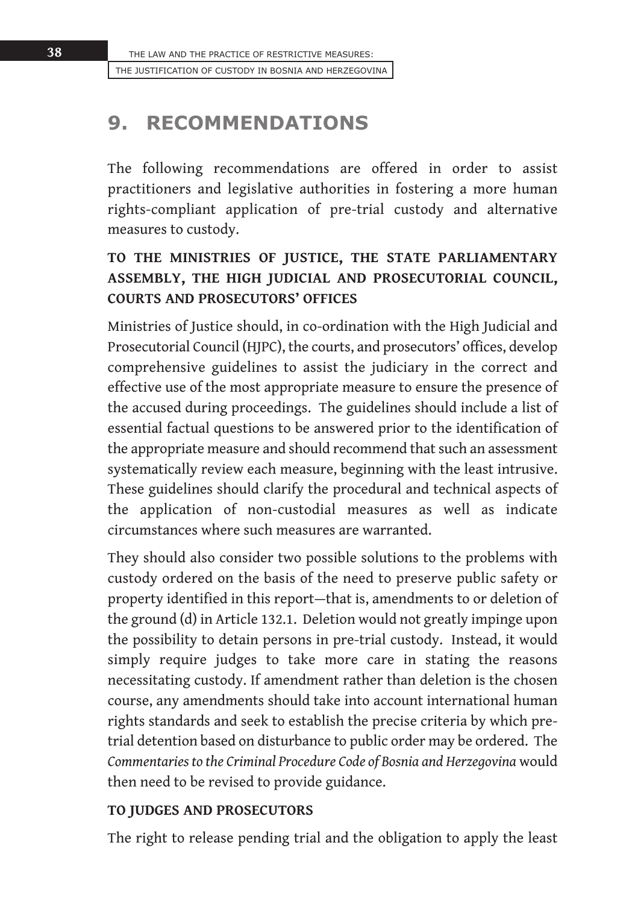# 9. RECOMMENDATIONS

The following recommendations are offered in order to assist practitioners and legislative authorities in fostering a more human rights-compliant application of pre-trial custody and alternative measures to custody.

### TO THE MINISTRIES OF JUSTICE, THE STATE PARLIAMENTARY ASSEMBLY, THE HIGH JUDICIAL AND PROSECUTORIAL COUNCIL, COURTS AND PROSECUTORS' OFFICES

Ministries of Justice should, in co-ordination with the High Judicial and Prosecutorial Council (HJPC), the courts, and prosecutors' offices, develop comprehensive guidelines to assist the judiciary in the correct and effective use of the most appropriate measure to ensure the presence of the accused during proceedings. The guidelines should include a list of essential factual questions to be answered prior to the identification of the appropriate measure and should recommend that such an assessment systematically review each measure, beginning with the least intrusive. These guidelines should clarify the procedural and technical aspects of the application of non-custodial measures as well as indicate circumstances where such measures are warranted.

They should also consider two possible solutions to the problems with custody ordered on the basis of the need to preserve public safety or property identified in this report—that is, amendments to or deletion of the ground (d) in Article 132.1. Deletion would not greatly impinge upon the possibility to detain persons in pre-trial custody. Instead, it would simply require judges to take more care in stating the reasons necessitating custody. If amendment rather than deletion is the chosen course, any amendments should take into account international human rights standards and seek to establish the precise criteria by which pre-trial detention based on disturbance to public order may be ordered. The *Commentaries to the Criminal Procedure Code of Bosnia and Herzegovina* would then need to be revised to provide guidance.

### TO JUDGES AND PROSECUTORS

The right to release pending trial and the obligation to apply the least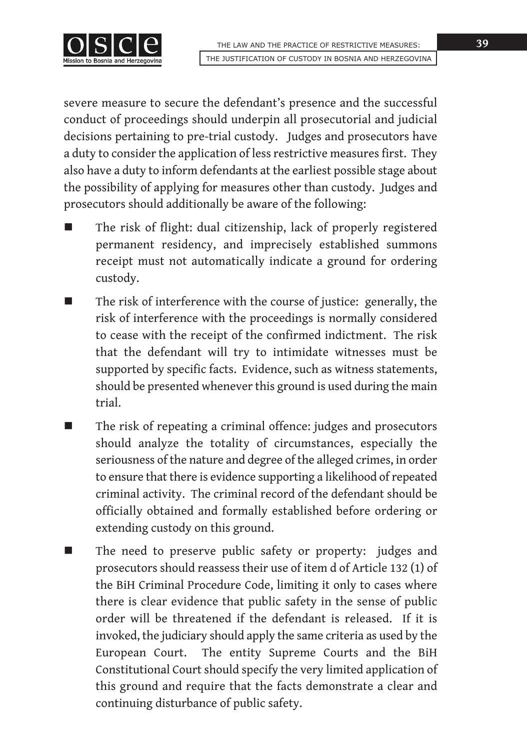severe measure to secure the defendant's presence and the successful conduct of proceedings should underpin all prosecutorial and judicial decisions pertaining to pre-trial custody. Judges and prosecutors have a duty to consider the application of less restrictive measures first. They also have a duty to inform defendants at the earliest possible stage about the possibility of applying for measures other than custody. Judges and prosecutors should additionally be aware of the following:

- The risk of flight: dual citizenship, lack of properly registered permanent residency, and imprecisely established summons receipt must not automatically indicate a ground for ordering custody.
- The risk of interference with the course of justice: generally, the risk of interference with the proceedings is normally considered to cease with the receipt of the confirmed indictment. The risk that the defendant will try to intimidate witnesses must be supported by specific facts. Evidence, such as witness statements, should be presented whenever this ground is used during the main trial.
- The risk of repeating a criminal offence: judges and prosecutors should analyze the totality of circumstances, especially the seriousness of the nature and degree of the alleged crimes, in order to ensure that there is evidence supporting a likelihood of repeated criminal activity. The criminal record of the defendant should be officially obtained and formally established before ordering or extending custody on this ground.
- The need to preserve public safety or property: judges and prosecutors should reassess their use of item d of Article 132 (1) of the BiH Criminal Procedure Code, limiting it only to cases where there is clear evidence that public safety in the sense of public order will be threatened if the defendant is released. If it is invoked, the judiciary should apply the same criteria as used by the European Court. The entity Supreme Courts and the BiH Constitutional Court should specify the very limited application of this ground and require that the facts demonstrate a clear and continuing disturbance of public safety.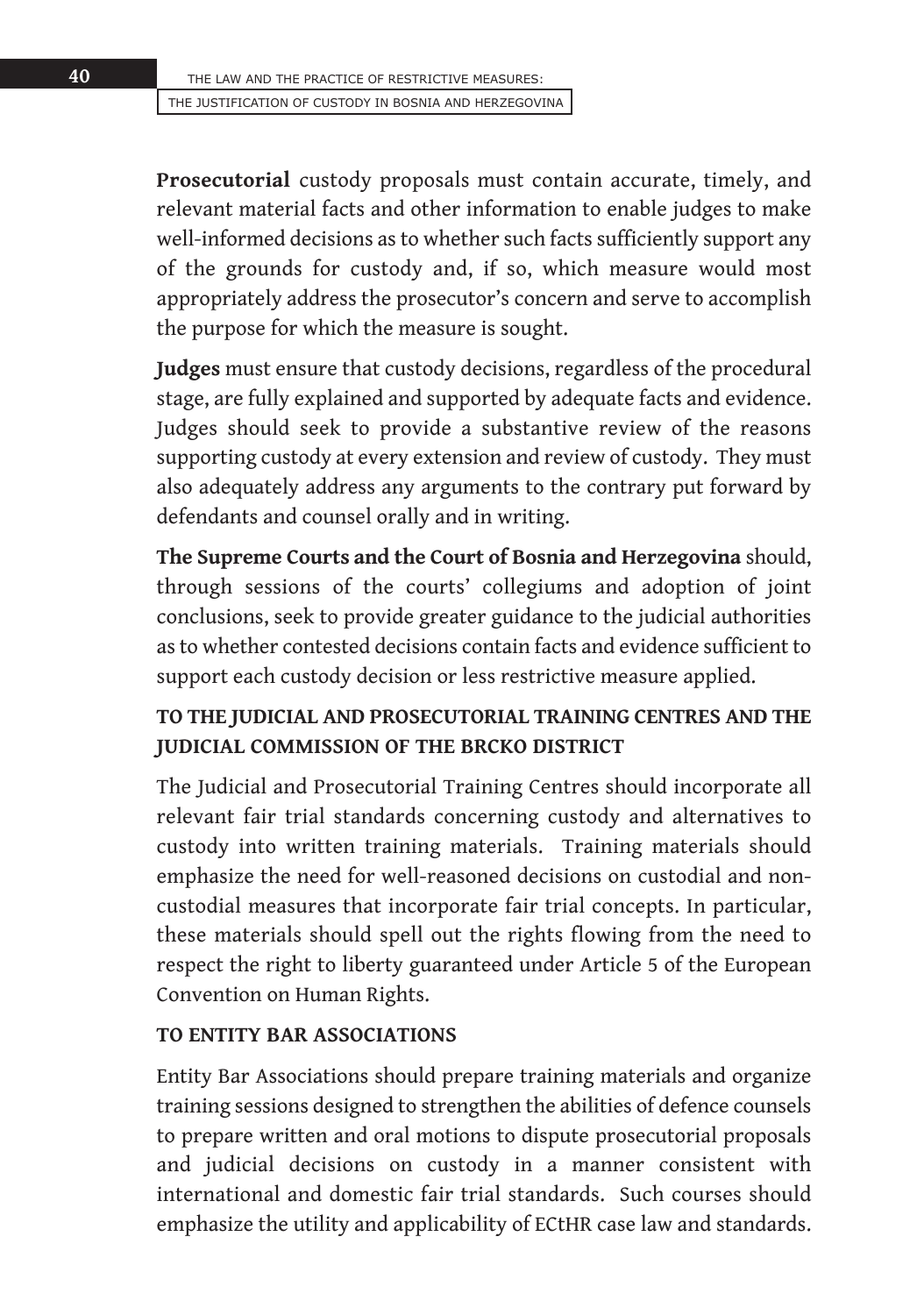**Prosecutorial** custody proposals must contain accurate, timely, and relevant material facts and other information to enable judges to make well-informed decisions as to whether such facts sufficiently support any of the grounds for custody and, if so, which measure would most appropriately address the prosecutor's concern and serve to accomplish the purpose for which the measure is sought.

**Judges** must ensure that custody decisions, regardless of the procedural stage, are fully explained and supported by adequate facts and evidence. Judges should seek to provide a substantive review of the reasons supporting custody at every extension and review of custody. They must also adequately address any arguments to the contrary put forward by defendants and counsel orally and in writing.

**The Supreme Courts and the Court of Bosnia and Herzegovina** should, through sessions of the courts' collegiums and adoption of joint conclusions, seek to provide greater guidance to the judicial authorities as to whether contested decisions contain facts and evidence sufficient to support each custody decision or less restrictive measure applied.

### TO THE JUDICIAL AND PROSECUTORIAL TRAINING CENTRES AND THE JUDICIAL COMMISSION OF THE BRCKO DISTRICT

The Judicial and Prosecutorial Training Centres should incorporate all relevant fair trial standards concerning custody and alternatives to custody into written training materials. Training materials should emphasize the need for well-reasoned decisions on custodial and non-custodial measures that incorporate fair trial concepts. In particular, these materials should spell out the rights flowing from the need to respect the right to liberty guaranteed under Article 5 of the European Convention on Human Rights.

### TO ENTITY BAR ASSOCIATIONS

Entity Bar Associations should prepare training materials and organize training sessions designed to strengthen the abilities of defence counsels to prepare written and oral motions to dispute prosecutorial proposals and judicial decisions on custody in a manner consistent with international and domestic fair trial standards. Such courses should emphasize the utility and applicability of ECtHR case law and standards.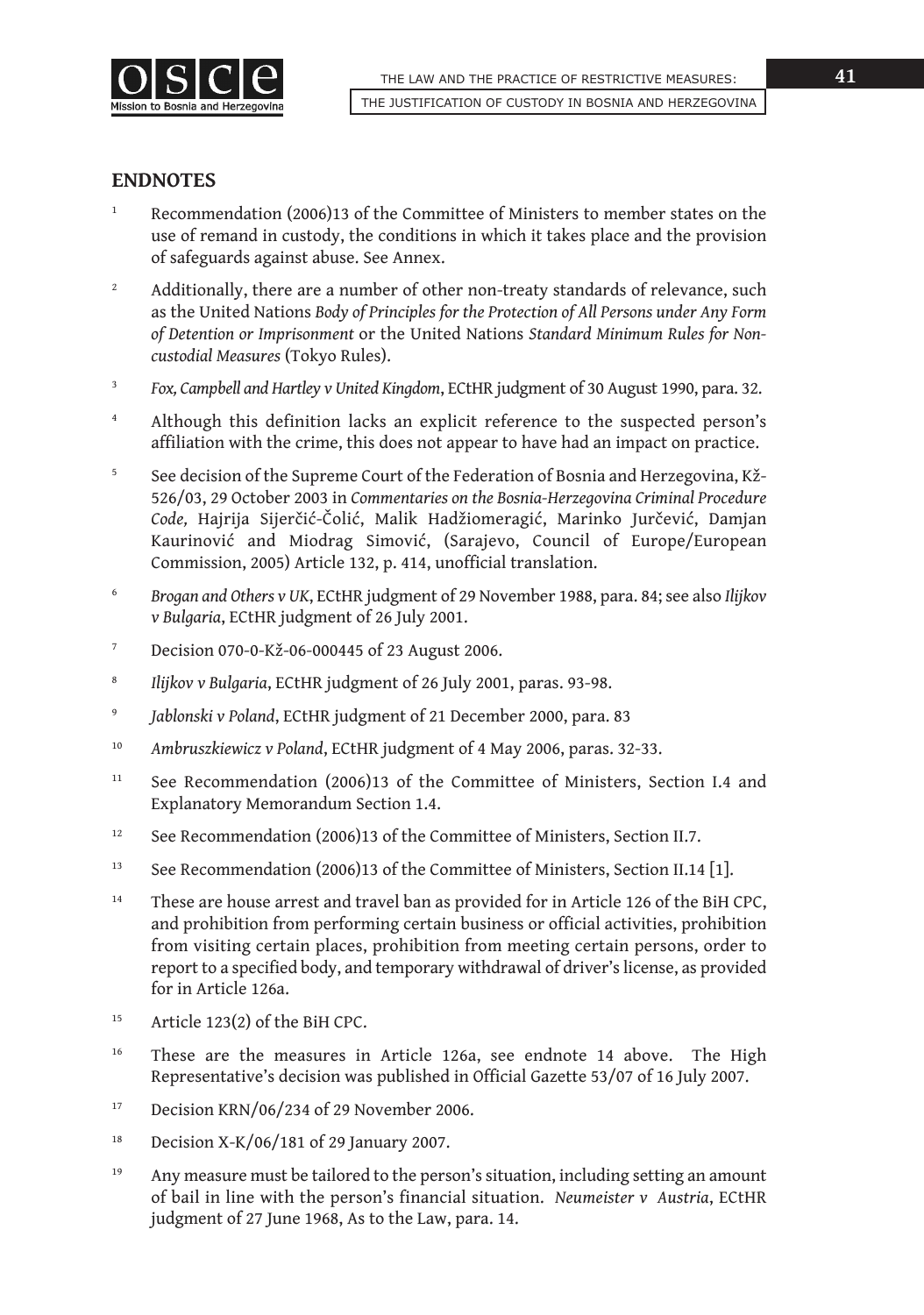## ENDNOTES

1. Recommendation (2006)13 of the Committee of Ministers to member states on the use of remand in custody, the conditions in which it takes place and the provision of safeguards against abuse. See Annex.

2. Additionally, there are a number of other non-treaty standards of relevance, such as the United Nations *Body of Principles for the Protection of All Persons under Any Form of Detention or Imprisonment* or the United Nations *Standard Minimum Rules for Non-custodial Measures* (Tokyo Rules).

3. *Fox, Campbell and Hartley v United Kingdom*, ECtHR judgment of 30 August 1990, para. 32.

4. Although this definition lacks an explicit reference to the suspected person's affiliation with the crime, this does not appear to have had an impact on practice.

5. See decision of the Supreme Court of the Federation of Bosnia and Herzegovina, Kž-526/03, 29 October 2003 in *Commentaries on the Bosnia-Herzegovina Criminal Procedure Code*, Hajrija Sijerčić-Čolić, Malik Hadžiomeragić, Marinko Jurčević, Damjan Kaurinović and Miodrag Simović, (Sarajevo, Council of Europe/European Commission, 2005) Article 132, p. 414, unofficial translation.

6. *Brogan and Others v UK*, ECtHR judgment of 29 November 1988, para. 84; see also *Ilijkov v Bulgaria*, ECtHR judgment of 26 July 2001.

7. Decision 070-0-Kž-06-000445 of 23 August 2006.

8. *Ilijkov v Bulgaria*, ECtHR judgment of 26 July 2001, paras. 93-98.

9. *Jablonski v Poland*, ECtHR judgment of 21 December 2000, para. 83

10. *Ambruszkiewicz v Poland*, ECtHR judgment of 4 May 2006, paras. 32-33.

11. See Recommendation (2006)13 of the Committee of Ministers, Section I.4 and Explanatory Memorandum Section 1.4.

12. See Recommendation (2006)13 of the Committee of Ministers, Section II.7.

13. See Recommendation (2006)13 of the Committee of Ministers, Section II.14 [1].

14. These are house arrest and travel ban as provided for in Article 126 of the BiH CPC, and prohibition from performing certain business or official activities, prohibition from visiting certain places, prohibition from meeting certain persons, order to report to a specified body, and temporary withdrawal of driver's license, as provided for in Article 126a.

15. Article 123(2) of the BiH CPC.

16. These are the measures in Article 126a, see endnote 14 above. The High Representative's decision was published in Official Gazette 53/07 of 16 July 2007.

17. Decision KRN/06/234 of 29 November 2006.

18. Decision X-K/06/181 of 29 January 2007.

19. Any measure must be tailored to the person's situation, including setting an amount of bail in line with the person's financial situation. *Neumeister v Austria*, ECtHR judgment of 27 June 1968, As to the Law, para. 14.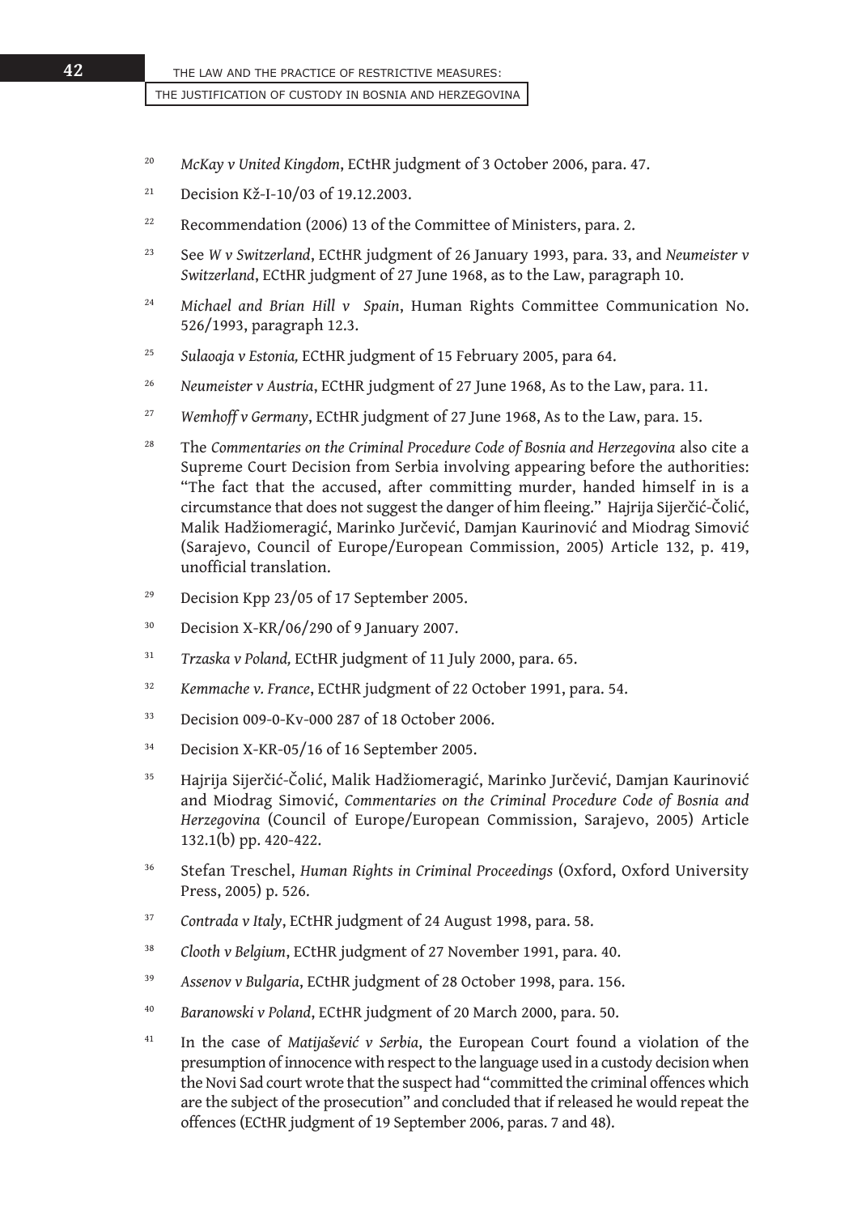[20] *McKay v United Kingdom*, ECtHR judgment of 3 October 2006, para. 47.

[21] Decision Kž-I-10/03 of 19.12.2003.

[22] Recommendation (2006) 13 of the Committee of Ministers, para. 2.

[23] See *W v Switzerland*, ECtHR judgment of 26 January 1993, para. 33, and *Neumeister v Switzerland*, ECtHR judgment of 27 June 1968, as to the Law, paragraph 10.

[24] *Michael and Brian Hill v Spain*, Human Rights Committee Communication No. 526/1993, paragraph 12.3.

[25] *Sulaoaja v Estonia,* ECtHR judgment of 15 February 2005, para 64.

[26] *Neumeister v Austria*, ECtHR judgment of 27 June 1968, As to the Law, para. 11.

[27] *Wemhoff v Germany*, ECtHR judgment of 27 June 1968, As to the Law, para. 15.

[28] The *Commentaries on the Criminal Procedure Code of Bosnia and Herzegovina* also cite a Supreme Court Decision from Serbia involving appearing before the authorities: "The fact that the accused, after committing murder, handed himself in is a circumstance that does not suggest the danger of him fleeing." Hajrija Sijerčić-Čolić, Malik Hadžiomeragić, Marinko Jurčević, Damjan Kaurinović and Miodrag Simović (Sarajevo, Council of Europe/European Commission, 2005) Article 132, p. 419, unofficial translation.

[29] Decision Kpp 23/05 of 17 September 2005.

[30] Decision X-KR/06/290 of 9 January 2007.

[31] *Trzaska v Poland,* ECtHR judgment of 11 July 2000, para. 65.

[32] *Kemmache v. France*, ECtHR judgment of 22 October 1991, para. 54.

[33] Decision 009-0-Kv-000 287 of 18 October 2006.

[34] Decision X-KR-05/16 of 16 September 2005.

[35] Hajrija Sijerčić-Čolić, Malik Hadžiomeragić, Marinko Jurčević, Damjan Kaurinović and Miodrag Simović, *Commentaries on the Criminal Procedure Code of Bosnia and Herzegovina* (Council of Europe/European Commission, Sarajevo, 2005) Article 132.1(b) pp. 420-422.

[36] Stefan Treschel, *Human Rights in Criminal Proceedings* (Oxford, Oxford University Press, 2005) p. 526.

[37] *Contrada v Italy*, ECtHR judgment of 24 August 1998, para. 58.

[38] *Clooth v Belgium*, ECtHR judgment of 27 November 1991, para. 40.

[39] *Assenov v Bulgaria*, ECtHR judgment of 28 October 1998, para. 156.

[40] *Baranowski v Poland*, ECtHR judgment of 20 March 2000, para. 50.

[41] In the case of *Matijašević v Serbia*, the European Court found a violation of the presumption of innocence with respect to the language used in a custody decision when the Novi Sad court wrote that the suspect had "committed the criminal offences which are the subject of the prosecution" and concluded that if released he would repeat the offences (ECtHR judgment of 19 September 2006, paras. 7 and 48).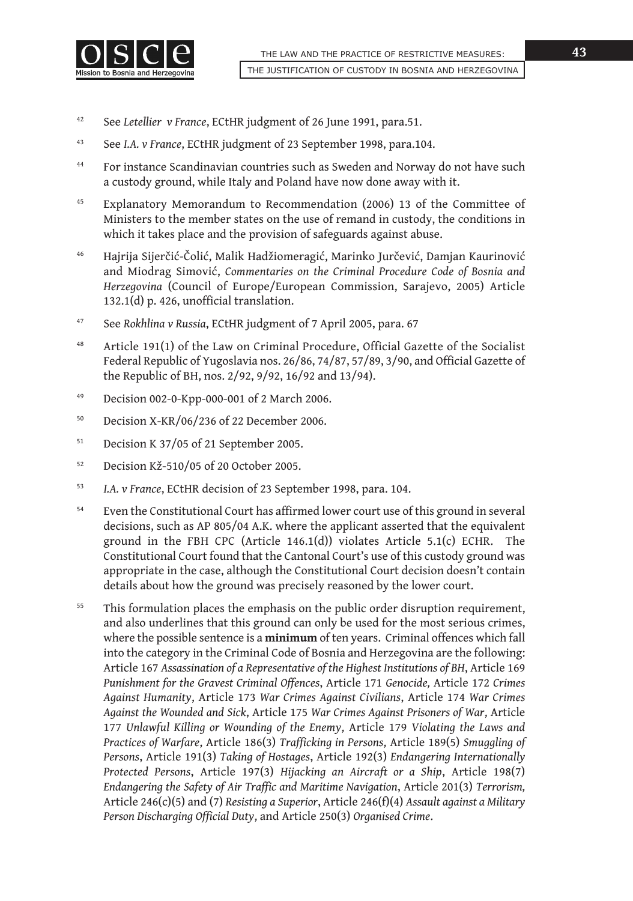42 See *Letellier v France*, ECtHR judgment of 26 June 1991, para.51.

43 See *I.A. v France*, ECtHR judgment of 23 September 1998, para.104.

44 For instance Scandinavian countries such as Sweden and Norway do not have such a custody ground, while Italy and Poland have now done away with it.

45 Explanatory Memorandum to Recommendation (2006) 13 of the Committee of Ministers to the member states on the use of remand in custody, the conditions in which it takes place and the provision of safeguards against abuse.

46 Hajrija Sijerčić-Čolić, Malik Hadžiomeragić, Marinko Jurčević, Damjan Kaurinović and Miodrag Simović, *Commentaries on the Criminal Procedure Code of Bosnia and Herzegovina* (Council of Europe/European Commission, Sarajevo, 2005) Article 132.1(d) p. 426, unofficial translation.

47 See *Rokhlina v Russia*, ECtHR judgment of 7 April 2005, para. 67

48 Article 191(1) of the Law on Criminal Procedure, Official Gazette of the Socialist Federal Republic of Yugoslavia nos. 26/86, 74/87, 57/89, 3/90, and Official Gazette of the Republic of BH, nos. 2/92, 9/92, 16/92 and 13/94).

49 Decision 002-0-Kpp-000-001 of 2 March 2006.

50 Decision X-KR/06/236 of 22 December 2006.

51 Decision K 37/05 of 21 September 2005.

52 Decision Kž-510/05 of 20 October 2005.

53 *I.A. v France*, ECtHR decision of 23 September 1998, para. 104.

54 Even the Constitutional Court has affirmed lower court use of this ground in several decisions, such as AP 805/04 A.K. where the applicant asserted that the equivalent ground in the FBH CPC (Article 146.1(d)) violates Article 5.1(c) ECHR. The Constitutional Court found that the Cantonal Court's use of this custody ground was appropriate in the case, although the Constitutional Court decision doesn't contain details about how the ground was precisely reasoned by the lower court.

55 This formulation places the emphasis on the public order disruption requirement, and also underlines that this ground can only be used for the most serious crimes, where the possible sentence is a **minimum** of ten years. Criminal offences which fall into the category in the Criminal Code of Bosnia and Herzegovina are the following: Article 167 *Assassination of a Representative of the Highest Institutions of BH*, Article 169 *Punishment for the Gravest Criminal Offences*, Article 171 *Genocide,* Article 172 *Crimes Against Humanity*, Article 173 *War Crimes Against Civilians*, Article 174 *War Crimes Against the Wounded and Sick*, Article 175 *War Crimes Against Prisoners of War*, Article 177 *Unlawful Killing or Wounding of the Enemy*, Article 179 *Violating the Laws and Practices of Warfare*, Article 186(3) *Trafficking in Persons*, Article 189(5) *Smuggling of Persons*, Article 191(3) *Taking of Hostages*, Article 192(3) *Endangering Internationally Protected Persons*, Article 197(3) *Hijacking an Aircraft or a Ship*, Article 198(7) *Endangering the Safety of Air Traffic and Maritime Navigation*, Article 201(3) *Terrorism,* Article 246(c)(5) and (7) *Resisting a Superior*, Article 246(f)(4) *Assault against a Military Person Discharging Official Duty*, and Article 250(3) *Organised Crime*.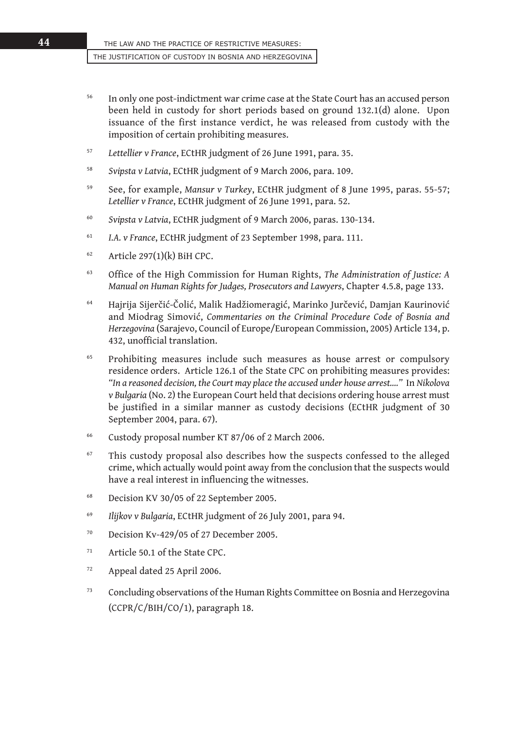[56] In only one post-indictment war crime case at the State Court has an accused person been held in custody for short periods based on ground 132.1(d) alone. Upon issuance of the first instance verdict, he was released from custody with the imposition of certain prohibiting measures.

[57] *Lettellier v France*, ECtHR judgment of 26 June 1991, para. 35.

[58] *Svipsta v Latvia*, ECtHR judgment of 9 March 2006, para. 109.

[59] See, for example, *Mansur v Turkey*, ECtHR judgment of 8 June 1995, paras. 55-57; *Letellier v France*, ECtHR judgment of 26 June 1991, para. 52.

[60] *Svipsta v Latvia*, ECtHR judgment of 9 March 2006, paras. 130-134.

[61] *I.A. v France*, ECtHR judgment of 23 September 1998, para. 111.

[62] Article 297(1)(k) BiH CPC.

[63] Office of the High Commission for Human Rights, *The Administration of Justice: A Manual on Human Rights for Judges, Prosecutors and Lawyers*, Chapter 4.5.8, page 133.

[64] Hajrija Sijerčić-Čolić, Malik Hadžiomeragić, Marinko Jurčević, Damjan Kaurinović and Miodrag Simović, *Commentaries on the Criminal Procedure Code of Bosnia and Herzegovina* (Sarajevo, Council of Europe/European Commission, 2005) Article 134, p. 432, unofficial translation.

[65] Prohibiting measures include such measures as house arrest or compulsory residence orders. Article 126.1 of the State CPC on prohibiting measures provides: *"In a reasoned decision, the Court may place the accused under house arrest...."* In *Nikolova v Bulgaria* (No. 2) the European Court held that decisions ordering house arrest must be justified in a similar manner as custody decisions (ECtHR judgment of 30 September 2004, para. 67).

[66] Custody proposal number KT 87/06 of 2 March 2006.

[67] This custody proposal also describes how the suspects confessed to the alleged crime, which actually would point away from the conclusion that the suspects would have a real interest in influencing the witnesses.

[68] Decision KV 30/05 of 22 September 2005.

[69] *Ilijkov v Bulgaria*, ECtHR judgment of 26 July 2001, para 94.

[70] Decision Kv-429/05 of 27 December 2005.

[71] Article 50.1 of the State CPC.

[72] Appeal dated 25 April 2006.

[73] Concluding observations of the Human Rights Committee on Bosnia and Herzegovina (CCPR/C/BIH/CO/1), paragraph 18.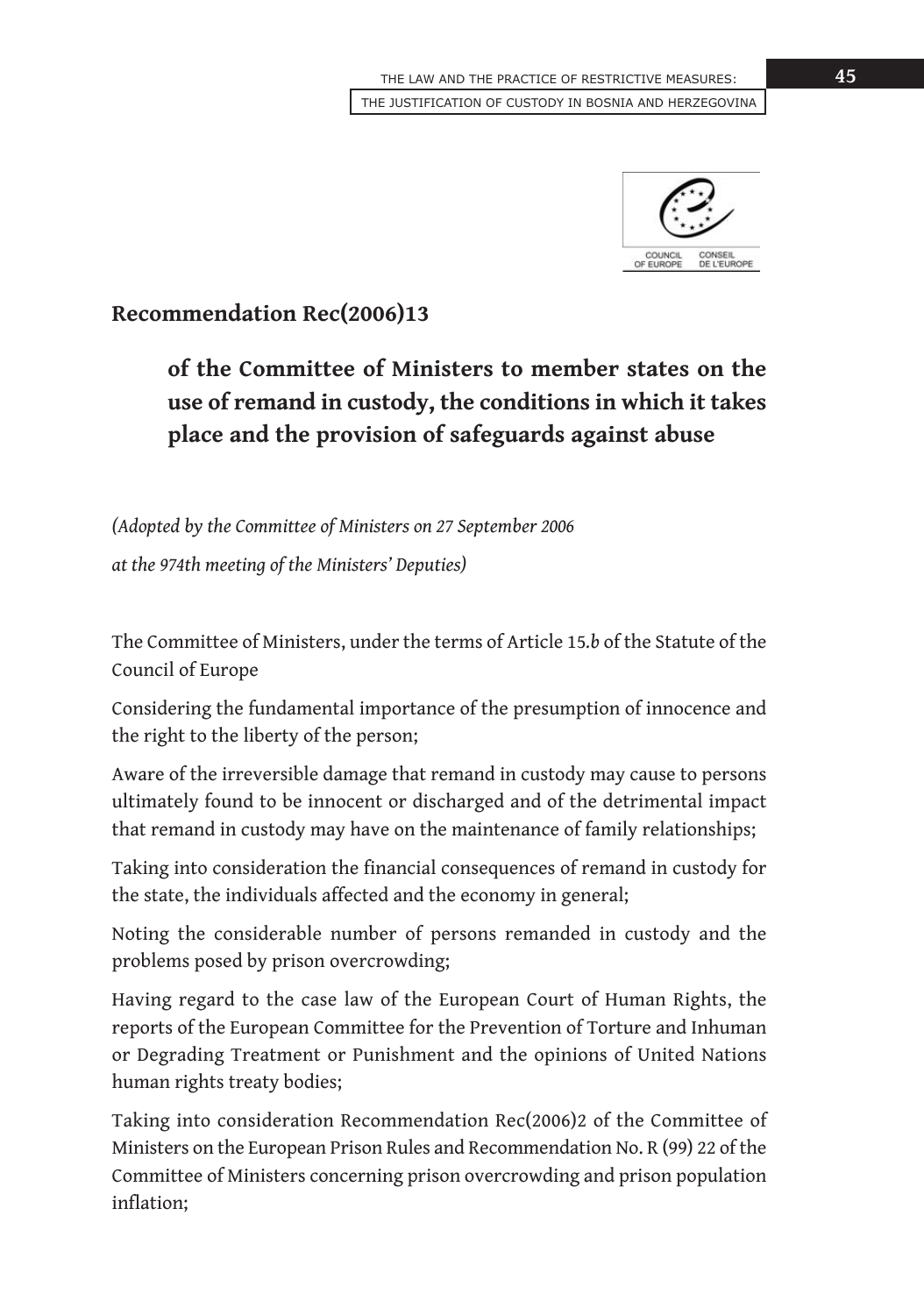## Recommendation Rec(2006)13

### of the Committee of Ministers to member states on the use of remand in custody, the conditions in which it takes place and the provision of safeguards against abuse

*(Adopted by the Committee of Ministers on 27 September 2006*

*at the 974th meeting of the Ministers' Deputies)*

The Committee of Ministers, under the terms of Article 15.*b* of the Statute of the Council of Europe

Considering the fundamental importance of the presumption of innocence and the right to the liberty of the person;

Aware of the irreversible damage that remand in custody may cause to persons ultimately found to be innocent or discharged and of the detrimental impact that remand in custody may have on the maintenance of family relationships;

Taking into consideration the financial consequences of remand in custody for the state, the individuals affected and the economy in general;

Noting the considerable number of persons remanded in custody and the problems posed by prison overcrowding;

Having regard to the case law of the European Court of Human Rights, the reports of the European Committee for the Prevention of Torture and Inhuman or Degrading Treatment or Punishment and the opinions of United Nations human rights treaty bodies;

Taking into consideration Recommendation Rec(2006)2 of the Committee of Ministers on the European Prison Rules and Recommendation No. R (99) 22 of the Committee of Ministers concerning prison overcrowding and prison population inflation;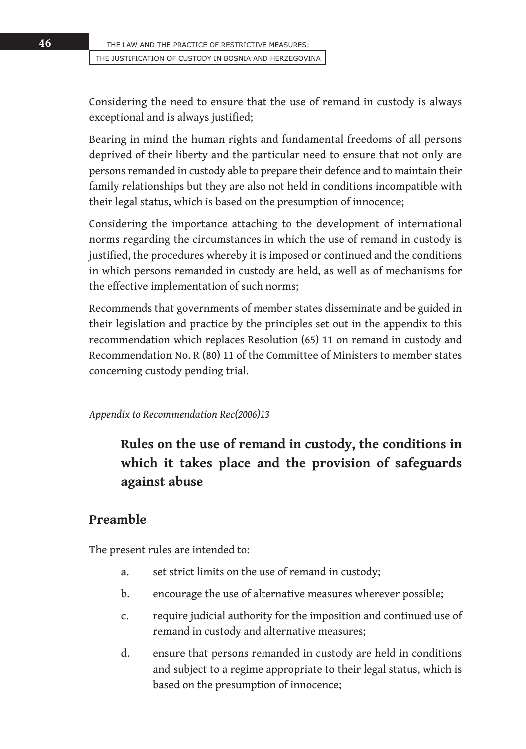Considering the need to ensure that the use of remand in custody is always exceptional and is always justified;

Bearing in mind the human rights and fundamental freedoms of all persons deprived of their liberty and the particular need to ensure that not only are persons remanded in custody able to prepare their defence and to maintain their family relationships but they are also not held in conditions incompatible with their legal status, which is based on the presumption of innocence;

Considering the importance attaching to the development of international norms regarding the circumstances in which the use of remand in custody is justified, the procedures whereby it is imposed or continued and the conditions in which persons remanded in custody are held, as well as of mechanisms for the effective implementation of such norms;

Recommends that governments of member states disseminate and be guided in their legislation and practice by the principles set out in the appendix to this recommendation which replaces Resolution (65) 11 on remand in custody and Recommendation No. R (80) 11 of the Committee of Ministers to member states concerning custody pending trial.

*Appendix to Recommendation Rec(2006)13*

## Rules on the use of remand in custody, the conditions in which it takes place and the provision of safeguards against abuse

### Preamble

The present rules are intended to:

a. set strict limits on the use of remand in custody;

b. encourage the use of alternative measures wherever possible;

c. require judicial authority for the imposition and continued use of remand in custody and alternative measures;

d. ensure that persons remanded in custody are held in conditions and subject to a regime appropriate to their legal status, which is based on the presumption of innocence;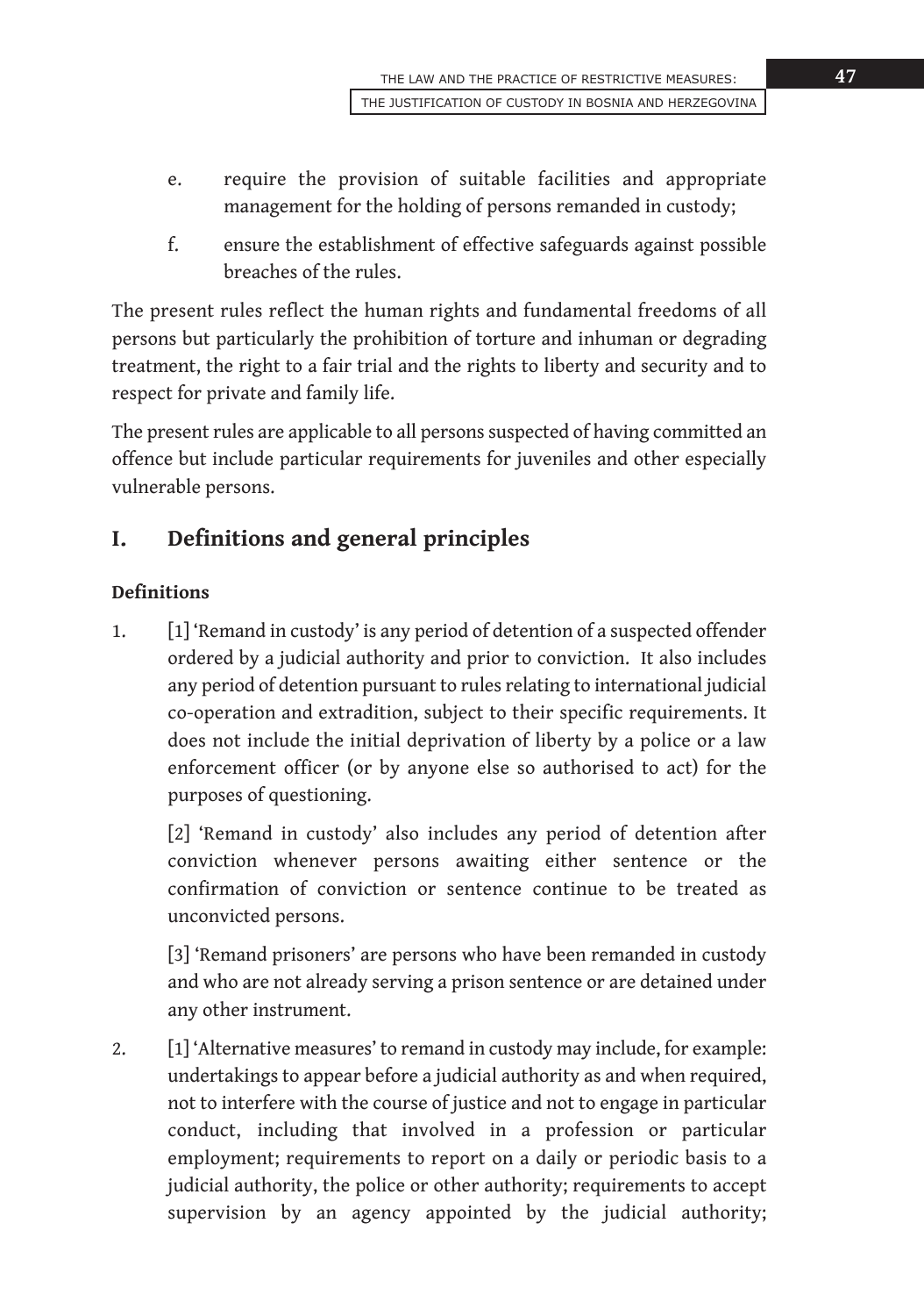e. require the provision of suitable facilities and appropriate management for the holding of persons remanded in custody;

f. ensure the establishment of effective safeguards against possible breaches of the rules.

The present rules reflect the human rights and fundamental freedoms of all persons but particularly the prohibition of torture and inhuman or degrading treatment, the right to a fair trial and the rights to liberty and security and to respect for private and family life.

The present rules are applicable to all persons suspected of having committed an offence but include particular requirements for juveniles and other especially vulnerable persons.

## I. Definitions and general principles

**Definitions**

1. [1] 'Remand in custody' is any period of detention of a suspected offender ordered by a judicial authority and prior to conviction. It also includes any period of detention pursuant to rules relating to international judicial co-operation and extradition, subject to their specific requirements. It does not include the initial deprivation of liberty by a police or a law enforcement officer (or by anyone else so authorised to act) for the purposes of questioning.

   [2] 'Remand in custody' also includes any period of detention after conviction whenever persons awaiting either sentence or the confirmation of conviction or sentence continue to be treated as unconvicted persons.

   [3] 'Remand prisoners' are persons who have been remanded in custody and who are not already serving a prison sentence or are detained under any other instrument.

2. [1] 'Alternative measures' to remand in custody may include, for example: undertakings to appear before a judicial authority as and when required, not to interfere with the course of justice and not to engage in particular conduct, including that involved in a profession or particular employment; requirements to report on a daily or periodic basis to a judicial authority, the police or other authority; requirements to accept supervision by an agency appointed by the judicial authority;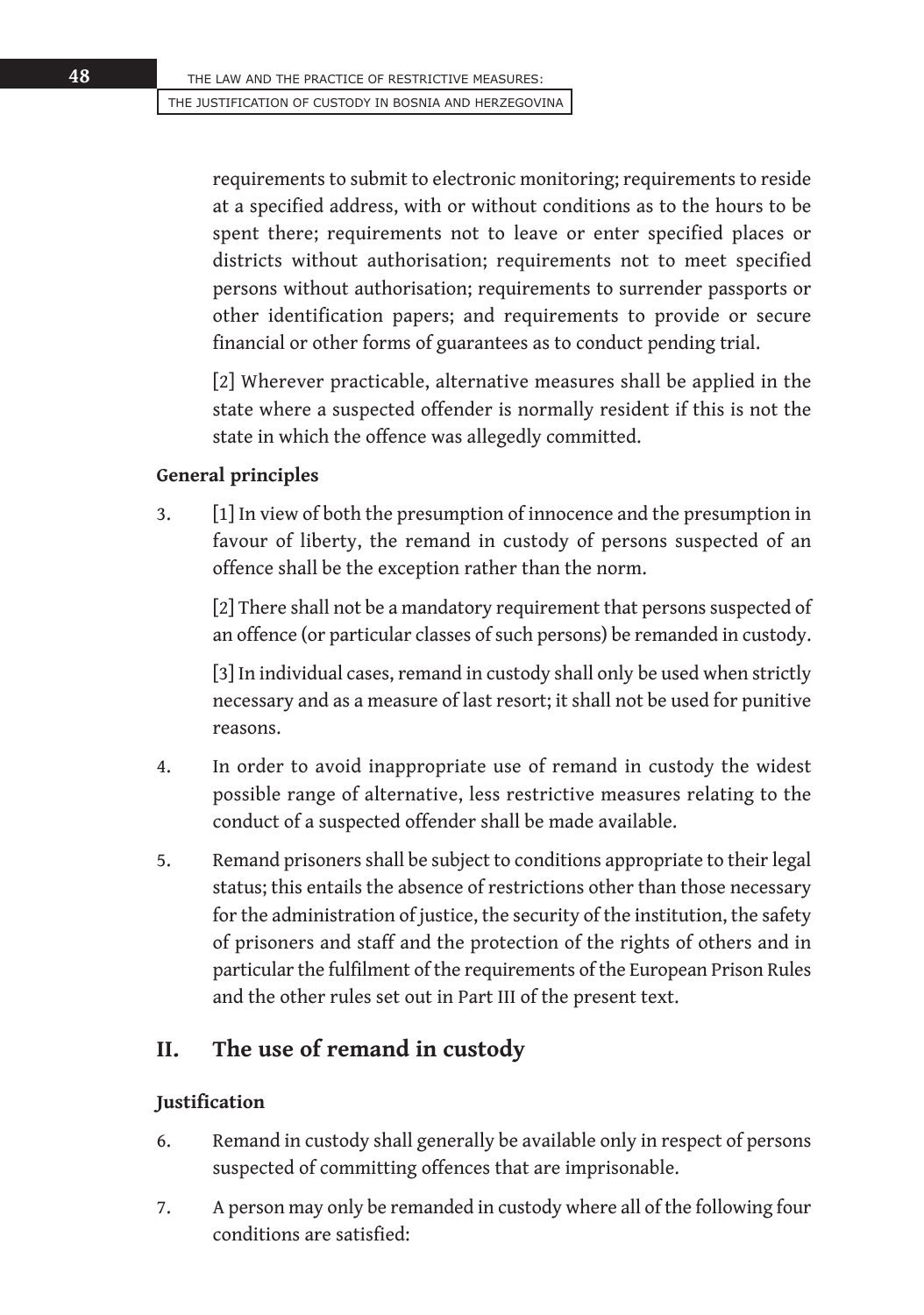requirements to submit to electronic monitoring; requirements to reside at a specified address, with or without conditions as to the hours to be spent there; requirements not to leave or enter specified places or districts without authorisation; requirements not to meet specified persons without authorisation; requirements to surrender passports or other identification papers; and requirements to provide or secure financial or other forms of guarantees as to conduct pending trial.

[2] Wherever practicable, alternative measures shall be applied in the state where a suspected offender is normally resident if this is not the state in which the offence was allegedly committed.

**General principles**

3. [1] In view of both the presumption of innocence and the presumption in favour of liberty, the remand in custody of persons suspected of an offence shall be the exception rather than the norm.

   [2] There shall not be a mandatory requirement that persons suspected of an offence (or particular classes of such persons) be remanded in custody.

   [3] In individual cases, remand in custody shall only be used when strictly necessary and as a measure of last resort; it shall not be used for punitive reasons.

4. In order to avoid inappropriate use of remand in custody the widest possible range of alternative, less restrictive measures relating to the conduct of a suspected offender shall be made available.

5. Remand prisoners shall be subject to conditions appropriate to their legal status; this entails the absence of restrictions other than those necessary for the administration of justice, the security of the institution, the safety of prisoners and staff and the protection of the rights of others and in particular the fulfilment of the requirements of the European Prison Rules and the other rules set out in Part III of the present text.

## II. The use of remand in custody

**Justification**

6. Remand in custody shall generally be available only in respect of persons suspected of committing offences that are imprisonable.

7. A person may only be remanded in custody where all of the following four conditions are satisfied: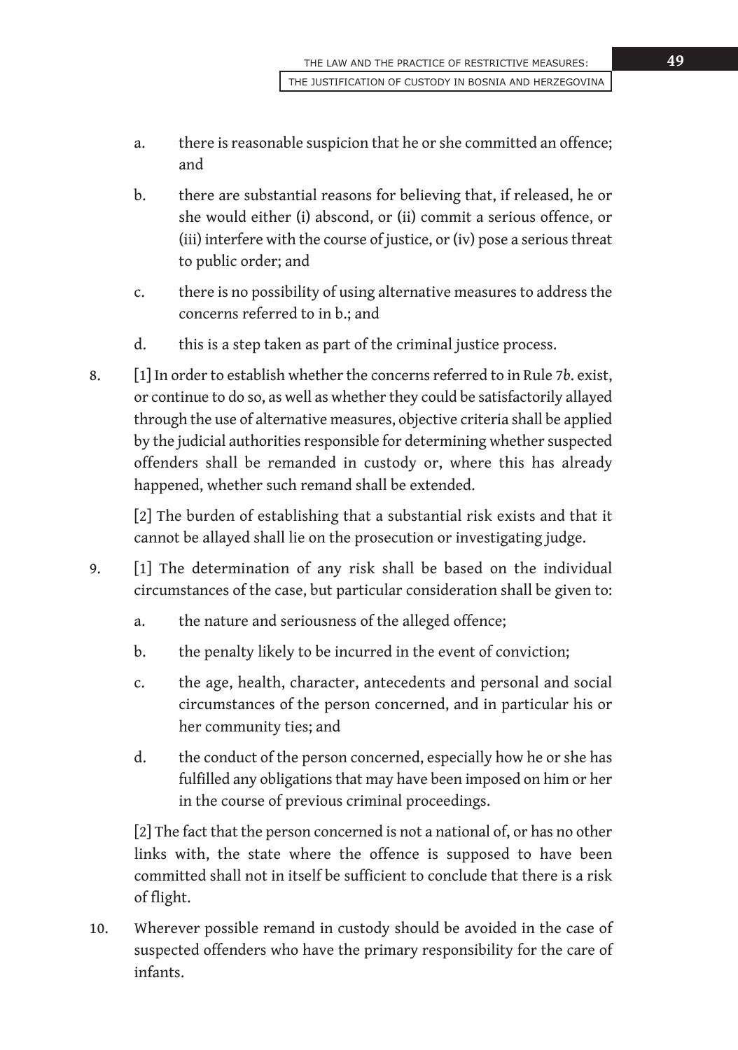a. there is reasonable suspicion that he or she committed an offence; and

b. there are substantial reasons for believing that, if released, he or she would either (i) abscond, or (ii) commit a serious offence, or (iii) interfere with the course of justice, or (iv) pose a serious threat to public order; and

c. there is no possibility of using alternative measures to address the concerns referred to in b.; and

d. this is a step taken as part of the criminal justice process.

8. [1] In order to establish whether the concerns referred to in Rule 7*b*. exist, or continue to do so, as well as whether they could be satisfactorily allayed through the use of alternative measures, objective criteria shall be applied by the judicial authorities responsible for determining whether suspected offenders shall be remanded in custody or, where this has already happened, whether such remand shall be extended.

   [2] The burden of establishing that a substantial risk exists and that it cannot be allayed shall lie on the prosecution or investigating judge.

9. [1] The determination of any risk shall be based on the individual circumstances of the case, but particular consideration shall be given to:

   a. the nature and seriousness of the alleged offence;

   b. the penalty likely to be incurred in the event of conviction;

   c. the age, health, character, antecedents and personal and social circumstances of the person concerned, and in particular his or her community ties; and

   d. the conduct of the person concerned, especially how he or she has fulfilled any obligations that may have been imposed on him or her in the course of previous criminal proceedings.

   [2] The fact that the person concerned is not a national of, or has no other links with, the state where the offence is supposed to have been committed shall not in itself be sufficient to conclude that there is a risk of flight.

10. Wherever possible remand in custody should be avoided in the case of suspected offenders who have the primary responsibility for the care of infants.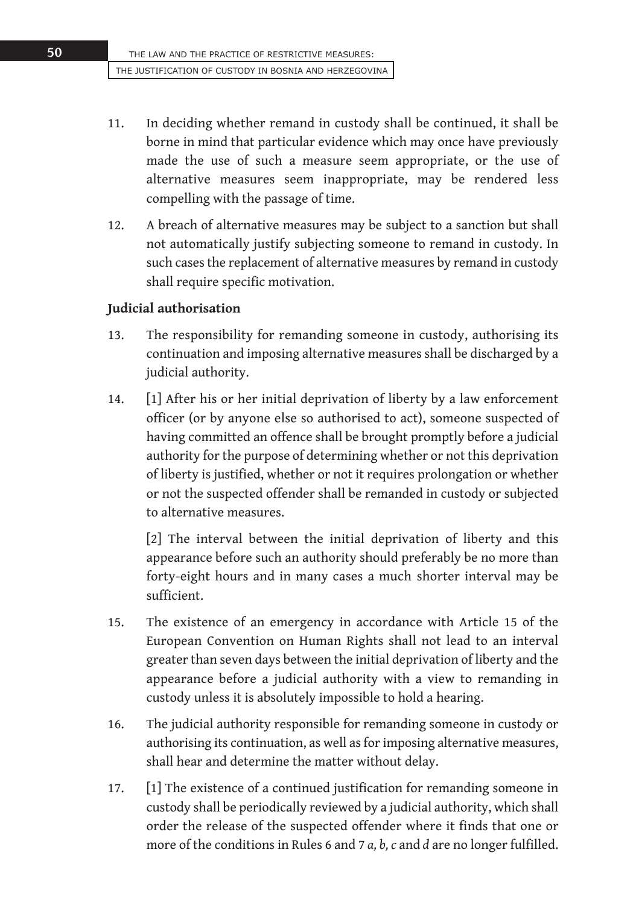11. In deciding whether remand in custody shall be continued, it shall be borne in mind that particular evidence which may once have previously made the use of such a measure seem appropriate, or the use of alternative measures seem inappropriate, may be rendered less compelling with the passage of time.

12. A breach of alternative measures may be subject to a sanction but shall not automatically justify subjecting someone to remand in custody. In such cases the replacement of alternative measures by remand in custody shall require specific motivation.

**Judicial authorisation**

13. The responsibility for remanding someone in custody, authorising its continuation and imposing alternative measures shall be discharged by a judicial authority.

14. [1] After his or her initial deprivation of liberty by a law enforcement officer (or by anyone else so authorised to act), someone suspected of having committed an offence shall be brought promptly before a judicial authority for the purpose of determining whether or not this deprivation of liberty is justified, whether or not it requires prolongation or whether or not the suspected offender shall be remanded in custody or subjected to alternative measures.

    [2] The interval between the initial deprivation of liberty and this appearance before such an authority should preferably be no more than forty-eight hours and in many cases a much shorter interval may be sufficient.

15. The existence of an emergency in accordance with Article 15 of the European Convention on Human Rights shall not lead to an interval greater than seven days between the initial deprivation of liberty and the appearance before a judicial authority with a view to remanding in custody unless it is absolutely impossible to hold a hearing.

16. The judicial authority responsible for remanding someone in custody or authorising its continuation, as well as for imposing alternative measures, shall hear and determine the matter without delay.

17. [1] The existence of a continued justification for remanding someone in custody shall be periodically reviewed by a judicial authority, which shall order the release of the suspected offender where it finds that one or more of the conditions in Rules 6 and 7 *a, b, c* and *d* are no longer fulfilled.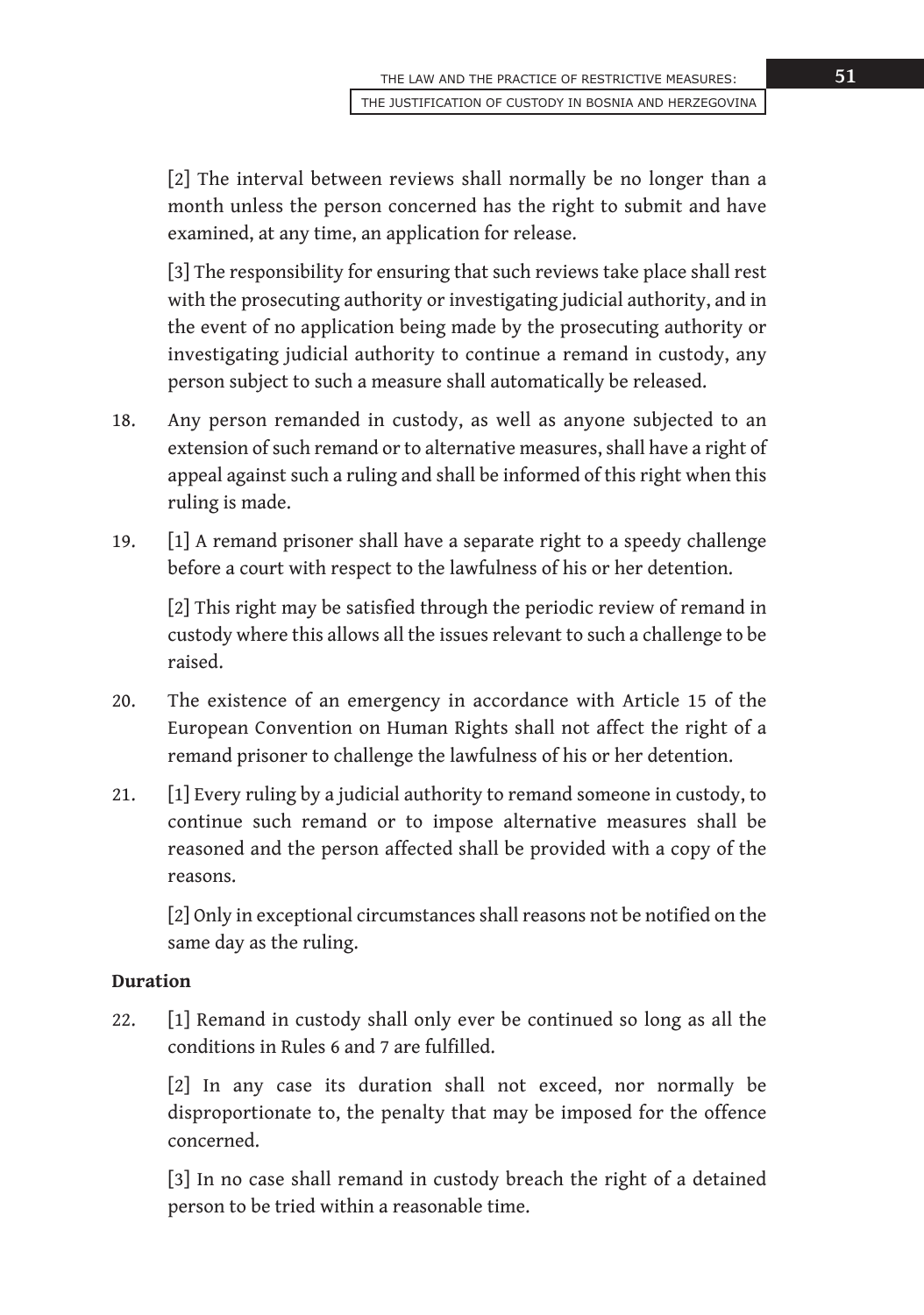[2] The interval between reviews shall normally be no longer than a month unless the person concerned has the right to submit and have examined, at any time, an application for release.

[3] The responsibility for ensuring that such reviews take place shall rest with the prosecuting authority or investigating judicial authority, and in the event of no application being made by the prosecuting authority or investigating judicial authority to continue a remand in custody, any person subject to such a measure shall automatically be released.

18. Any person remanded in custody, as well as anyone subjected to an extension of such remand or to alternative measures, shall have a right of appeal against such a ruling and shall be informed of this right when this ruling is made.

19. [1] A remand prisoner shall have a separate right to a speedy challenge before a court with respect to the lawfulness of his or her detention.

    [2] This right may be satisfied through the periodic review of remand in custody where this allows all the issues relevant to such a challenge to be raised.

20. The existence of an emergency in accordance with Article 15 of the European Convention on Human Rights shall not affect the right of a remand prisoner to challenge the lawfulness of his or her detention.

21. [1] Every ruling by a judicial authority to remand someone in custody, to continue such remand or to impose alternative measures shall be reasoned and the person affected shall be provided with a copy of the reasons.

    [2] Only in exceptional circumstances shall reasons not be notified on the same day as the ruling.

**Duration**

22. [1] Remand in custody shall only ever be continued so long as all the conditions in Rules 6 and 7 are fulfilled.

    [2] In any case its duration shall not exceed, nor normally be disproportionate to, the penalty that may be imposed for the offence concerned.

    [3] In no case shall remand in custody breach the right of a detained person to be tried within a reasonable time.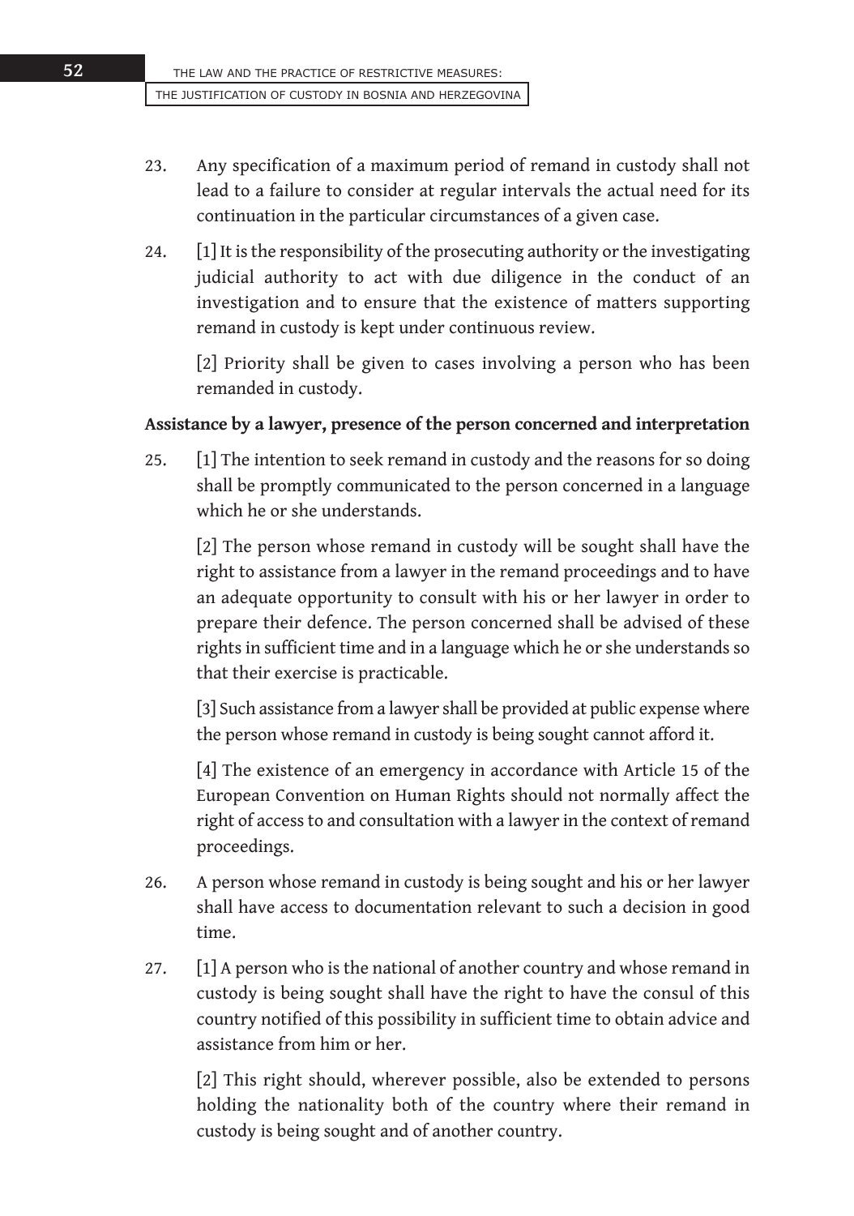23. Any specification of a maximum period of remand in custody shall not lead to a failure to consider at regular intervals the actual need for its continuation in the particular circumstances of a given case.

24. [1] It is the responsibility of the prosecuting authority or the investigating judicial authority to act with due diligence in the conduct of an investigation and to ensure that the existence of matters supporting remand in custody is kept under continuous review.

    [2] Priority shall be given to cases involving a person who has been remanded in custody.

**Assistance by a lawyer, presence of the person concerned and interpretation**

25. [1] The intention to seek remand in custody and the reasons for so doing shall be promptly communicated to the person concerned in a language which he or she understands.

    [2] The person whose remand in custody will be sought shall have the right to assistance from a lawyer in the remand proceedings and to have an adequate opportunity to consult with his or her lawyer in order to prepare their defence. The person concerned shall be advised of these rights in sufficient time and in a language which he or she understands so that their exercise is practicable.

    [3] Such assistance from a lawyer shall be provided at public expense where the person whose remand in custody is being sought cannot afford it.

    [4] The existence of an emergency in accordance with Article 15 of the European Convention on Human Rights should not normally affect the right of access to and consultation with a lawyer in the context of remand proceedings.

26. A person whose remand in custody is being sought and his or her lawyer shall have access to documentation relevant to such a decision in good time.

27. [1] A person who is the national of another country and whose remand in custody is being sought shall have the right to have the consul of this country notified of this possibility in sufficient time to obtain advice and assistance from him or her.

    [2] This right should, wherever possible, also be extended to persons holding the nationality both of the country where their remand in custody is being sought and of another country.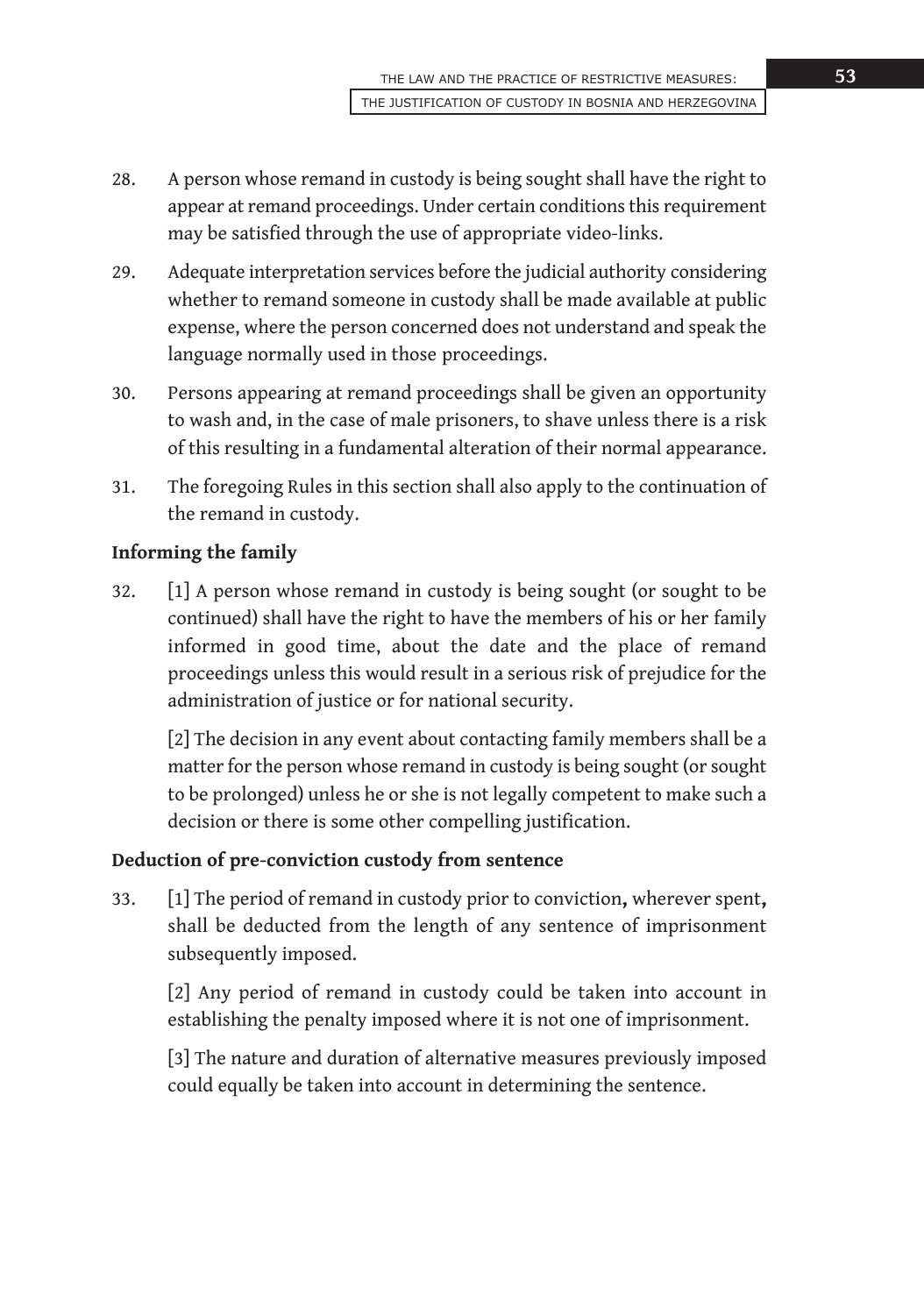28. A person whose remand in custody is being sought shall have the right to appear at remand proceedings. Under certain conditions this requirement may be satisfied through the use of appropriate video-links.

29. Adequate interpretation services before the judicial authority considering whether to remand someone in custody shall be made available at public expense, where the person concerned does not understand and speak the language normally used in those proceedings.

30. Persons appearing at remand proceedings shall be given an opportunity to wash and, in the case of male prisoners, to shave unless there is a risk of this resulting in a fundamental alteration of their normal appearance.

31. The foregoing Rules in this section shall also apply to the continuation of the remand in custody.

**Informing the family**

32. [1] A person whose remand in custody is being sought (or sought to be continued) shall have the right to have the members of his or her family informed in good time, about the date and the place of remand proceedings unless this would result in a serious risk of prejudice for the administration of justice or for national security.

    [2] The decision in any event about contacting family members shall be a matter for the person whose remand in custody is being sought (or sought to be prolonged) unless he or she is not legally competent to make such a decision or there is some other compelling justification.

**Deduction of pre-conviction custody from sentence**

33. [1] The period of remand in custody prior to conviction**,** wherever spent**,** shall be deducted from the length of any sentence of imprisonment subsequently imposed.

    [2] Any period of remand in custody could be taken into account in establishing the penalty imposed where it is not one of imprisonment.

    [3] The nature and duration of alternative measures previously imposed could equally be taken into account in determining the sentence.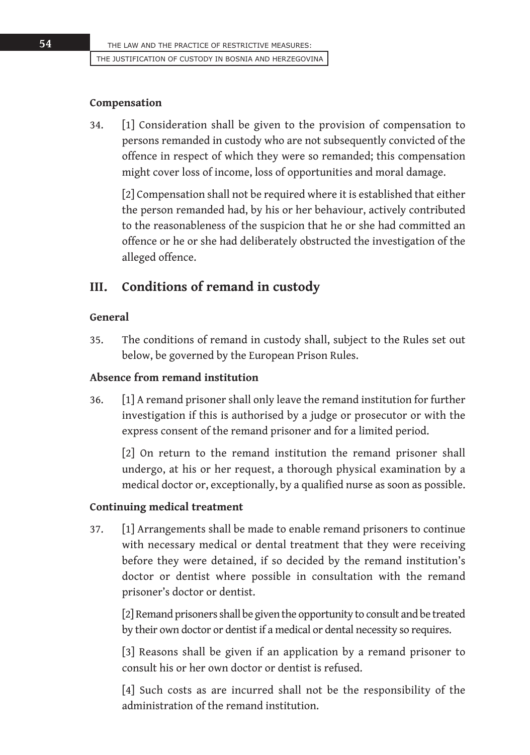#### Compensation

34. [1] Consideration shall be given to the provision of compensation to persons remanded in custody who are not subsequently convicted of the offence in respect of which they were so remanded; this compensation might cover loss of income, loss of opportunities and moral damage.

    [2] Compensation shall not be required where it is established that either the person remanded had, by his or her behaviour, actively contributed to the reasonableness of the suspicion that he or she had committed an offence or he or she had deliberately obstructed the investigation of the alleged offence.

### III. Conditions of remand in custody

#### General

35. The conditions of remand in custody shall, subject to the Rules set out below, be governed by the European Prison Rules.

#### Absence from remand institution

36. [1] A remand prisoner shall only leave the remand institution for further investigation if this is authorised by a judge or prosecutor or with the express consent of the remand prisoner and for a limited period.

    [2] On return to the remand institution the remand prisoner shall undergo, at his or her request, a thorough physical examination by a medical doctor or, exceptionally, by a qualified nurse as soon as possible.

#### Continuing medical treatment

37. [1] Arrangements shall be made to enable remand prisoners to continue with necessary medical or dental treatment that they were receiving before they were detained, if so decided by the remand institution's doctor or dentist where possible in consultation with the remand prisoner's doctor or dentist.

    [2] Remand prisoners shall be given the opportunity to consult and be treated by their own doctor or dentist if a medical or dental necessity so requires.

    [3] Reasons shall be given if an application by a remand prisoner to consult his or her own doctor or dentist is refused.

    [4] Such costs as are incurred shall not be the responsibility of the administration of the remand institution.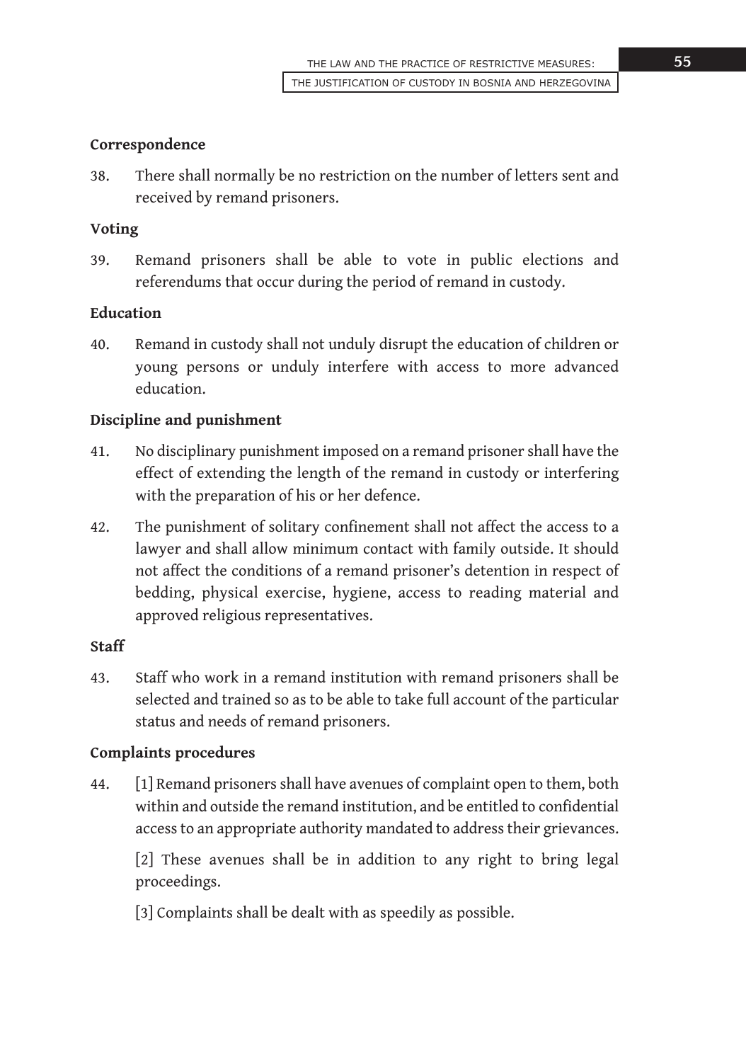**Correspondence**

38. There shall normally be no restriction on the number of letters sent and received by remand prisoners.

**Voting**

39. Remand prisoners shall be able to vote in public elections and referendums that occur during the period of remand in custody.

**Education**

40. Remand in custody shall not unduly disrupt the education of children or young persons or unduly interfere with access to more advanced education.

**Discipline and punishment**

41. No disciplinary punishment imposed on a remand prisoner shall have the effect of extending the length of the remand in custody or interfering with the preparation of his or her defence.

42. The punishment of solitary confinement shall not affect the access to a lawyer and shall allow minimum contact with family outside. It should not affect the conditions of a remand prisoner's detention in respect of bedding, physical exercise, hygiene, access to reading material and approved religious representatives.

**Staff**

43. Staff who work in a remand institution with remand prisoners shall be selected and trained so as to be able to take full account of the particular status and needs of remand prisoners.

**Complaints procedures**

44. [1] Remand prisoners shall have avenues of complaint open to them, both within and outside the remand institution, and be entitled to confidential access to an appropriate authority mandated to address their grievances.

    [2] These avenues shall be in addition to any right to bring legal proceedings.

    [3] Complaints shall be dealt with as speedily as possible.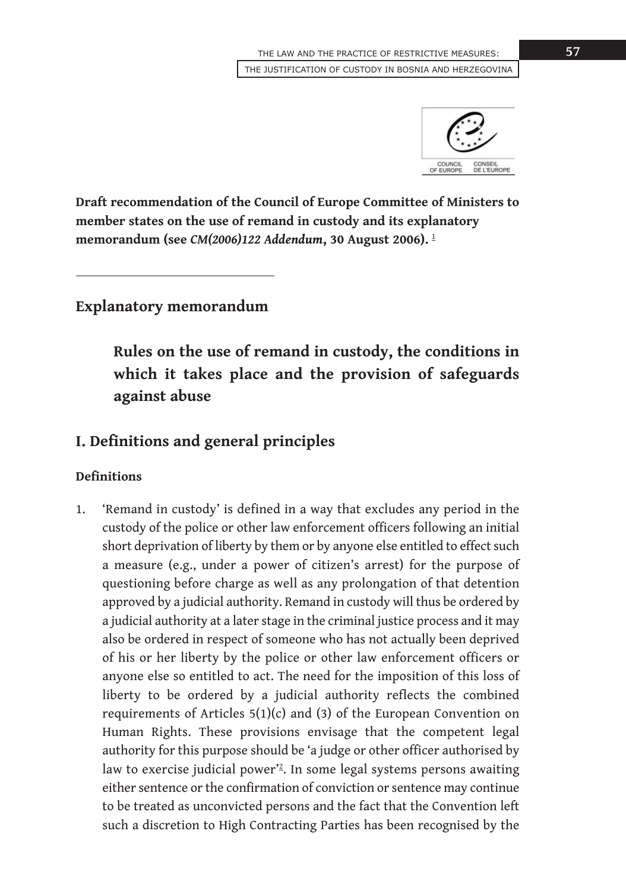**Draft recommendation of the Council of Europe Committee of Ministers to member states on the use of remand in custody and its explanatory memorandum (see *CM(2006)122 Addendum*, 30 August 2006).** [1]

## Explanatory memorandum

### Rules on the use of remand in custody, the conditions in which it takes place and the provision of safeguards against abuse

## I. Definitions and general principles

#### Definitions

1. 'Remand in custody' is defined in a way that excludes any period in the custody of the police or other law enforcement officers following an initial short deprivation of liberty by them or by anyone else entitled to effect such a measure (e.g., under a power of citizen's arrest) for the purpose of questioning before charge as well as any prolongation of that detention approved by a judicial authority. Remand in custody will thus be ordered by a judicial authority at a later stage in the criminal justice process and it may also be ordered in respect of someone who has not actually been deprived of his or her liberty by the police or other law enforcement officers or anyone else so entitled to act. The need for the imposition of this loss of liberty to be ordered by a judicial authority reflects the combined requirements of Articles 5(1)(c) and (3) of the European Convention on Human Rights. These provisions envisage that the competent legal authority for this purpose should be 'a judge or other officer authorised by law to exercise judicial power'[2]. In some legal systems persons awaiting either sentence or the confirmation of conviction or sentence may continue to be treated as unconvicted persons and the fact that the Convention left such a discretion to High Contracting Parties has been recognised by the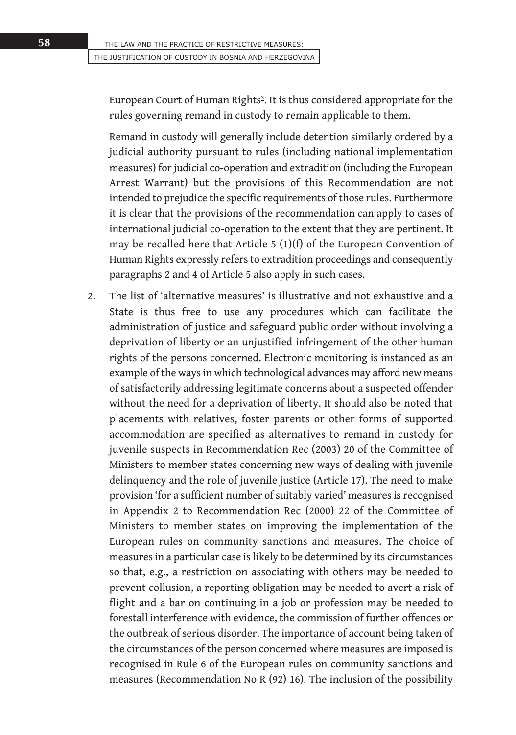European Court of Human Rights[3]. It is thus considered appropriate for the rules governing remand in custody to remain applicable to them.

Remand in custody will generally include detention similarly ordered by a judicial authority pursuant to rules (including national implementation measures) for judicial co-operation and extradition (including the European Arrest Warrant) but the provisions of this Recommendation are not intended to prejudice the specific requirements of those rules. Furthermore it is clear that the provisions of the recommendation can apply to cases of international judicial co-operation to the extent that they are pertinent. It may be recalled here that Article 5 (1)(f) of the European Convention of Human Rights expressly refers to extradition proceedings and consequently paragraphs 2 and 4 of Article 5 also apply in such cases.

2. The list of 'alternative measures' is illustrative and not exhaustive and a State is thus free to use any procedures which can facilitate the administration of justice and safeguard public order without involving a deprivation of liberty or an unjustified infringement of the other human rights of the persons concerned. Electronic monitoring is instanced as an example of the ways in which technological advances may afford new means of satisfactorily addressing legitimate concerns about a suspected offender without the need for a deprivation of liberty. It should also be noted that placements with relatives, foster parents or other forms of supported accommodation are specified as alternatives to remand in custody for juvenile suspects in Recommendation Rec (2003) 20 of the Committee of Ministers to member states concerning new ways of dealing with juvenile delinquency and the role of juvenile justice (Article 17). The need to make provision 'for a sufficient number of suitably varied' measures is recognised in Appendix 2 to Recommendation Rec (2000) 22 of the Committee of Ministers to member states on improving the implementation of the European rules on community sanctions and measures. The choice of measures in a particular case is likely to be determined by its circumstances so that, e.g., a restriction on associating with others may be needed to prevent collusion, a reporting obligation may be needed to avert a risk of flight and a bar on continuing in a job or profession may be needed to forestall interference with evidence, the commission of further offences or the outbreak of serious disorder. The importance of account being taken of the circumstances of the person concerned where measures are imposed is recognised in Rule 6 of the European rules on community sanctions and measures (Recommendation No R (92) 16). The inclusion of the possibility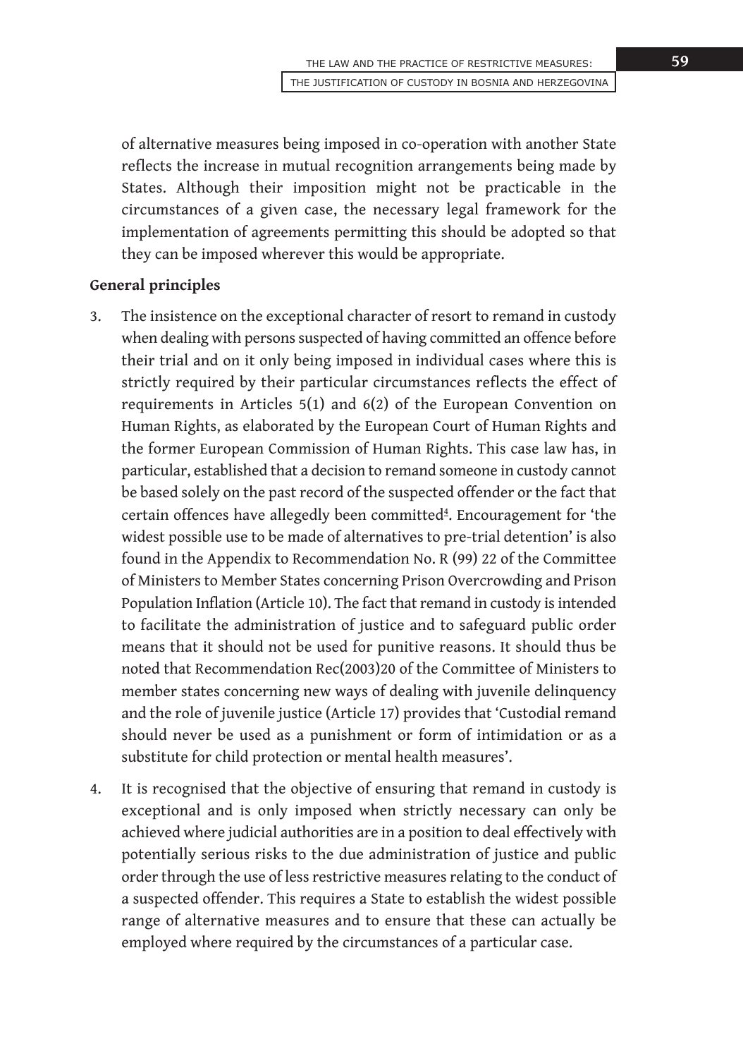of alternative measures being imposed in co-operation with another State reflects the increase in mutual recognition arrangements being made by States. Although their imposition might not be practicable in the circumstances of a given case, the necessary legal framework for the implementation of agreements permitting this should be adopted so that they can be imposed wherever this would be appropriate.

**General principles**

3. The insistence on the exceptional character of resort to remand in custody when dealing with persons suspected of having committed an offence before their trial and on it only being imposed in individual cases where this is strictly required by their particular circumstances reflects the effect of requirements in Articles 5(1) and 6(2) of the European Convention on Human Rights, as elaborated by the European Court of Human Rights and the former European Commission of Human Rights. This case law has, in particular, established that a decision to remand someone in custody cannot be based solely on the past record of the suspected offender or the fact that certain offences have allegedly been committed[4]. Encouragement for 'the widest possible use to be made of alternatives to pre-trial detention' is also found in the Appendix to Recommendation No. R (99) 22 of the Committee of Ministers to Member States concerning Prison Overcrowding and Prison Population Inflation (Article 10). The fact that remand in custody is intended to facilitate the administration of justice and to safeguard public order means that it should not be used for punitive reasons. It should thus be noted that Recommendation Rec(2003)20 of the Committee of Ministers to member states concerning new ways of dealing with juvenile delinquency and the role of juvenile justice (Article 17) provides that 'Custodial remand should never be used as a punishment or form of intimidation or as a substitute for child protection or mental health measures'.

4. It is recognised that the objective of ensuring that remand in custody is exceptional and is only imposed when strictly necessary can only be achieved where judicial authorities are in a position to deal effectively with potentially serious risks to the due administration of justice and public order through the use of less restrictive measures relating to the conduct of a suspected offender. This requires a State to establish the widest possible range of alternative measures and to ensure that these can actually be employed where required by the circumstances of a particular case.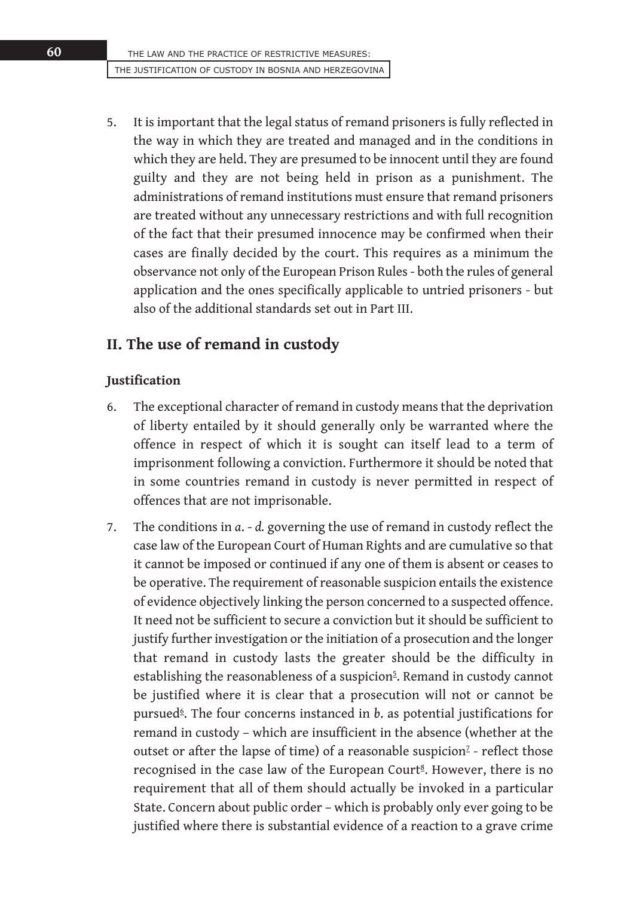5. It is important that the legal status of remand prisoners is fully reflected in the way in which they are treated and managed and in the conditions in which they are held. They are presumed to be innocent until they are found guilty and they are not being held in prison as a punishment. The administrations of remand institutions must ensure that remand prisoners are treated without any unnecessary restrictions and with full recognition of the fact that their presumed innocence may be confirmed when their cases are finally decided by the court. This requires as a minimum the observance not only of the European Prison Rules - both the rules of general application and the ones specifically applicable to untried prisoners - but also of the additional standards set out in Part III.

## II. The use of remand in custody

### Justification

6. The exceptional character of remand in custody means that the deprivation of liberty entailed by it should generally only be warranted where the offence in respect of which it is sought can itself lead to a term of imprisonment following a conviction. Furthermore it should be noted that in some countries remand in custody is never permitted in respect of offences that are not imprisonable.

7. The conditions in *a. - d.* governing the use of remand in custody reflect the case law of the European Court of Human Rights and are cumulative so that it cannot be imposed or continued if any one of them is absent or ceases to be operative. The requirement of reasonable suspicion entails the existence of evidence objectively linking the person concerned to a suspected offence. It need not be sufficient to secure a conviction but it should be sufficient to justify further investigation or the initiation of a prosecution and the longer that remand in custody lasts the greater should be the difficulty in establishing the reasonableness of a suspicion[5]. Remand in custody cannot be justified where it is clear that a prosecution will not or cannot be pursued[6]. The four concerns instanced in *b.* as potential justifications for remand in custody – which are insufficient in the absence (whether at the outset or after the lapse of time) of a reasonable suspicion[7] - reflect those recognised in the case law of the European Court[8]. However, there is no requirement that all of them should actually be invoked in a particular State. Concern about public order – which is probably only ever going to be justified where there is substantial evidence of a reaction to a grave crime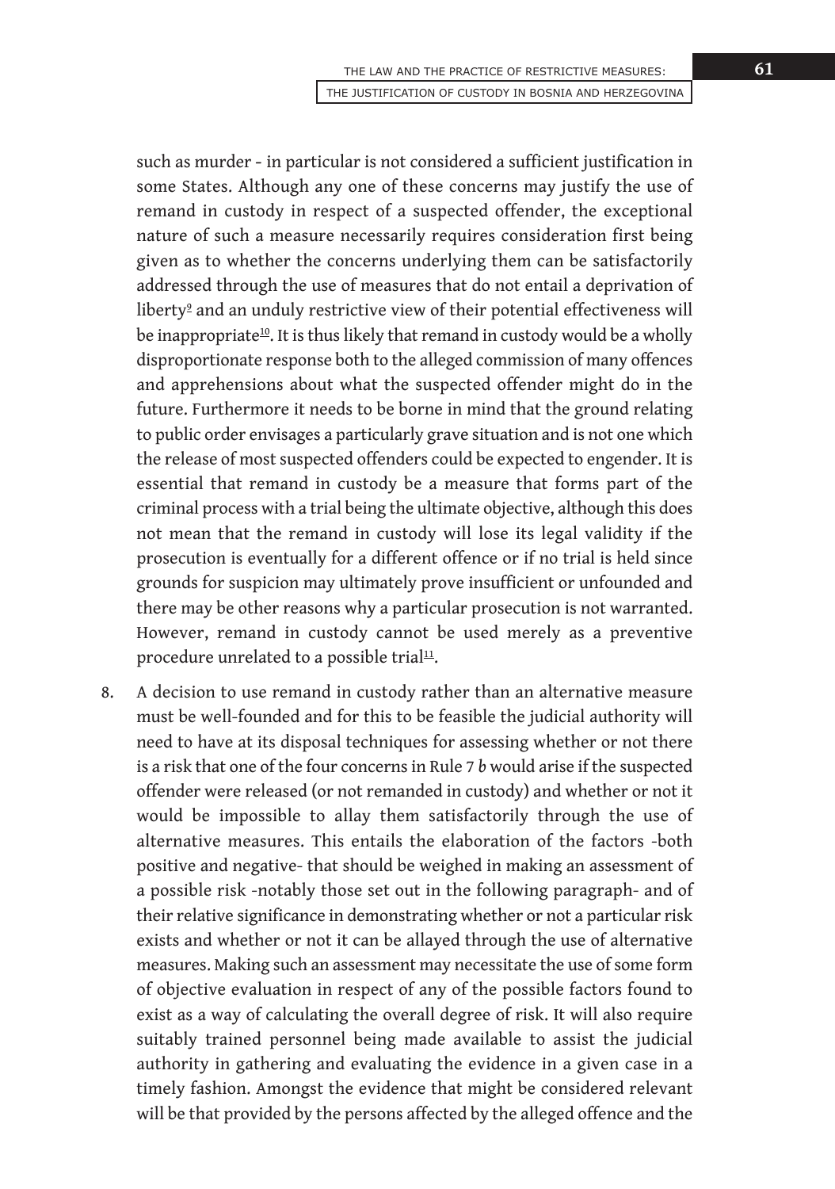such as murder - in particular is not considered a sufficient justification in some States. Although any one of these concerns may justify the use of remand in custody in respect of a suspected offender, the exceptional nature of such a measure necessarily requires consideration first being given as to whether the concerns underlying them can be satisfactorily addressed through the use of measures that do not entail a deprivation of liberty[9] and an unduly restrictive view of their potential effectiveness will be inappropriate[10]. It is thus likely that remand in custody would be a wholly disproportionate response both to the alleged commission of many offences and apprehensions about what the suspected offender might do in the future. Furthermore it needs to be borne in mind that the ground relating to public order envisages a particularly grave situation and is not one which the release of most suspected offenders could be expected to engender. It is essential that remand in custody be a measure that forms part of the criminal process with a trial being the ultimate objective, although this does not mean that the remand in custody will lose its legal validity if the prosecution is eventually for a different offence or if no trial is held since grounds for suspicion may ultimately prove insufficient or unfounded and there may be other reasons why a particular prosecution is not warranted. However, remand in custody cannot be used merely as a preventive procedure unrelated to a possible trial[11].

8. A decision to use remand in custody rather than an alternative measure must be well-founded and for this to be feasible the judicial authority will need to have at its disposal techniques for assessing whether or not there is a risk that one of the four concerns in Rule 7 *b* would arise if the suspected offender were released (or not remanded in custody) and whether or not it would be impossible to allay them satisfactorily through the use of alternative measures. This entails the elaboration of the factors -both positive and negative- that should be weighed in making an assessment of a possible risk -notably those set out in the following paragraph- and of their relative significance in demonstrating whether or not a particular risk exists and whether or not it can be allayed through the use of alternative measures. Making such an assessment may necessitate the use of some form of objective evaluation in respect of any of the possible factors found to exist as a way of calculating the overall degree of risk. It will also require suitably trained personnel being made available to assist the judicial authority in gathering and evaluating the evidence in a given case in a timely fashion. Amongst the evidence that might be considered relevant will be that provided by the persons affected by the alleged offence and the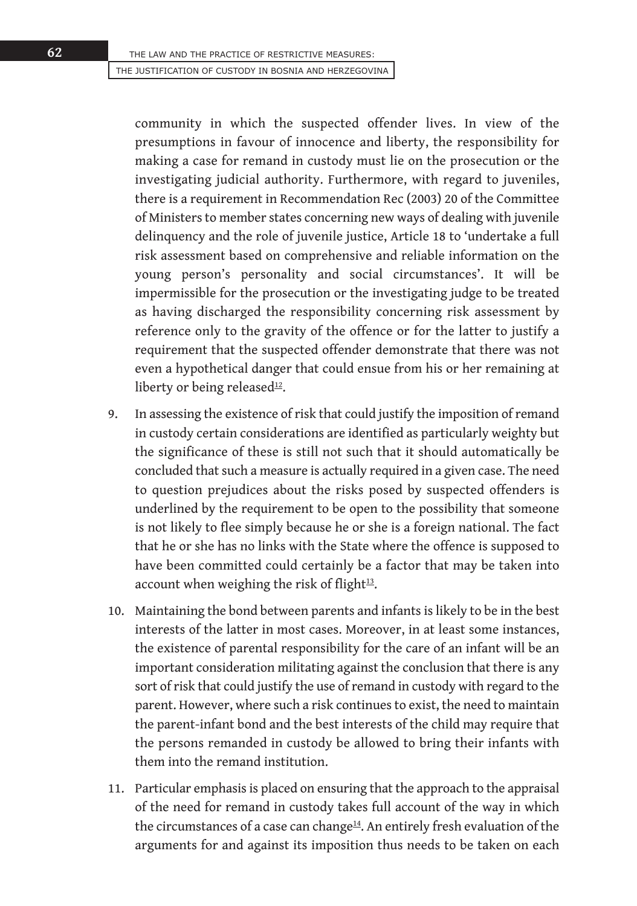community in which the suspected offender lives. In view of the presumptions in favour of innocence and liberty, the responsibility for making a case for remand in custody must lie on the prosecution or the investigating judicial authority. Furthermore, with regard to juveniles, there is a requirement in Recommendation Rec (2003) 20 of the Committee of Ministers to member states concerning new ways of dealing with juvenile delinquency and the role of juvenile justice, Article 18 to 'undertake a full risk assessment based on comprehensive and reliable information on the young person's personality and social circumstances'. It will be impermissible for the prosecution or the investigating judge to be treated as having discharged the responsibility concerning risk assessment by reference only to the gravity of the offence or for the latter to justify a requirement that the suspected offender demonstrate that there was not even a hypothetical danger that could ensue from his or her remaining at liberty or being released[12].

9. In assessing the existence of risk that could justify the imposition of remand in custody certain considerations are identified as particularly weighty but the significance of these is still not such that it should automatically be concluded that such a measure is actually required in a given case. The need to question prejudices about the risks posed by suspected offenders is underlined by the requirement to be open to the possibility that someone is not likely to flee simply because he or she is a foreign national. The fact that he or she has no links with the State where the offence is supposed to have been committed could certainly be a factor that may be taken into account when weighing the risk of flight[13].

10. Maintaining the bond between parents and infants is likely to be in the best interests of the latter in most cases. Moreover, in at least some instances, the existence of parental responsibility for the care of an infant will be an important consideration militating against the conclusion that there is any sort of risk that could justify the use of remand in custody with regard to the parent. However, where such a risk continues to exist, the need to maintain the parent-infant bond and the best interests of the child may require that the persons remanded in custody be allowed to bring their infants with them into the remand institution.

11. Particular emphasis is placed on ensuring that the approach to the appraisal of the need for remand in custody takes full account of the way in which the circumstances of a case can change[14]. An entirely fresh evaluation of the arguments for and against its imposition thus needs to be taken on each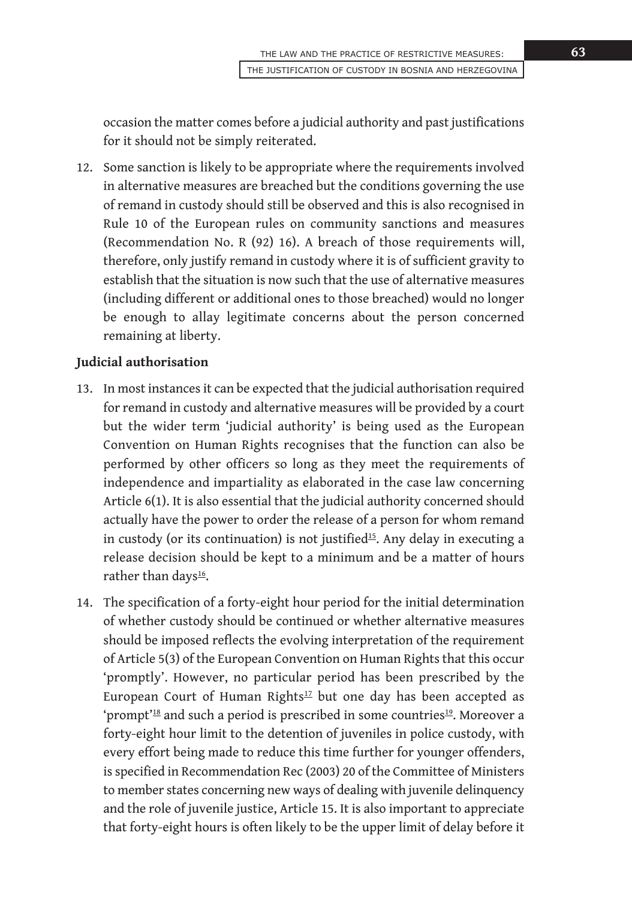occasion the matter comes before a judicial authority and past justifications for it should not be simply reiterated.

12. Some sanction is likely to be appropriate where the requirements involved in alternative measures are breached but the conditions governing the use of remand in custody should still be observed and this is also recognised in Rule 10 of the European rules on community sanctions and measures (Recommendation No. R (92) 16). A breach of those requirements will, therefore, only justify remand in custody where it is of sufficient gravity to establish that the situation is now such that the use of alternative measures (including different or additional ones to those breached) would no longer be enough to allay legitimate concerns about the person concerned remaining at liberty.

**Judicial authorisation**

13. In most instances it can be expected that the judicial authorisation required for remand in custody and alternative measures will be provided by a court but the wider term 'judicial authority' is being used as the European Convention on Human Rights recognises that the function can also be performed by other officers so long as they meet the requirements of independence and impartiality as elaborated in the case law concerning Article 6(1). It is also essential that the judicial authority concerned should actually have the power to order the release of a person for whom remand in custody (or its continuation) is not justified[15]. Any delay in executing a release decision should be kept to a minimum and be a matter of hours rather than days[16].

14. The specification of a forty-eight hour period for the initial determination of whether custody should be continued or whether alternative measures should be imposed reflects the evolving interpretation of the requirement of Article 5(3) of the European Convention on Human Rights that this occur 'promptly'. However, no particular period has been prescribed by the European Court of Human Rights[17] but one day has been accepted as 'prompt'[18] and such a period is prescribed in some countries[19]. Moreover a forty-eight hour limit to the detention of juveniles in police custody, with every effort being made to reduce this time further for younger offenders, is specified in Recommendation Rec (2003) 20 of the Committee of Ministers to member states concerning new ways of dealing with juvenile delinquency and the role of juvenile justice, Article 15. It is also important to appreciate that forty-eight hours is often likely to be the upper limit of delay before it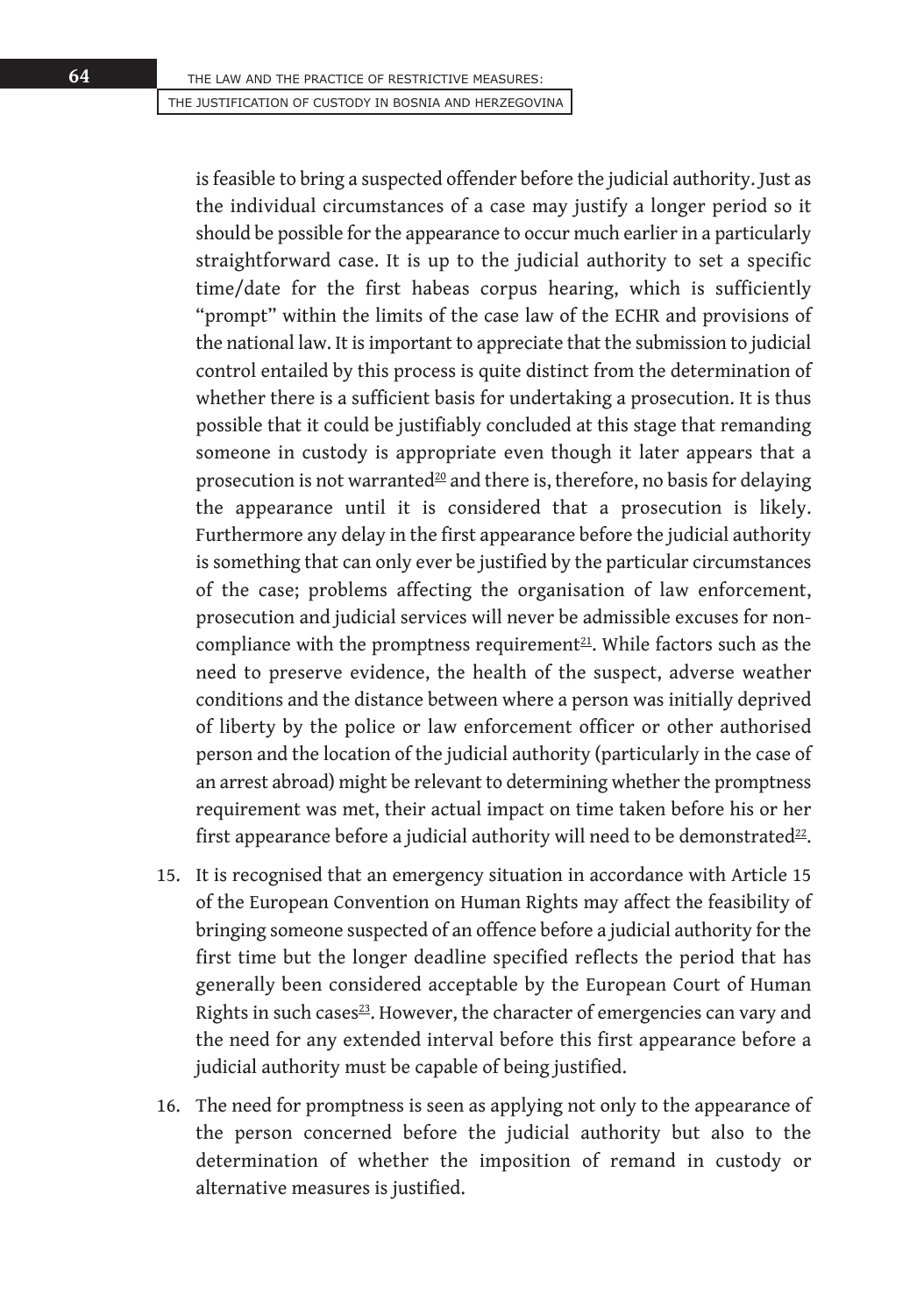is feasible to bring a suspected offender before the judicial authority. Just as the individual circumstances of a case may justify a longer period so it should be possible for the appearance to occur much earlier in a particularly straightforward case. It is up to the judicial authority to set a specific time/date for the first habeas corpus hearing, which is sufficiently "prompt" within the limits of the case law of the ECHR and provisions of the national law. It is important to appreciate that the submission to judicial control entailed by this process is quite distinct from the determination of whether there is a sufficient basis for undertaking a prosecution. It is thus possible that it could be justifiably concluded at this stage that remanding someone in custody is appropriate even though it later appears that a prosecution is not warranted[20] and there is, therefore, no basis for delaying the appearance until it is considered that a prosecution is likely. Furthermore any delay in the first appearance before the judicial authority is something that can only ever be justified by the particular circumstances of the case; problems affecting the organisation of law enforcement, prosecution and judicial services will never be admissible excuses for non-compliance with the promptness requirement[21]. While factors such as the need to preserve evidence, the health of the suspect, adverse weather conditions and the distance between where a person was initially deprived of liberty by the police or law enforcement officer or other authorised person and the location of the judicial authority (particularly in the case of an arrest abroad) might be relevant to determining whether the promptness requirement was met, their actual impact on time taken before his or her first appearance before a judicial authority will need to be demonstrated[22].

15. It is recognised that an emergency situation in accordance with Article 15 of the European Convention on Human Rights may affect the feasibility of bringing someone suspected of an offence before a judicial authority for the first time but the longer deadline specified reflects the period that has generally been considered acceptable by the European Court of Human Rights in such cases[23]. However, the character of emergencies can vary and the need for any extended interval before this first appearance before a judicial authority must be capable of being justified.

16. The need for promptness is seen as applying not only to the appearance of the person concerned before the judicial authority but also to the determination of whether the imposition of remand in custody or alternative measures is justified.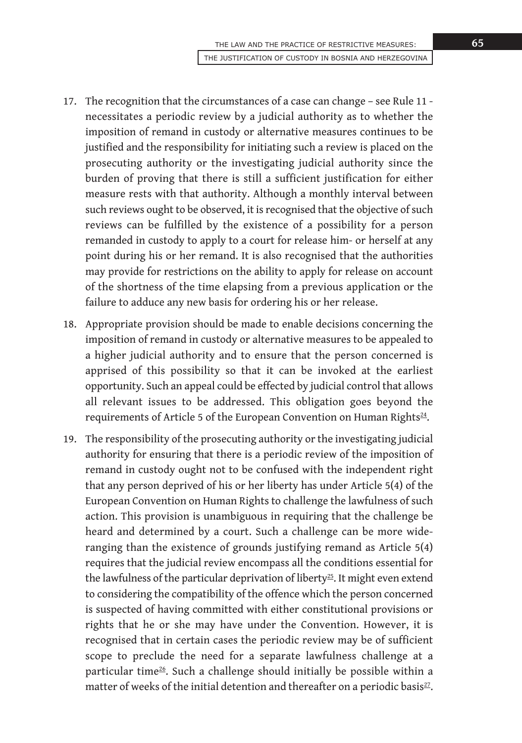17. The recognition that the circumstances of a case can change – see Rule 11 - necessitates a periodic review by a judicial authority as to whether the imposition of remand in custody or alternative measures continues to be justified and the responsibility for initiating such a review is placed on the prosecuting authority or the investigating judicial authority since the burden of proving that there is still a sufficient justification for either measure rests with that authority. Although a monthly interval between such reviews ought to be observed, it is recognised that the objective of such reviews can be fulfilled by the existence of a possibility for a person remanded in custody to apply to a court for release him- or herself at any point during his or her remand. It is also recognised that the authorities may provide for restrictions on the ability to apply for release on account of the shortness of the time elapsing from a previous application or the failure to adduce any new basis for ordering his or her release.

18. Appropriate provision should be made to enable decisions concerning the imposition of remand in custody or alternative measures to be appealed to a higher judicial authority and to ensure that the person concerned is apprised of this possibility so that it can be invoked at the earliest opportunity. Such an appeal could be effected by judicial control that allows all relevant issues to be addressed. This obligation goes beyond the requirements of Article 5 of the European Convention on Human Rights[24].

19. The responsibility of the prosecuting authority or the investigating judicial authority for ensuring that there is a periodic review of the imposition of remand in custody ought not to be confused with the independent right that any person deprived of his or her liberty has under Article 5(4) of the European Convention on Human Rights to challenge the lawfulness of such action. This provision is unambiguous in requiring that the challenge be heard and determined by a court. Such a challenge can be more wide-ranging than the existence of grounds justifying remand as Article 5(4) requires that the judicial review encompass all the conditions essential for the lawfulness of the particular deprivation of liberty[25]. It might even extend to considering the compatibility of the offence which the person concerned is suspected of having committed with either constitutional provisions or rights that he or she may have under the Convention. However, it is recognised that in certain cases the periodic review may be of sufficient scope to preclude the need for a separate lawfulness challenge at a particular time[26]. Such a challenge should initially be possible within a matter of weeks of the initial detention and thereafter on a periodic basis[27].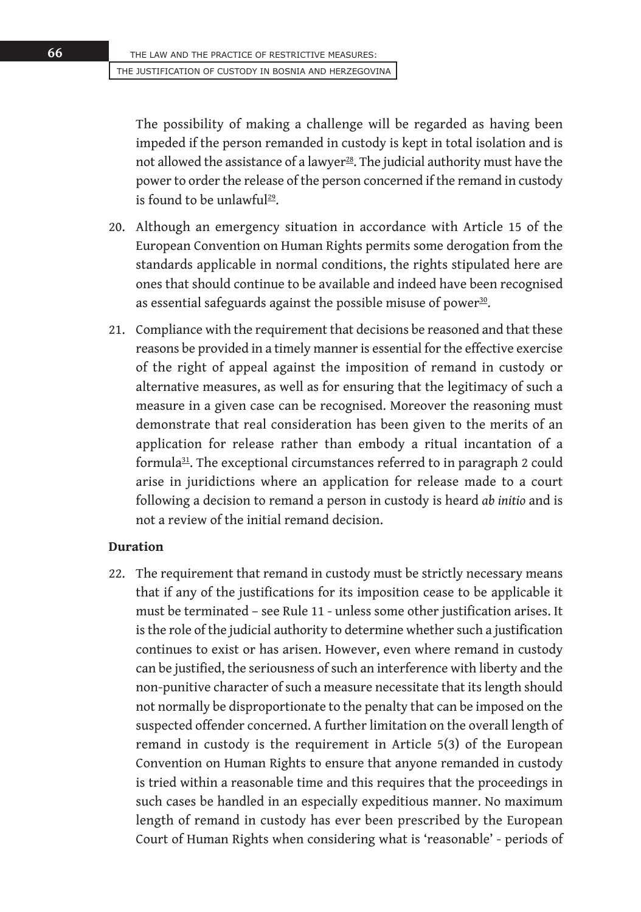The possibility of making a challenge will be regarded as having been impeded if the person remanded in custody is kept in total isolation and is not allowed the assistance of a lawyer[28]. The judicial authority must have the power to order the release of the person concerned if the remand in custody is found to be unlawful[29].

20. Although an emergency situation in accordance with Article 15 of the European Convention on Human Rights permits some derogation from the standards applicable in normal conditions, the rights stipulated here are ones that should continue to be available and indeed have been recognised as essential safeguards against the possible misuse of power[30].

21. Compliance with the requirement that decisions be reasoned and that these reasons be provided in a timely manner is essential for the effective exercise of the right of appeal against the imposition of remand in custody or alternative measures, as well as for ensuring that the legitimacy of such a measure in a given case can be recognised. Moreover the reasoning must demonstrate that real consideration has been given to the merits of an application for release rather than embody a ritual incantation of a formula[31]. The exceptional circumstances referred to in paragraph 2 could arise in juridictions where an application for release made to a court following a decision to remand a person in custody is heard *ab initio* and is not a review of the initial remand decision.

**Duration**

22. The requirement that remand in custody must be strictly necessary means that if any of the justifications for its imposition cease to be applicable it must be terminated – see Rule 11 - unless some other justification arises. It is the role of the judicial authority to determine whether such a justification continues to exist or has arisen. However, even where remand in custody can be justified, the seriousness of such an interference with liberty and the non-punitive character of such a measure necessitate that its length should not normally be disproportionate to the penalty that can be imposed on the suspected offender concerned. A further limitation on the overall length of remand in custody is the requirement in Article 5(3) of the European Convention on Human Rights to ensure that anyone remanded in custody is tried within a reasonable time and this requires that the proceedings in such cases be handled in an especially expeditious manner. No maximum length of remand in custody has ever been prescribed by the European Court of Human Rights when considering what is 'reasonable' - periods of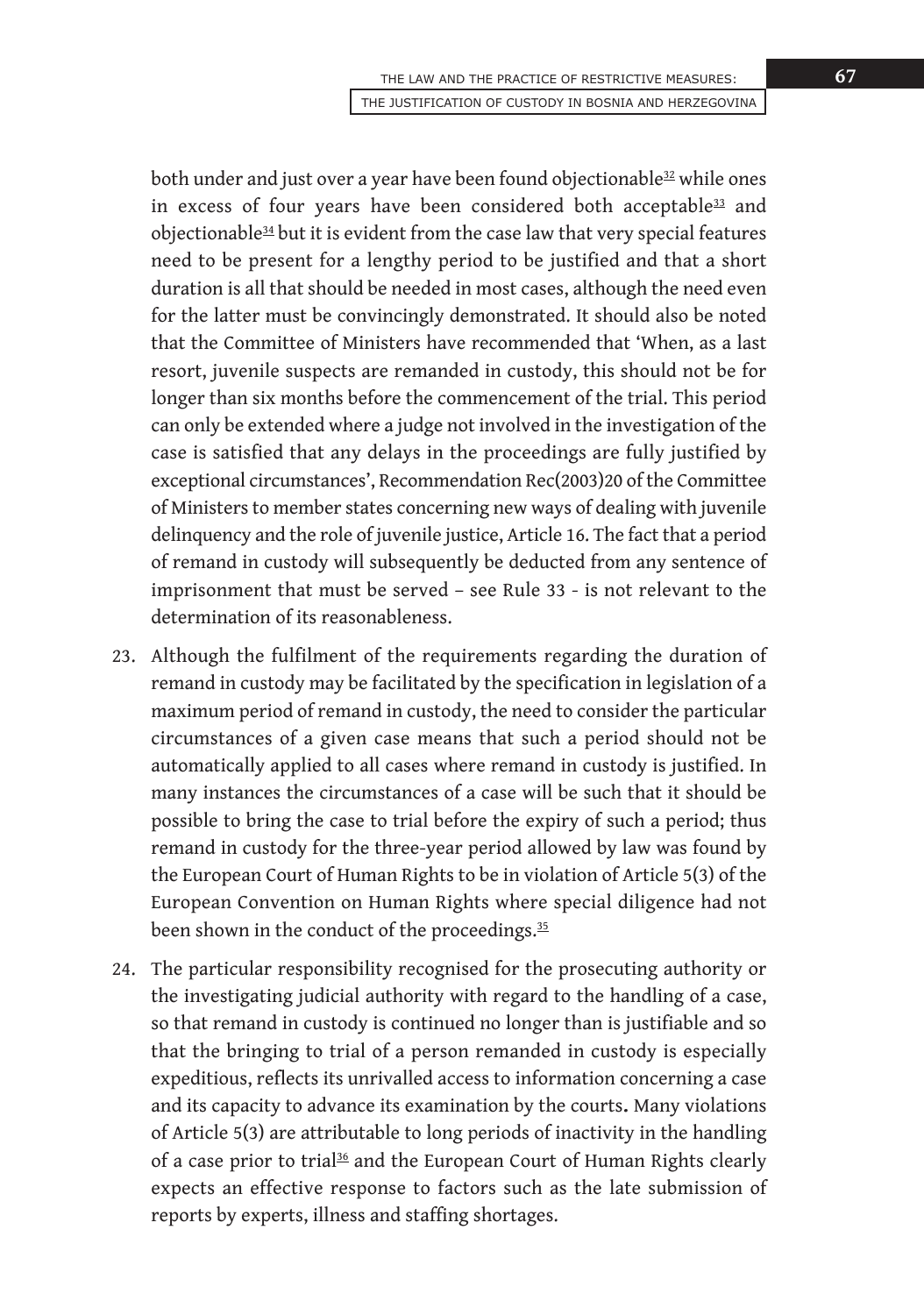both under and just over a year have been found objectionable[32] while ones in excess of four years have been considered both acceptable[33] and objectionable[34] but it is evident from the case law that very special features need to be present for a lengthy period to be justified and that a short duration is all that should be needed in most cases, although the need even for the latter must be convincingly demonstrated. It should also be noted that the Committee of Ministers have recommended that 'When, as a last resort, juvenile suspects are remanded in custody, this should not be for longer than six months before the commencement of the trial. This period can only be extended where a judge not involved in the investigation of the case is satisfied that any delays in the proceedings are fully justified by exceptional circumstances', Recommendation Rec(2003)20 of the Committee of Ministers to member states concerning new ways of dealing with juvenile delinquency and the role of juvenile justice, Article 16. The fact that a period of remand in custody will subsequently be deducted from any sentence of imprisonment that must be served – see Rule 33 - is not relevant to the determination of its reasonableness.

23. Although the fulfilment of the requirements regarding the duration of remand in custody may be facilitated by the specification in legislation of a maximum period of remand in custody, the need to consider the particular circumstances of a given case means that such a period should not be automatically applied to all cases where remand in custody is justified. In many instances the circumstances of a case will be such that it should be possible to bring the case to trial before the expiry of such a period; thus remand in custody for the three-year period allowed by law was found by the European Court of Human Rights to be in violation of Article 5(3) of the European Convention on Human Rights where special diligence had not been shown in the conduct of the proceedings.[35]

24. The particular responsibility recognised for the prosecuting authority or the investigating judicial authority with regard to the handling of a case, so that remand in custody is continued no longer than is justifiable and so that the bringing to trial of a person remanded in custody is especially expeditious, reflects its unrivalled access to information concerning a case and its capacity to advance its examination by the courts**.** Many violations of Article 5(3) are attributable to long periods of inactivity in the handling of a case prior to trial[36] and the European Court of Human Rights clearly expects an effective response to factors such as the late submission of reports by experts, illness and staffing shortages.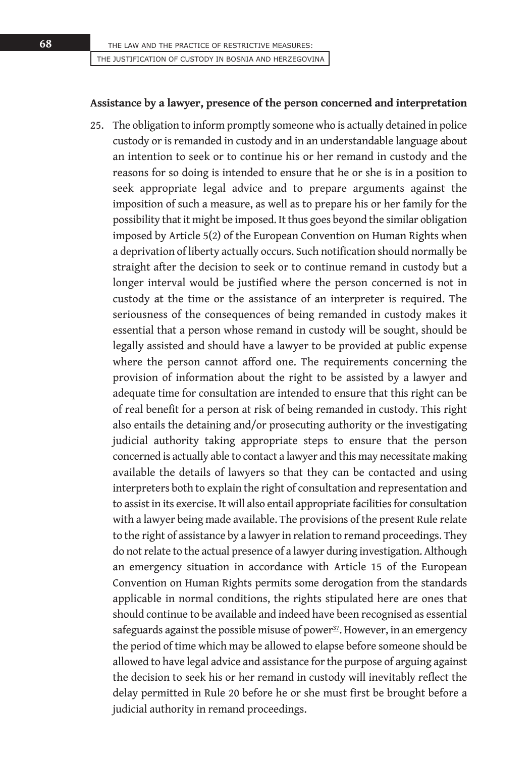**Assistance by a lawyer, presence of the person concerned and interpretation**

25. The obligation to inform promptly someone who is actually detained in police custody or is remanded in custody and in an understandable language about an intention to seek or to continue his or her remand in custody and the reasons for so doing is intended to ensure that he or she is in a position to seek appropriate legal advice and to prepare arguments against the imposition of such a measure, as well as to prepare his or her family for the possibility that it might be imposed. It thus goes beyond the similar obligation imposed by Article 5(2) of the European Convention on Human Rights when a deprivation of liberty actually occurs. Such notification should normally be straight after the decision to seek or to continue remand in custody but a longer interval would be justified where the person concerned is not in custody at the time or the assistance of an interpreter is required. The seriousness of the consequences of being remanded in custody makes it essential that a person whose remand in custody will be sought, should be legally assisted and should have a lawyer to be provided at public expense where the person cannot afford one. The requirements concerning the provision of information about the right to be assisted by a lawyer and adequate time for consultation are intended to ensure that this right can be of real benefit for a person at risk of being remanded in custody. This right also entails the detaining and/or prosecuting authority or the investigating judicial authority taking appropriate steps to ensure that the person concerned is actually able to contact a lawyer and this may necessitate making available the details of lawyers so that they can be contacted and using interpreters both to explain the right of consultation and representation and to assist in its exercise. It will also entail appropriate facilities for consultation with a lawyer being made available. The provisions of the present Rule relate to the right of assistance by a lawyer in relation to remand proceedings. They do not relate to the actual presence of a lawyer during investigation. Although an emergency situation in accordance with Article 15 of the European Convention on Human Rights permits some derogation from the standards applicable in normal conditions, the rights stipulated here are ones that should continue to be available and indeed have been recognised as essential safeguards against the possible misuse of power[37]. However, in an emergency the period of time which may be allowed to elapse before someone should be allowed to have legal advice and assistance for the purpose of arguing against the decision to seek his or her remand in custody will inevitably reflect the delay permitted in Rule 20 before he or she must first be brought before a judicial authority in remand proceedings.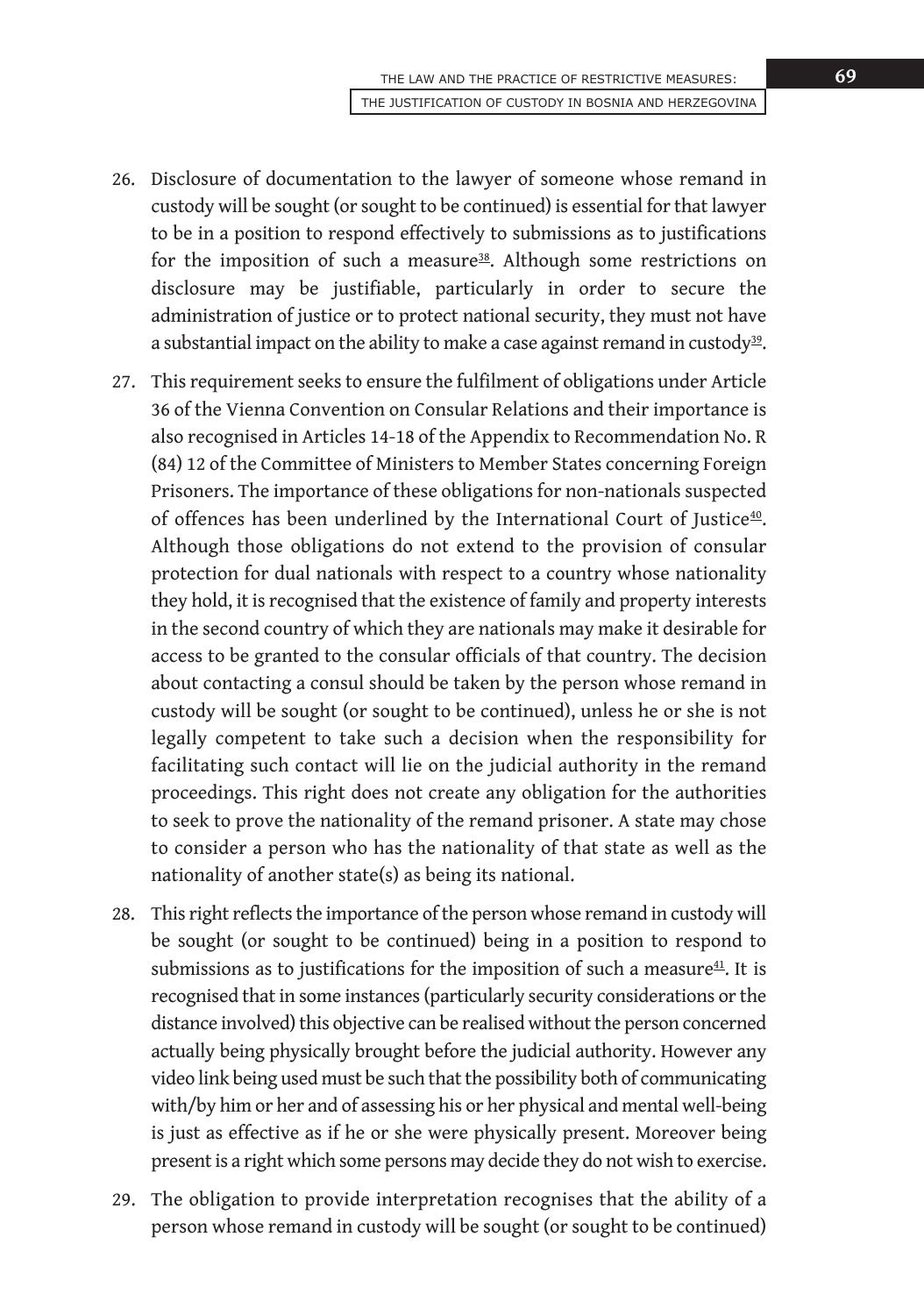26. Disclosure of documentation to the lawyer of someone whose remand in custody will be sought (or sought to be continued) is essential for that lawyer to be in a position to respond effectively to submissions as to justifications for the imposition of such a measure[38]. Although some restrictions on disclosure may be justifiable, particularly in order to secure the administration of justice or to protect national security, they must not have a substantial impact on the ability to make a case against remand in custody[39].

27. This requirement seeks to ensure the fulfilment of obligations under Article 36 of the Vienna Convention on Consular Relations and their importance is also recognised in Articles 14-18 of the Appendix to Recommendation No. R (84) 12 of the Committee of Ministers to Member States concerning Foreign Prisoners. The importance of these obligations for non-nationals suspected of offences has been underlined by the International Court of Justice[40]. Although those obligations do not extend to the provision of consular protection for dual nationals with respect to a country whose nationality they hold, it is recognised that the existence of family and property interests in the second country of which they are nationals may make it desirable for access to be granted to the consular officials of that country. The decision about contacting a consul should be taken by the person whose remand in custody will be sought (or sought to be continued), unless he or she is not legally competent to take such a decision when the responsibility for facilitating such contact will lie on the judicial authority in the remand proceedings. This right does not create any obligation for the authorities to seek to prove the nationality of the remand prisoner. A state may chose to consider a person who has the nationality of that state as well as the nationality of another state(s) as being its national.

28. This right reflects the importance of the person whose remand in custody will be sought (or sought to be continued) being in a position to respond to submissions as to justifications for the imposition of such a measure[41]. It is recognised that in some instances (particularly security considerations or the distance involved) this objective can be realised without the person concerned actually being physically brought before the judicial authority. However any video link being used must be such that the possibility both of communicating with/by him or her and of assessing his or her physical and mental well-being is just as effective as if he or she were physically present. Moreover being present is a right which some persons may decide they do not wish to exercise.

29. The obligation to provide interpretation recognises that the ability of a person whose remand in custody will be sought (or sought to be continued)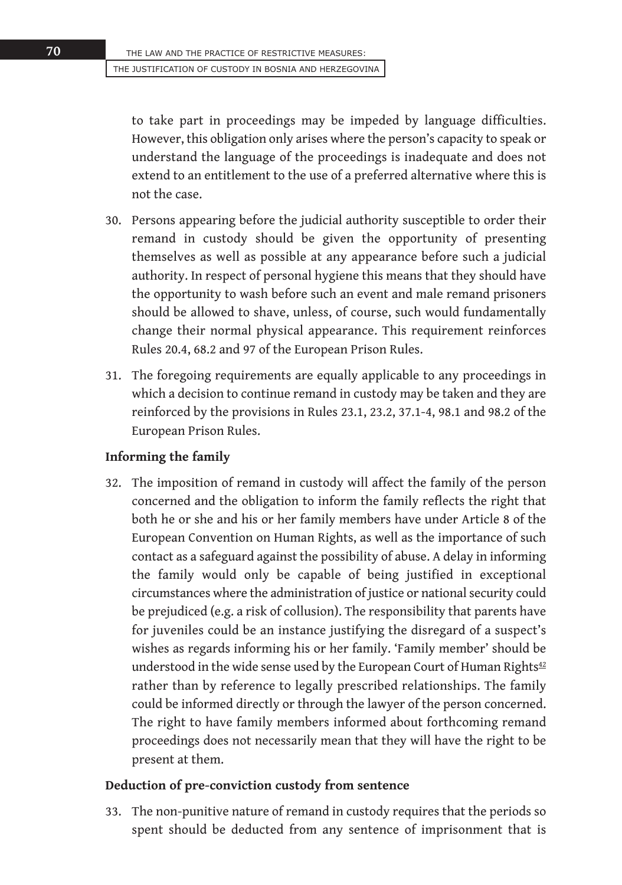to take part in proceedings may be impeded by language difficulties. However, this obligation only arises where the person's capacity to speak or understand the language of the proceedings is inadequate and does not extend to an entitlement to the use of a preferred alternative where this is not the case.

30. Persons appearing before the judicial authority susceptible to order their remand in custody should be given the opportunity of presenting themselves as well as possible at any appearance before such a judicial authority. In respect of personal hygiene this means that they should have the opportunity to wash before such an event and male remand prisoners should be allowed to shave, unless, of course, such would fundamentally change their normal physical appearance. This requirement reinforces Rules 20.4, 68.2 and 97 of the European Prison Rules.

31. The foregoing requirements are equally applicable to any proceedings in which a decision to continue remand in custody may be taken and they are reinforced by the provisions in Rules 23.1, 23.2, 37.1-4, 98.1 and 98.2 of the European Prison Rules.

### Informing the family

32. The imposition of remand in custody will affect the family of the person concerned and the obligation to inform the family reflects the right that both he or she and his or her family members have under Article 8 of the European Convention on Human Rights, as well as the importance of such contact as a safeguard against the possibility of abuse. A delay in informing the family would only be capable of being justified in exceptional circumstances where the administration of justice or national security could be prejudiced (e.g. a risk of collusion). The responsibility that parents have for juveniles could be an instance justifying the disregard of a suspect's wishes as regards informing his or her family. 'Family member' should be understood in the wide sense used by the European Court of Human Rights[42] rather than by reference to legally prescribed relationships. The family could be informed directly or through the lawyer of the person concerned. The right to have family members informed about forthcoming remand proceedings does not necessarily mean that they will have the right to be present at them.

### Deduction of pre-conviction custody from sentence

33. The non-punitive nature of remand in custody requires that the periods so spent should be deducted from any sentence of imprisonment that is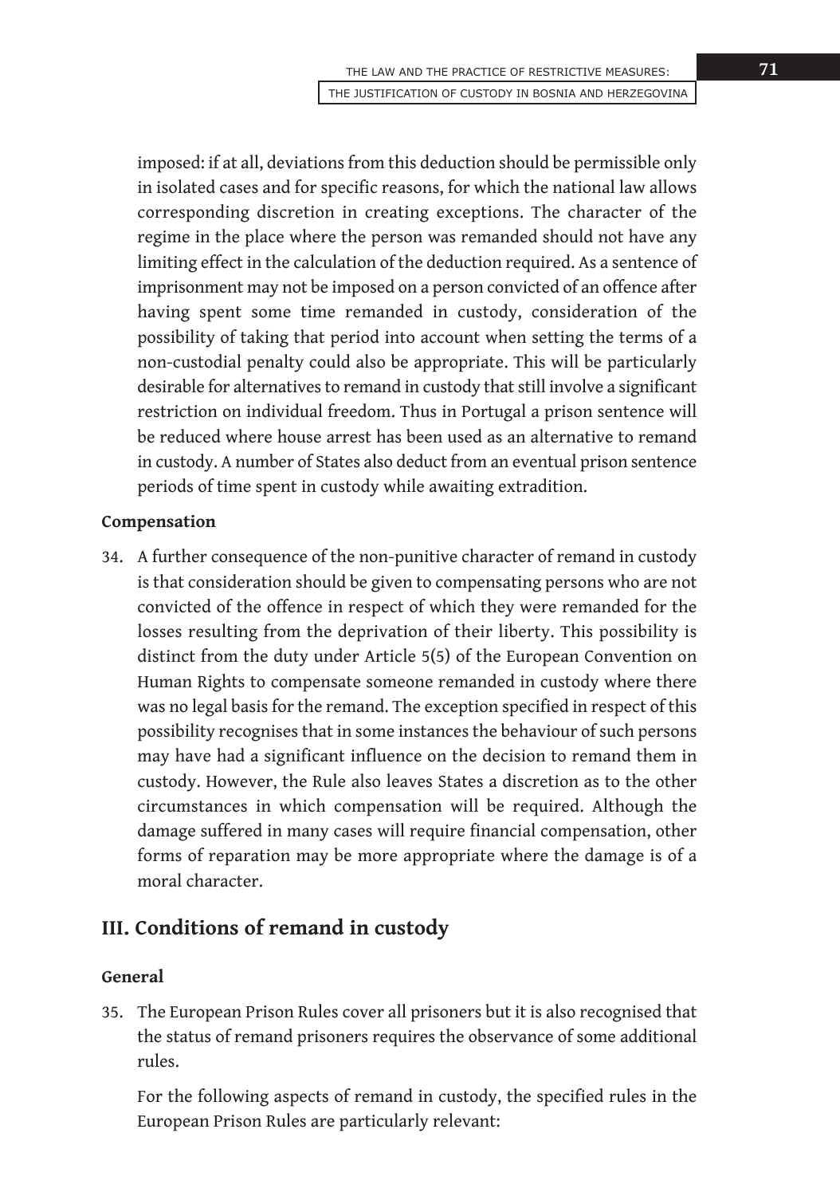imposed: if at all, deviations from this deduction should be permissible only in isolated cases and for specific reasons, for which the national law allows corresponding discretion in creating exceptions. The character of the regime in the place where the person was remanded should not have any limiting effect in the calculation of the deduction required. As a sentence of imprisonment may not be imposed on a person convicted of an offence after having spent some time remanded in custody, consideration of the possibility of taking that period into account when setting the terms of a non-custodial penalty could also be appropriate. This will be particularly desirable for alternatives to remand in custody that still involve a significant restriction on individual freedom. Thus in Portugal a prison sentence will be reduced where house arrest has been used as an alternative to remand in custody. A number of States also deduct from an eventual prison sentence periods of time spent in custody while awaiting extradition.

**Compensation**

34. A further consequence of the non-punitive character of remand in custody is that consideration should be given to compensating persons who are not convicted of the offence in respect of which they were remanded for the losses resulting from the deprivation of their liberty. This possibility is distinct from the duty under Article 5(5) of the European Convention on Human Rights to compensate someone remanded in custody where there was no legal basis for the remand. The exception specified in respect of this possibility recognises that in some instances the behaviour of such persons may have had a significant influence on the decision to remand them in custody. However, the Rule also leaves States a discretion as to the other circumstances in which compensation will be required. Although the damage suffered in many cases will require financial compensation, other forms of reparation may be more appropriate where the damage is of a moral character.

## III. Conditions of remand in custody

**General**

35. The European Prison Rules cover all prisoners but it is also recognised that the status of remand prisoners requires the observance of some additional rules.

    For the following aspects of remand in custody, the specified rules in the European Prison Rules are particularly relevant: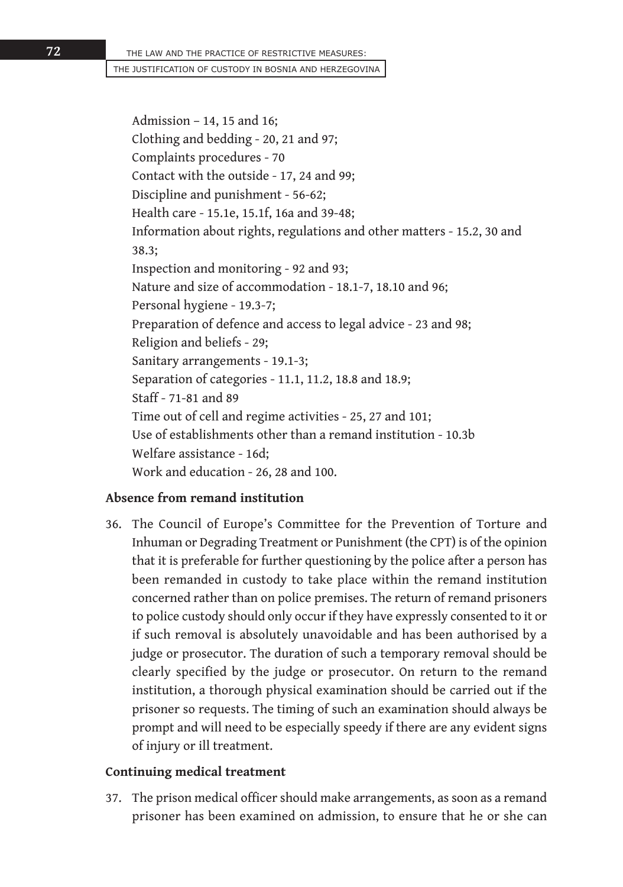Admission – 14, 15 and 16;
Clothing and bedding - 20, 21 and 97;
Complaints procedures - 70
Contact with the outside - 17, 24 and 99;
Discipline and punishment - 56-62;
Health care - 15.1e, 15.1f, 16a and 39-48;
Information about rights, regulations and other matters - 15.2, 30 and 38.3;
Inspection and monitoring - 92 and 93;
Nature and size of accommodation - 18.1-7, 18.10 and 96;
Personal hygiene - 19.3-7;
Preparation of defence and access to legal advice - 23 and 98;
Religion and beliefs - 29;
Sanitary arrangements - 19.1-3;
Separation of categories - 11.1, 11.2, 18.8 and 18.9;
Staff - 71-81 and 89
Time out of cell and regime activities - 25, 27 and 101;
Use of establishments other than a remand institution - 10.3b
Welfare assistance - 16d;
Work and education - 26, 28 and 100.

**Absence from remand institution**

36. The Council of Europe's Committee for the Prevention of Torture and Inhuman or Degrading Treatment or Punishment (the CPT) is of the opinion that it is preferable for further questioning by the police after a person has been remanded in custody to take place within the remand institution concerned rather than on police premises. The return of remand prisoners to police custody should only occur if they have expressly consented to it or if such removal is absolutely unavoidable and has been authorised by a judge or prosecutor. The duration of such a temporary removal should be clearly specified by the judge or prosecutor. On return to the remand institution, a thorough physical examination should be carried out if the prisoner so requests. The timing of such an examination should always be prompt and will need to be especially speedy if there are any evident signs of injury or ill treatment.

**Continuing medical treatment**

37. The prison medical officer should make arrangements, as soon as a remand prisoner has been examined on admission, to ensure that he or she can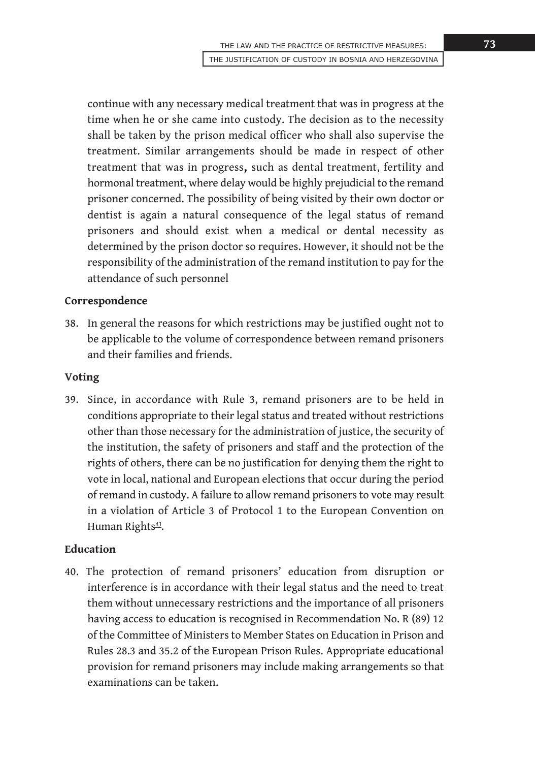continue with any necessary medical treatment that was in progress at the time when he or she came into custody. The decision as to the necessity shall be taken by the prison medical officer who shall also supervise the treatment. Similar arrangements should be made in respect of other treatment that was in progress**,** such as dental treatment, fertility and hormonal treatment, where delay would be highly prejudicial to the remand prisoner concerned. The possibility of being visited by their own doctor or dentist is again a natural consequence of the legal status of remand prisoners and should exist when a medical or dental necessity as determined by the prison doctor so requires. However, it should not be the responsibility of the administration of the remand institution to pay for the attendance of such personnel

**Correspondence**

38. In general the reasons for which restrictions may be justified ought not to be applicable to the volume of correspondence between remand prisoners and their families and friends.

**Voting**

39. Since, in accordance with Rule 3, remand prisoners are to be held in conditions appropriate to their legal status and treated without restrictions other than those necessary for the administration of justice, the security of the institution, the safety of prisoners and staff and the protection of the rights of others, there can be no justification for denying them the right to vote in local, national and European elections that occur during the period of remand in custody. A failure to allow remand prisoners to vote may result in a violation of Article 3 of Protocol 1 to the European Convention on Human Rights[43].

**Education**

40. The protection of remand prisoners' education from disruption or interference is in accordance with their legal status and the need to treat them without unnecessary restrictions and the importance of all prisoners having access to education is recognised in Recommendation No. R (89) 12 of the Committee of Ministers to Member States on Education in Prison and Rules 28.3 and 35.2 of the European Prison Rules. Appropriate educational provision for remand prisoners may include making arrangements so that examinations can be taken.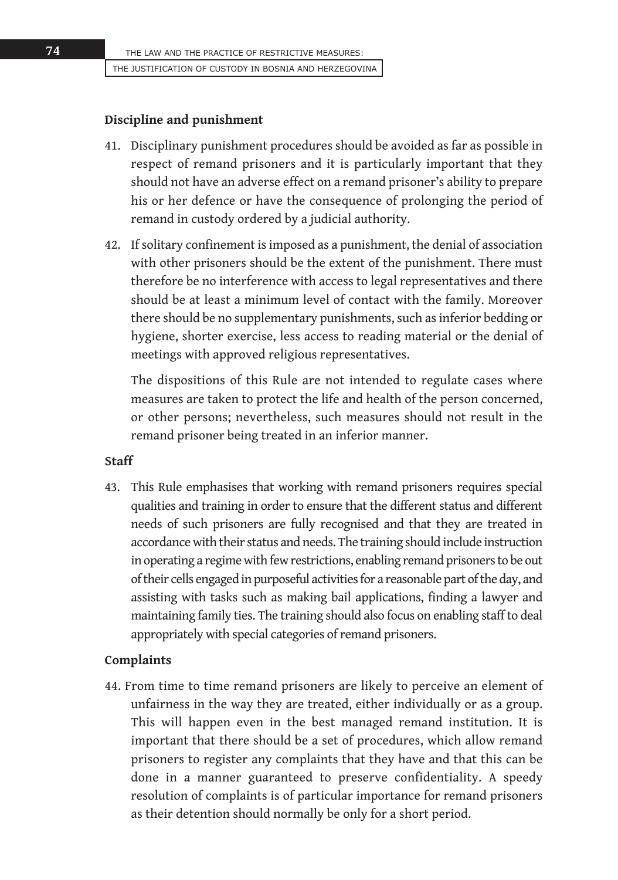**Discipline and punishment**

41. Disciplinary punishment procedures should be avoided as far as possible in respect of remand prisoners and it is particularly important that they should not have an adverse effect on a remand prisoner's ability to prepare his or her defence or have the consequence of prolonging the period of remand in custody ordered by a judicial authority.

42. If solitary confinement is imposed as a punishment, the denial of association with other prisoners should be the extent of the punishment. There must therefore be no interference with access to legal representatives and there should be at least a minimum level of contact with the family. Moreover there should be no supplementary punishments, such as inferior bedding or hygiene, shorter exercise, less access to reading material or the denial of meetings with approved religious representatives.

    The dispositions of this Rule are not intended to regulate cases where measures are taken to protect the life and health of the person concerned, or other persons; nevertheless, such measures should not result in the remand prisoner being treated in an inferior manner.

**Staff**

43. This Rule emphasises that working with remand prisoners requires special qualities and training in order to ensure that the different status and different needs of such prisoners are fully recognised and that they are treated in accordance with their status and needs. The training should include instruction in operating a regime with few restrictions, enabling remand prisoners to be out of their cells engaged in purposeful activities for a reasonable part of the day, and assisting with tasks such as making bail applications, finding a lawyer and maintaining family ties. The training should also focus on enabling staff to deal appropriately with special categories of remand prisoners.

**Complaints**

44. From time to time remand prisoners are likely to perceive an element of unfairness in the way they are treated, either individually or as a group. This will happen even in the best managed remand institution. It is important that there should be a set of procedures, which allow remand prisoners to register any complaints that they have and that this can be done in a manner guaranteed to preserve confidentiality. A speedy resolution of complaints is of particular importance for remand prisoners as their detention should normally be only for a short period.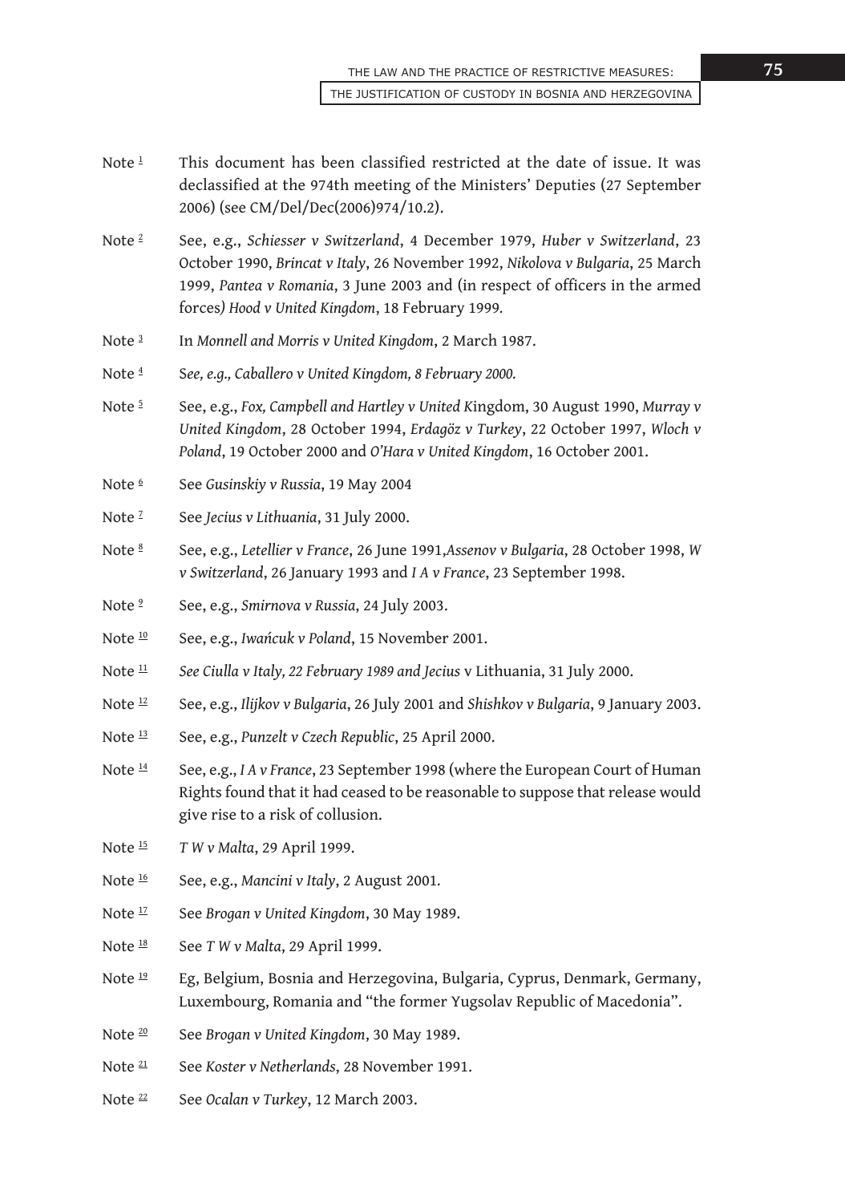Note [1] This document has been classified restricted at the date of issue. It was declassified at the 974th meeting of the Ministers' Deputies (27 September 2006) (see CM/Del/Dec(2006)974/10.2).

Note [2] See, e.g., *Schiesser v Switzerland*, 4 December 1979, *Huber v Switzerland*, 23 October 1990, *Brincat v Italy*, 26 November 1992, *Nikolova v Bulgaria*, 25 March 1999, *Pantea v Romania*, 3 June 2003 and (in respect of officers in the armed forces*) Hood v United Kingdom*, 18 February 1999.

Note [3] In *Monnell and Morris v United Kingdom*, 2 March 1987.

Note [4] S*ee, e.g., Caballero v United Kingdom, 8 February 2000.*

Note [5] See, e.g., *Fox, Campbell and Hartley v United K*ingdom, 30 August 1990, *Murray v United Kingdom*, 28 October 1994, *Erdagöz v Turkey*, 22 October 1997, *Wloch v Poland*, 19 October 2000 and *O'Hara v United Kingdom*, 16 October 2001.

Note [6] See *Gusinskiy v Russia*, 19 May 2004

Note [7] See *Jecius v Lithuania*, 31 July 2000.

Note [8] See, e.g., *Letellier v France*, 26 June 1991,*Assenov v Bulgaria*, 28 October 1998, *W v Switzerland*, 26 January 1993 and *I A v France*, 23 September 1998.

Note [9] See, e.g., *Smirnova v Russia*, 24 July 2003.

Note [10] See, e.g., *Iwańcuk v Poland*, 15 November 2001.

Note [11] *See Ciulla v Italy, 22 February 1989 and Jecius* v Lithuania, 31 July 2000.

Note [12] See, e.g., *Ilijkov v Bulgaria*, 26 July 2001 and *Shishkov v Bulgaria*, 9 January 2003.

Note [13] See, e.g., *Punzelt v Czech Republic*, 25 April 2000.

Note [14] See, e.g., *I A v France*, 23 September 1998 (where the European Court of Human Rights found that it had ceased to be reasonable to suppose that release would give rise to a risk of collusion.

Note [15] *T W v Malta*, 29 April 1999.

Note [16] See, e.g., *Mancini v Italy*, 2 August 2001.

Note [17] See *Brogan v United Kingdom*, 30 May 1989.

Note [18] See *T W v Malta*, 29 April 1999.

Note [19] Eg, Belgium, Bosnia and Herzegovina, Bulgaria, Cyprus, Denmark, Germany, Luxembourg, Romania and "the former Yugsolav Republic of Macedonia".

Note [20] See *Brogan v United Kingdom*, 30 May 1989.

Note [21] See *Koster v Netherlands*, 28 November 1991.

Note [22] See *Ocalan v Turkey*, 12 March 2003.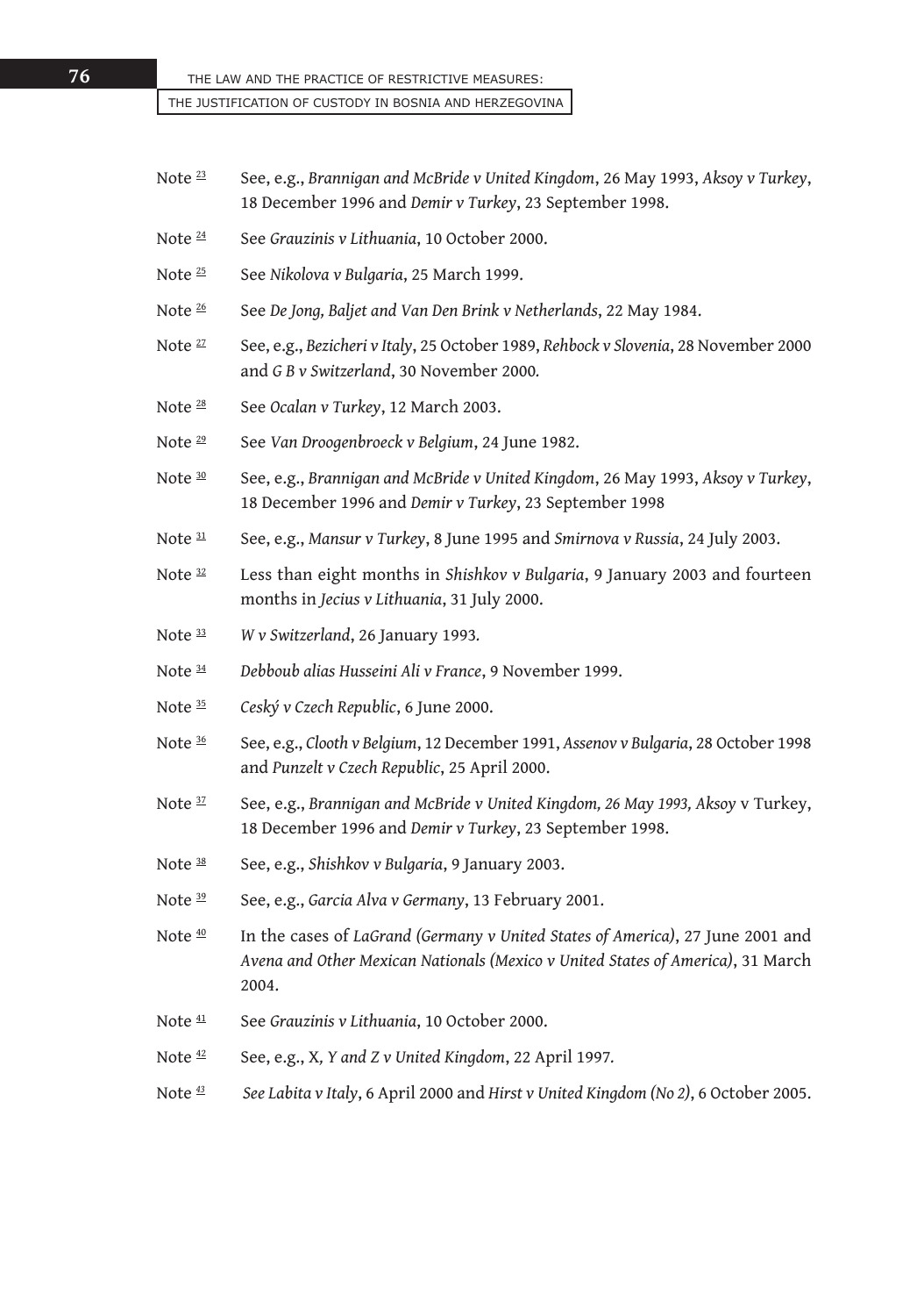Note [23] See, e.g., *Brannigan and McBride v United Kingdom*, 26 May 1993, *Aksoy v Turkey*, 18 December 1996 and *Demir v Turkey*, 23 September 1998.

Note [24] See *Grauzinis v Lithuania*, 10 October 2000.

Note [25] See *Nikolova v Bulgaria*, 25 March 1999.

Note [26] See *De Jong, Baljet and Van Den Brink v Netherlands*, 22 May 1984.

Note [27] See, e.g., *Bezicheri v Italy*, 25 October 1989, *Rehbock v Slovenia*, 28 November 2000 and *G B v Switzerland*, 30 November 2000.

Note [28] See *Ocalan v Turkey*, 12 March 2003.

Note [29] See *Van Droogenbroeck v Belgium*, 24 June 1982.

Note [30] See, e.g., *Brannigan and McBride v United Kingdom*, 26 May 1993, *Aksoy v Turkey*, 18 December 1996 and *Demir v Turkey*, 23 September 1998

Note [31] See, e.g., *Mansur v Turkey*, 8 June 1995 and *Smirnova v Russia*, 24 July 2003.

Note [32] Less than eight months in *Shishkov v Bulgaria*, 9 January 2003 and fourteen months in *Jecius v Lithuania*, 31 July 2000.

Note [33] *W v Switzerland*, 26 January 1993.

Note [34] *Debboub alias Husseini Ali v France*, 9 November 1999.

Note [35] *Ceský v Czech Republic*, 6 June 2000.

Note [36] See, e.g., *Clooth v Belgium*, 12 December 1991, *Assenov v Bulgaria*, 28 October 1998 and *Punzelt v Czech Republic*, 25 April 2000.

Note [37] See, e.g., *Brannigan and McBride v United Kingdom, 26 May 1993, Aksoy* v Turkey, 18 December 1996 and *Demir v Turkey*, 23 September 1998.

Note [38] See, e.g., *Shishkov v Bulgaria*, 9 January 2003.

Note [39] See, e.g., *Garcia Alva v Germany*, 13 February 2001.

Note [40] In the cases of *LaGrand (Germany v United States of America)*, 27 June 2001 and *Avena and Other Mexican Nationals (Mexico v United States of America)*, 31 March 2004.

Note [41] See *Grauzinis v Lithuania*, 10 October 2000.

Note [42] See, e.g., X*, Y and Z v United Kingdom*, 22 April 1997.

Note [43] *See Labita v Italy*, 6 April 2000 and *Hirst v United Kingdom (No 2)*, 6 October 2005.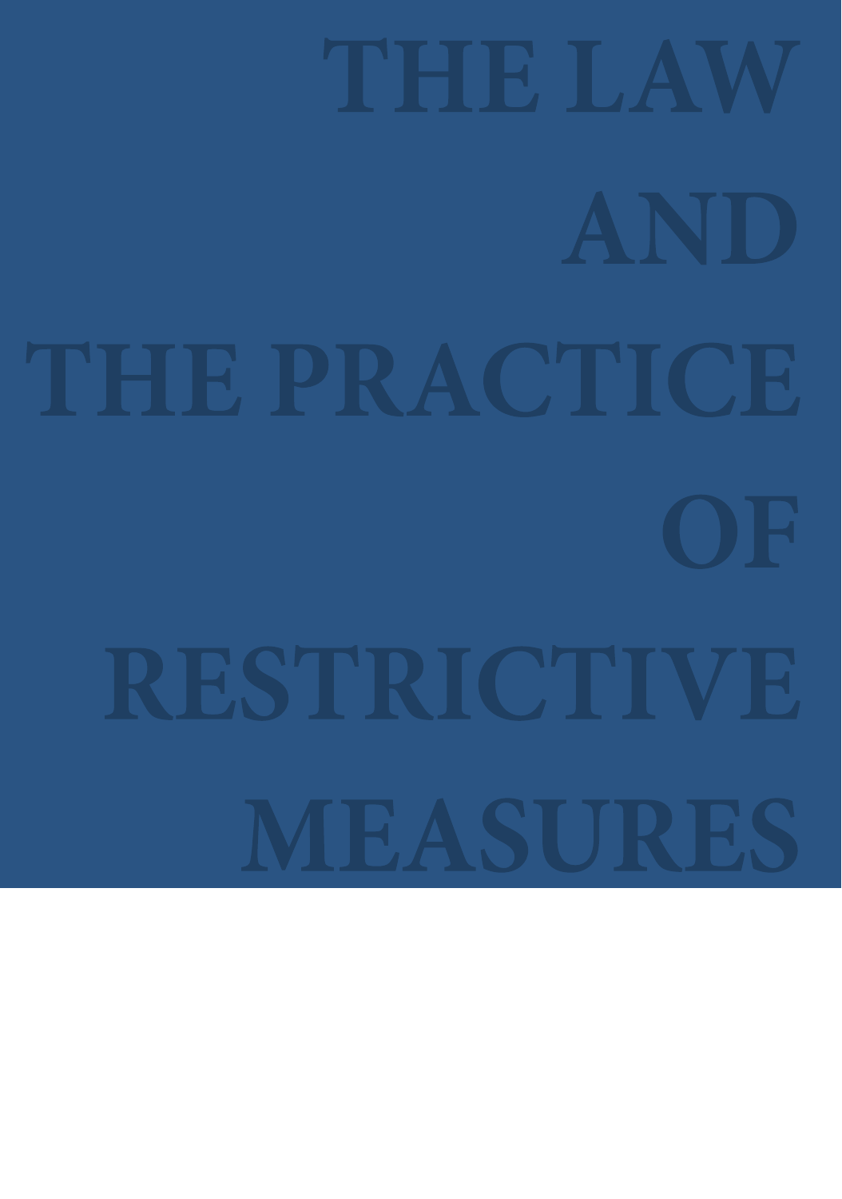# THE LAW AND THE PRACTICE OF RESTRICTIVE MEASURES